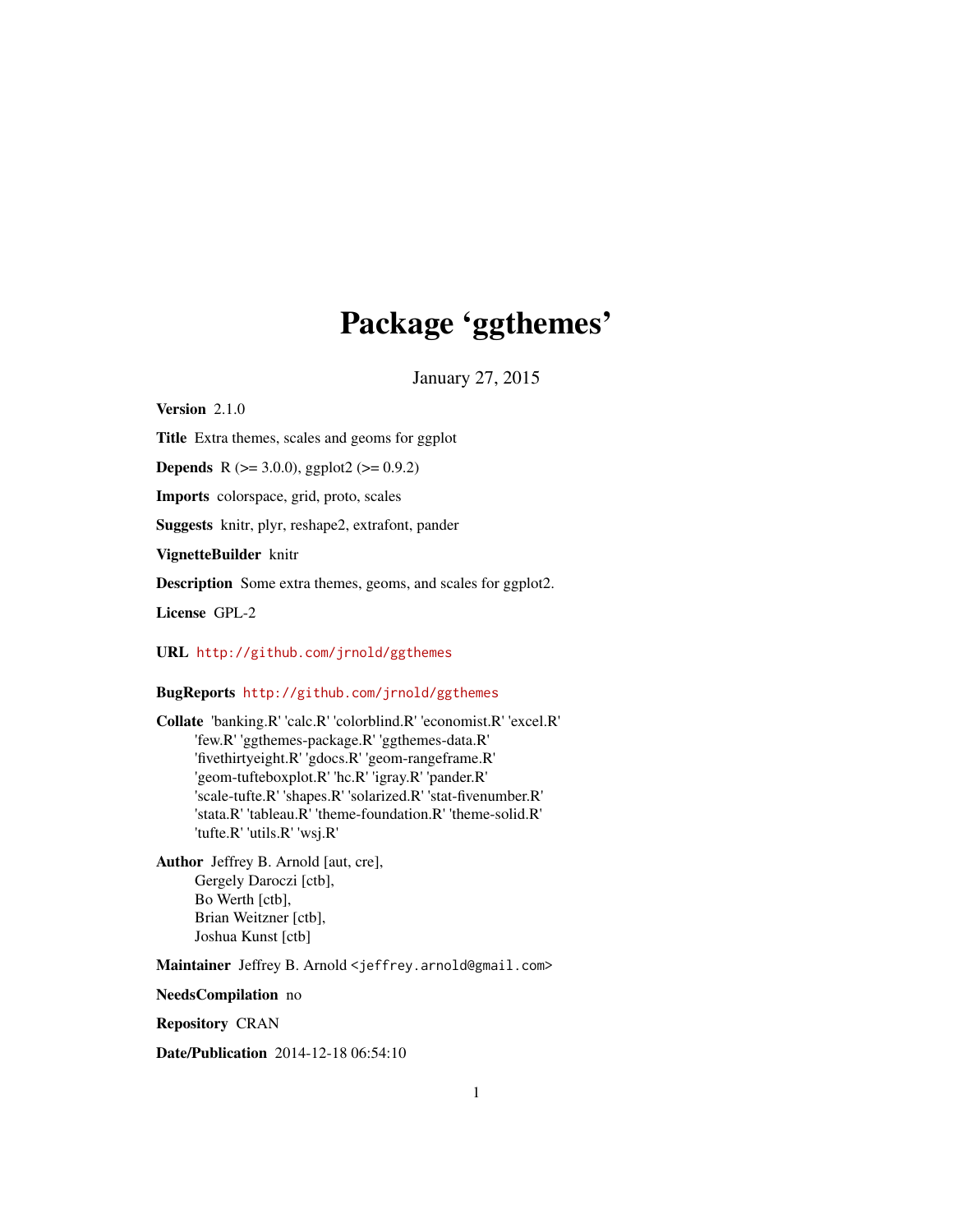# Package 'ggthemes'

January 27, 2015

**Version** 2.1.0

**Title** Extra themes, scales and geoms for ggplot

**Depends** R (>= 3.0.0), ggplot2 (>= 0.9.2)

**Imports** colorspace, grid, proto, scales

**Suggests** knitr, plyr, reshape2, extrafont, pander

**VignetteBuilder** knitr

**Description** Some extra themes, geoms, and scales for ggplot2.

**License** GPL-2

**URL** http://github.com/jrnold/ggthemes

**BugReports** http://github.com/jrnold/ggthemes

**Collate** 'banking.R' 'calc.R' 'colorblind.R' 'economist.R' 'excel.R' 'few.R' 'ggthemes-package.R' 'ggthemes-data.R' 'fivethirtyeight.R' 'gdocs.R' 'geom-rangeframe.R' 'geom-tufteboxplot.R' 'hc.R' 'igray.R' 'pander.R' 'scale-tufte.R' 'shapes.R' 'solarized.R' 'stat-fivenumber.R' 'stata.R' 'tableau.R' 'theme-foundation.R' 'theme-solid.R' 'tufte.R' 'utils.R' 'wsj.R'

**Author** Jeffrey B. Arnold [aut, cre],
Gergely Daroczi [ctb],
Bo Werth [ctb],
Brian Weitzner [ctb],
Joshua Kunst [ctb]

**Maintainer** Jeffrey B. Arnold <jeffrey.arnold@gmail.com>

**NeedsCompilation** no

**Repository** CRAN

**Date/Publication** 2014-12-18 06:54:10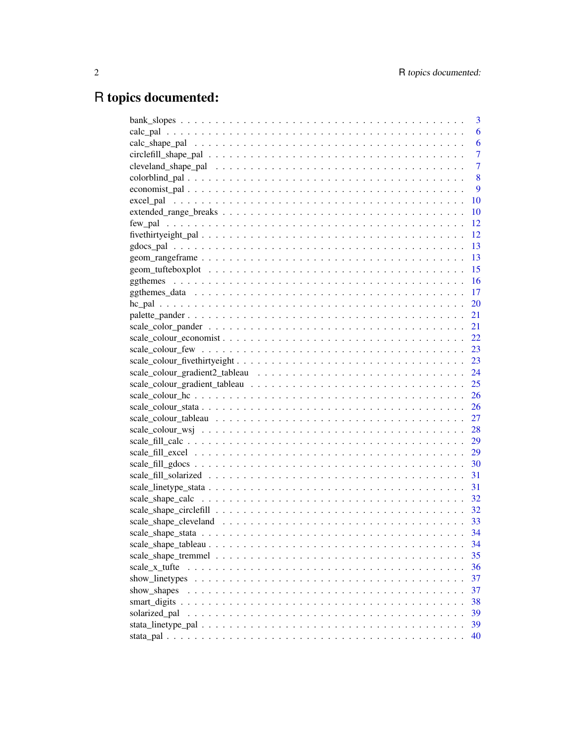# R topics documented:

| | |
|---|---|
| bank_slopes | 3 |
| calc_pal | 6 |
| calc_shape_pal | 6 |
| circlefill_shape_pal | 7 |
| cleveland_shape_pal | 7 |
| colorblind_pal | 8 |
| economist_pal | 9 |
| excel_pal | 10 |
| extended_range_breaks | 10 |
| few_pal | 12 |
| fivethirtyeight_pal | 12 |
| gdocs_pal | 13 |
| geom_rangeframe | 13 |
| geom_tufteboxplot | 15 |
| ggthemes | 16 |
| ggthemes_data | 17 |
| hc_pal | 20 |
| palette_pander | 21 |
| scale_color_pander | 21 |
| scale_colour_economist | 22 |
| scale_colour_few | 23 |
| scale_colour_fivethirtyeight | 23 |
| scale_colour_gradient2_tableau | 24 |
| scale_colour_gradient_tableau | 25 |
| scale_colour_hc | 26 |
| scale_colour_stata | 26 |
| scale_colour_tableau | 27 |
| scale_colour_wsj | 28 |
| scale_fill_calc | 29 |
| scale_fill_excel | 29 |
| scale_fill_gdocs | 30 |
| scale_fill_solarized | 31 |
| scale_linetype_stata | 31 |
| scale_shape_calc | 32 |
| scale_shape_circlefill | 32 |
| scale_shape_cleveland | 33 |
| scale_shape_stata | 34 |
| scale_shape_tableau | 34 |
| scale_shape_tremmel | 35 |
| scale_x_tufte | 36 |
| show_linetypes | 37 |
| show_shapes | 37 |
| smart_digits | 38 |
| solarized_pal | 39 |
| stata_linetype_pal | 39 |
| stata_pal | 40 |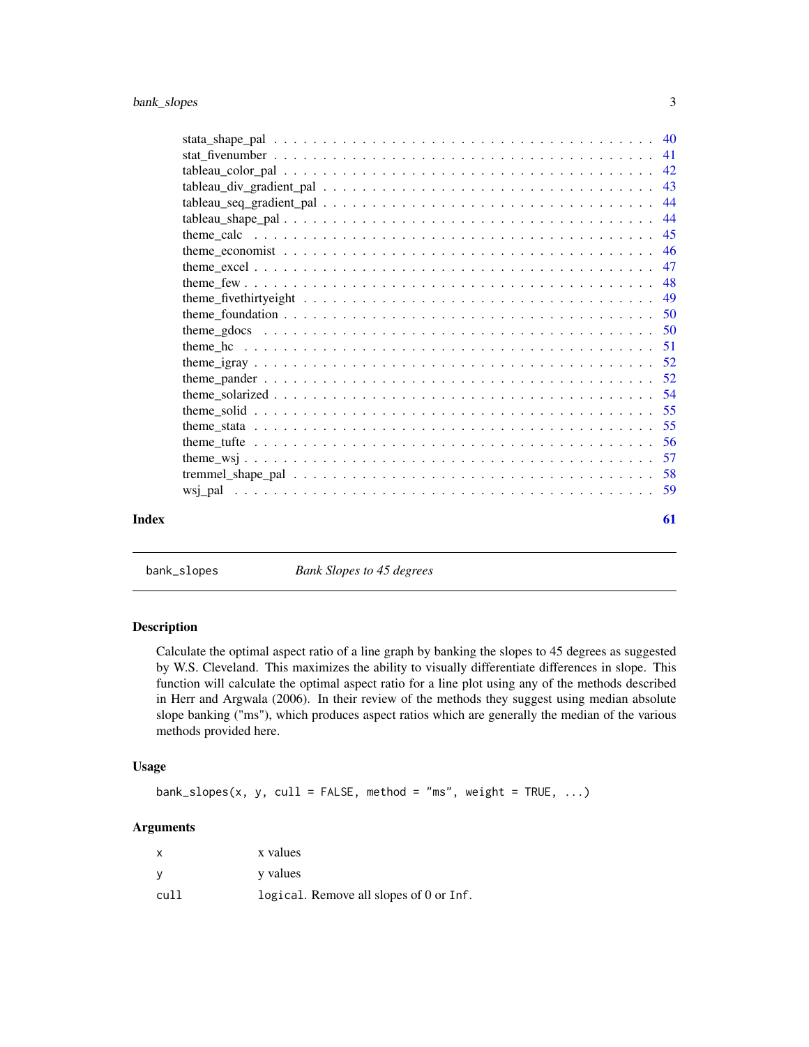stata_shape_pal . . . . . . . . . . . . . . . . . . . . . . . . . . . . . . . . . . . . . 40
stat_fivenumber . . . . . . . . . . . . . . . . . . . . . . . . . . . . . . . . . . . . . 41
tableau_color_pal . . . . . . . . . . . . . . . . . . . . . . . . . . . . . . . . . . . . . 42
tableau_div_gradient_pal . . . . . . . . . . . . . . . . . . . . . . . . . . . . . . . . . 43
tableau_seq_gradient_pal . . . . . . . . . . . . . . . . . . . . . . . . . . . . . . . . . 44
tableau_shape_pal . . . . . . . . . . . . . . . . . . . . . . . . . . . . . . . . . . . . . 44
theme_calc . . . . . . . . . . . . . . . . . . . . . . . . . . . . . . . . . . . . . . . . 45
theme_economist . . . . . . . . . . . . . . . . . . . . . . . . . . . . . . . . . . . . . 46
theme_excel . . . . . . . . . . . . . . . . . . . . . . . . . . . . . . . . . . . . . . . 47
theme_few . . . . . . . . . . . . . . . . . . . . . . . . . . . . . . . . . . . . . . . . 48
theme_fivethirtyeight . . . . . . . . . . . . . . . . . . . . . . . . . . . . . . . . . . 49
theme_foundation . . . . . . . . . . . . . . . . . . . . . . . . . . . . . . . . . . . . . 50
theme_gdocs . . . . . . . . . . . . . . . . . . . . . . . . . . . . . . . . . . . . . . . 50
theme_hc . . . . . . . . . . . . . . . . . . . . . . . . . . . . . . . . . . . . . . . . . 51
theme_igray . . . . . . . . . . . . . . . . . . . . . . . . . . . . . . . . . . . . . . . 52
theme_pander . . . . . . . . . . . . . . . . . . . . . . . . . . . . . . . . . . . . . . 52
theme_solarized . . . . . . . . . . . . . . . . . . . . . . . . . . . . . . . . . . . . . 54
theme_solid . . . . . . . . . . . . . . . . . . . . . . . . . . . . . . . . . . . . . . . 55
theme_stata . . . . . . . . . . . . . . . . . . . . . . . . . . . . . . . . . . . . . . . 55
theme_tufte . . . . . . . . . . . . . . . . . . . . . . . . . . . . . . . . . . . . . . . 56
theme_wsj . . . . . . . . . . . . . . . . . . . . . . . . . . . . . . . . . . . . . . . . 57
tremmel_shape_pal . . . . . . . . . . . . . . . . . . . . . . . . . . . . . . . . . . . . 58
wsj_pal . . . . . . . . . . . . . . . . . . . . . . . . . . . . . . . . . . . . . . . . . . 59

**Index** **61**

---

## bank_slopes — *Bank Slopes to 45 degrees*

---

### Description

Calculate the optimal aspect ratio of a line graph by banking the slopes to 45 degrees as suggested by W.S. Cleveland. This maximizes the ability to visually differentiate differences in slope. This function will calculate the optimal aspect ratio for a line plot using any of the methods described in Herr and Argwala (2006). In their review of the methods they suggest using median absolute slope banking ("ms"), which produces aspect ratios which are generally the median of the various methods provided here.

### Usage

```
bank_slopes(x, y, cull = FALSE, method = "ms", weight = TRUE, ...)
```

### Arguments

| | |
|---|---|
| `x` | x values |
| `y` | y values |
| `cull` | `logical`. Remove all slopes of 0 or `Inf`. |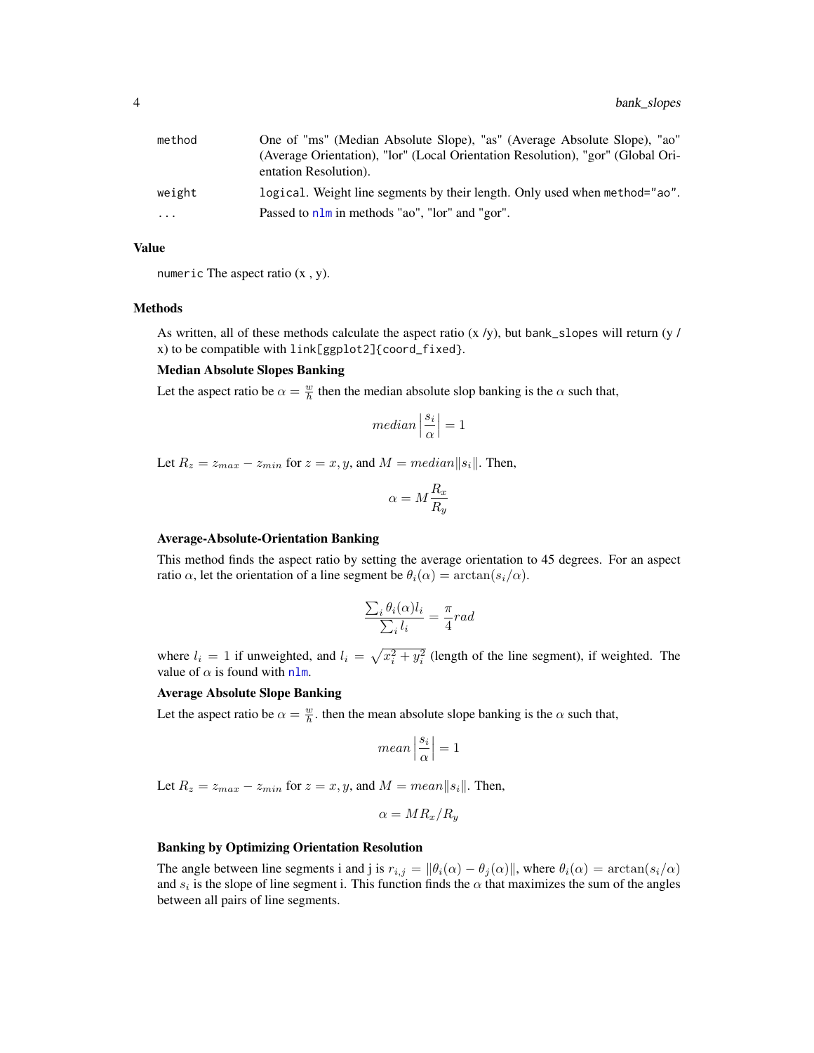| | |
|---|---|
| method | One of "ms" (Median Absolute Slope), "as" (Average Absolute Slope), "ao" (Average Orientation), "lor" (Local Orientation Resolution), "gor" (Global Orientation Resolution). |
| weight | logical. Weight line segments by their length. Only used when method="ao". |
| ... | Passed to nlm in methods "ao", "lor" and "gor". |

## Value

numeric The aspect ratio (x , y).

## Methods

As written, all of these methods calculate the aspect ratio (x /y), but bank_slopes will return (y / x) to be compatible with link[ggplot2]{coord_fixed}.

**Median Absolute Slopes Banking**

Let the aspect ratio be $\alpha = \frac{w}{h}$ then the median absolute slop banking is the $\alpha$ such that,

$$median \left| \frac{s_i}{\alpha} \right| = 1$$

Let $R_z = z_{max} - z_{min}$ for $z = x, y$, and $M = median \| s_i \|$. Then,

$$\alpha = M \frac{R_x}{R_y}$$

**Average-Absolute-Orientation Banking**

This method finds the aspect ratio by setting the average orientation to 45 degrees. For an aspect ratio $\alpha$, let the orientation of a line segment be $\theta_i(\alpha) = \arctan(s_i/\alpha)$.

$$\frac{\sum_i \theta_i(\alpha) l_i}{\sum_i l_i} = \frac{\pi}{4} rad$$

where $l_i = 1$ if unweighted, and $l_i = \sqrt{x_i^2 + y_i^2}$ (length of the line segment), if weighted. The value of $\alpha$ is found with nlm.

**Average Absolute Slope Banking**

Let the aspect ratio be $\alpha = \frac{w}{h}$. then the mean absolute slope banking is the $\alpha$ such that,

$$mean \left| \frac{s_i}{\alpha} \right| = 1$$

Let $R_z = z_{max} - z_{min}$ for $z = x, y$, and $M = mean \| s_i \|$. Then,

$$\alpha = M R_x / R_y$$

**Banking by Optimizing Orientation Resolution**

The angle between line segments i and j is $r_{i,j} = \| \theta_i(\alpha) - \theta_j(\alpha) \|$, where $\theta_i(\alpha) = \arctan(s_i/\alpha)$ and $s_i$ is the slope of line segment i. This function finds the $\alpha$ that maximizes the sum of the angles between all pairs of line segments.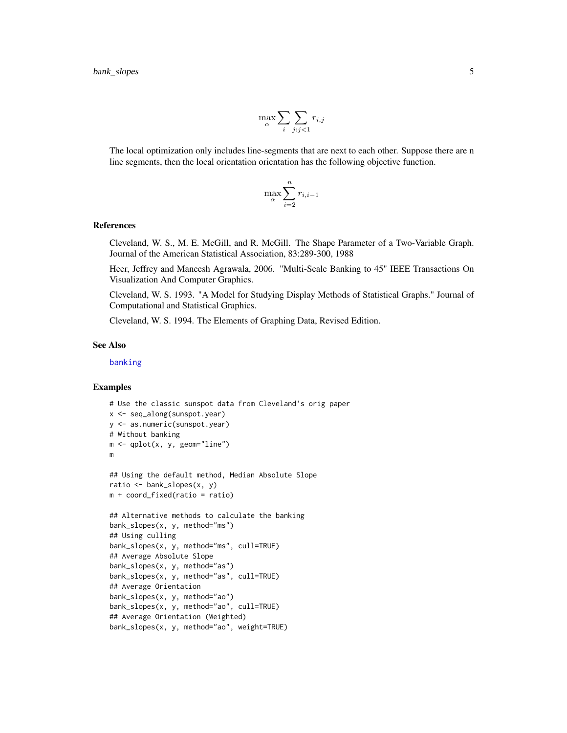$$\max_{\alpha} \sum_{i} \sum_{j:j<1} r_{i,j}$$

The local optimization only includes line-segments that are next to each other. Suppose there are n line segments, then the local orientation orientation has the following objective function.

$$\max_{\alpha} \sum_{i=2}^{n} r_{i,i-1}$$

### References

Cleveland, W. S., M. E. McGill, and R. McGill. The Shape Parameter of a Two-Variable Graph. Journal of the American Statistical Association, 83:289-300, 1988

Heer, Jeffrey and Maneesh Agrawala, 2006. "Multi-Scale Banking to 45" IEEE Transactions On Visualization And Computer Graphics.

Cleveland, W. S. 1993. "A Model for Studying Display Methods of Statistical Graphs." Journal of Computational and Statistical Graphics.

Cleveland, W. S. 1994. The Elements of Graphing Data, Revised Edition.

### See Also

banking

### Examples

```
# Use the classic sunspot data from Cleveland's orig paper
x <- seq_along(sunspot.year)
y <- as.numeric(sunspot.year)
# Without banking
m <- qplot(x, y, geom="line")
m

## Using the default method, Median Absolute Slope
ratio <- bank_slopes(x, y)
m + coord_fixed(ratio = ratio)

## Alternative methods to calculate the banking
bank_slopes(x, y, method="ms")
## Using culling
bank_slopes(x, y, method="ms", cull=TRUE)
## Average Absolute Slope
bank_slopes(x, y, method="as")
bank_slopes(x, y, method="as", cull=TRUE)
## Average Orientation
bank_slopes(x, y, method="ao")
bank_slopes(x, y, method="ao", cull=TRUE)
## Average Orientation (Weighted)
bank_slopes(x, y, method="ao", weight=TRUE)
```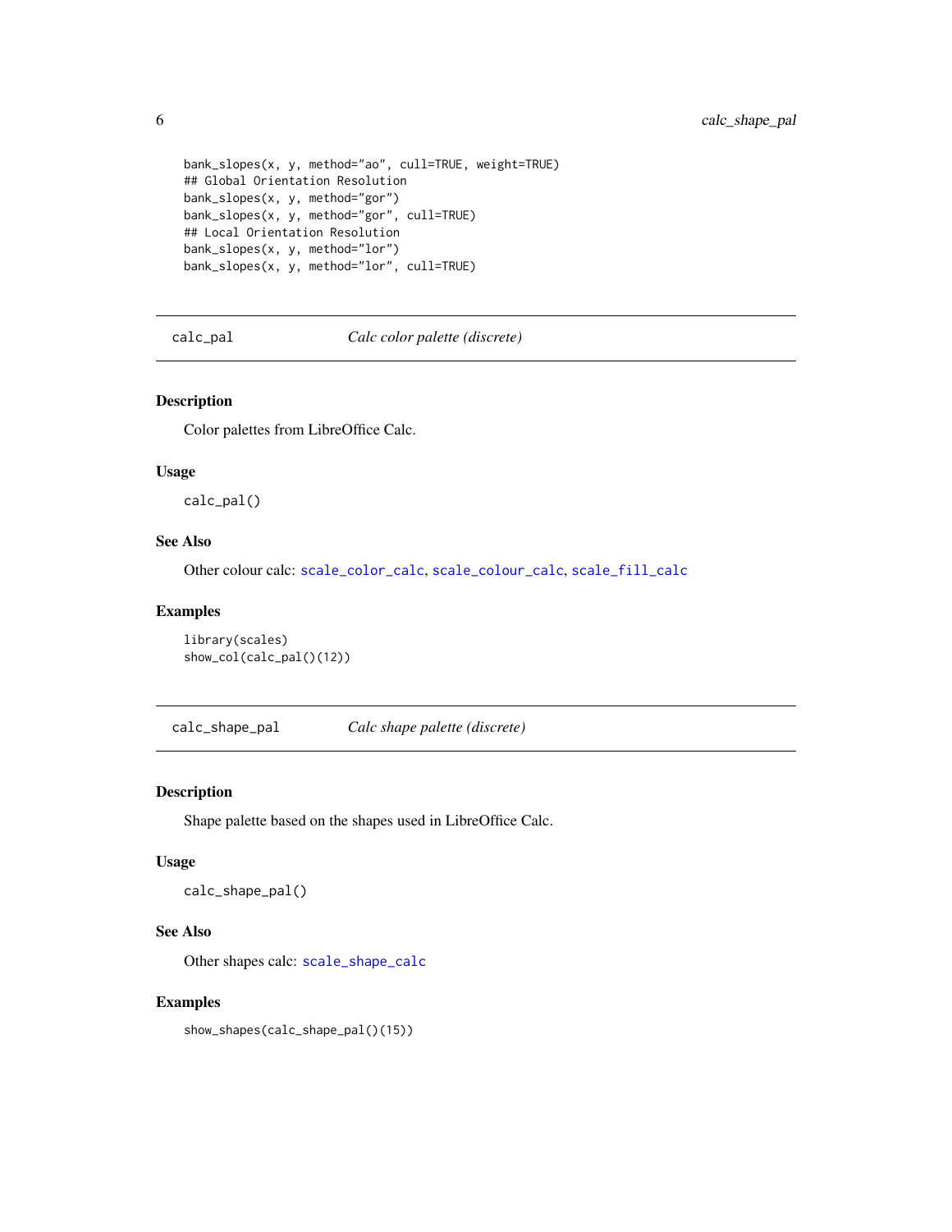```
bank_slopes(x, y, method="ao", cull=TRUE, weight=TRUE)
## Global Orientation Resolution
bank_slopes(x, y, method="gor")
bank_slopes(x, y, method="gor", cull=TRUE)
## Local Orientation Resolution
bank_slopes(x, y, method="lor")
bank_slopes(x, y, method="lor", cull=TRUE)
```

---

## calc_pal — *Calc color palette (discrete)*

### Description

Color palettes from LibreOffice Calc.

### Usage

```
calc_pal()
```

### See Also

Other colour calc: scale_color_calc, scale_colour_calc, scale_fill_calc

### Examples

```
library(scales)
show_col(calc_pal()(12))
```

---

## calc_shape_pal — *Calc shape palette (discrete)*

### Description

Shape palette based on the shapes used in LibreOffice Calc.

### Usage

```
calc_shape_pal()
```

### See Also

Other shapes calc: scale_shape_calc

### Examples

```
show_shapes(calc_shape_pal()(15))
```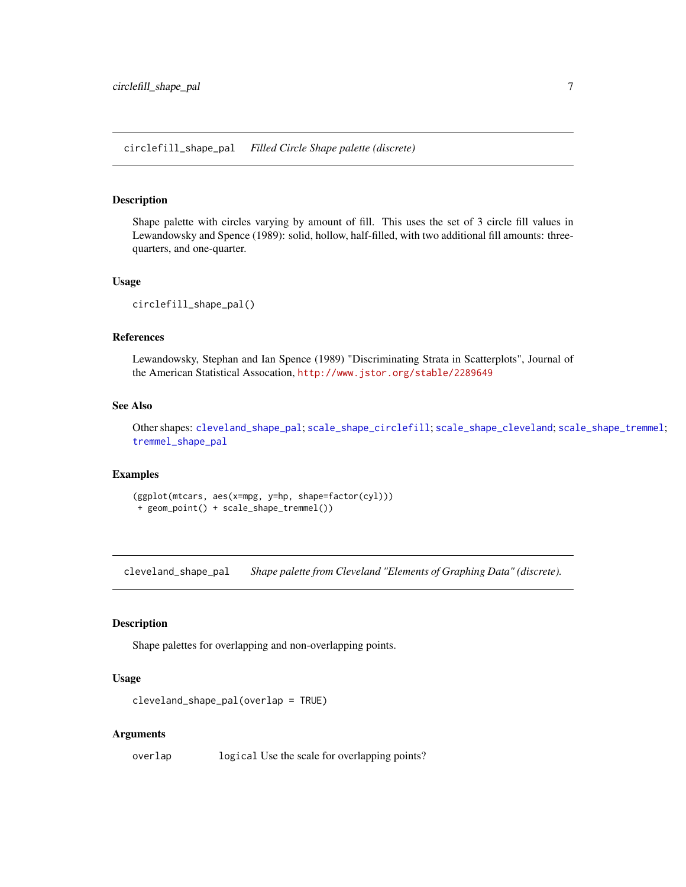## circlefill_shape_pal    *Filled Circle Shape palette (discrete)*

### Description

Shape palette with circles varying by amount of fill. This uses the set of 3 circle fill values in Lewandowsky and Spence (1989): solid, hollow, half-filled, with two additional fill amounts: three-quarters, and one-quarter.

### Usage

```
circlefill_shape_pal()
```

### References

Lewandowsky, Stephan and Ian Spence (1989) "Discriminating Strata in Scatterplots", Journal of the American Statistical Assocation, http://www.jstor.org/stable/2289649

### See Also

Other shapes: cleveland_shape_pal; scale_shape_circlefill; scale_shape_cleveland; scale_shape_tremmel; tremmel_shape_pal

### Examples

```
(ggplot(mtcars, aes(x=mpg, y=hp, shape=factor(cyl)))
 + geom_point() + scale_shape_tremmel())
```

## cleveland_shape_pal    *Shape palette from Cleveland "Elements of Graphing Data" (discrete).*

### Description

Shape palettes for overlapping and non-overlapping points.

### Usage

```
cleveland_shape_pal(overlap = TRUE)
```

### Arguments

| | |
|---|---|
| overlap | `logical` Use the scale for overlapping points? |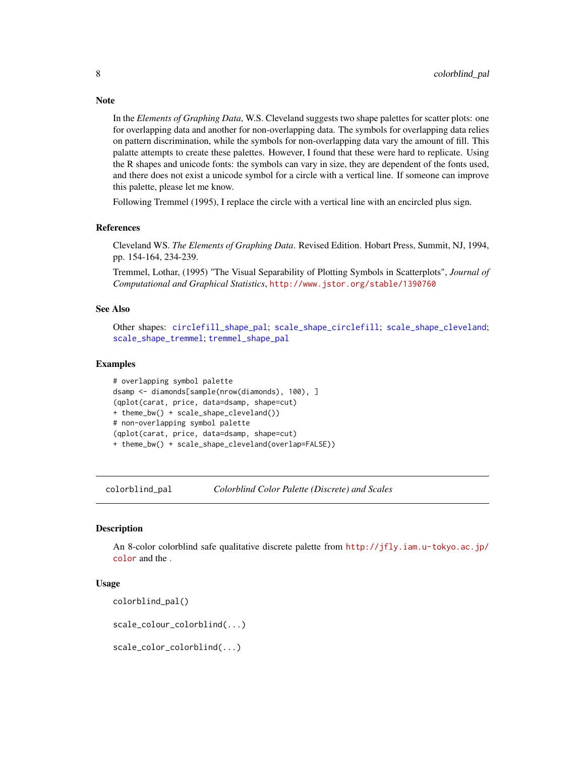## Note

In the *Elements of Graphing Data*, W.S. Cleveland suggests two shape palettes for scatter plots: one for overlapping data and another for non-overlapping data. The symbols for overlapping data relies on pattern discrimination, while the symbols for non-overlapping data vary the amount of fill. This palatte attempts to create these palettes. However, I found that these were hard to replicate. Using the R shapes and unicode fonts: the symbols can vary in size, they are dependent of the fonts used, and there does not exist a unicode symbol for a circle with a vertical line. If someone can improve this palette, please let me know.

Following Tremmel (1995), I replace the circle with a vertical line with an encircled plus sign.

## References

Cleveland WS. *The Elements of Graphing Data*. Revised Edition. Hobart Press, Summit, NJ, 1994, pp. 154-164, 234-239.

Tremmel, Lothar, (1995) "The Visual Separability of Plotting Symbols in Scatterplots", *Journal of Computational and Graphical Statistics*, http://www.jstor.org/stable/1390760

## See Also

Other shapes: `circlefill_shape_pal`; `scale_shape_circlefill`; `scale_shape_cleveland`; `scale_shape_tremmel`; `tremmel_shape_pal`

## Examples

```
# overlapping symbol palette
dsamp <- diamonds[sample(nrow(diamonds), 100), ]
(qplot(carat, price, data=dsamp, shape=cut)
+ theme_bw() + scale_shape_cleveland())
# non-overlapping symbol palette
(qplot(carat, price, data=dsamp, shape=cut)
+ theme_bw() + scale_shape_cleveland(overlap=FALSE))
```

---

# colorblind_pal — *Colorblind Color Palette (Discrete) and Scales*

## Description

An 8-color colorblind safe qualitative discrete palette from http://jfly.iam.u-tokyo.ac.jp/color and the .

## Usage

```
colorblind_pal()

scale_colour_colorblind(...)

scale_color_colorblind(...)
```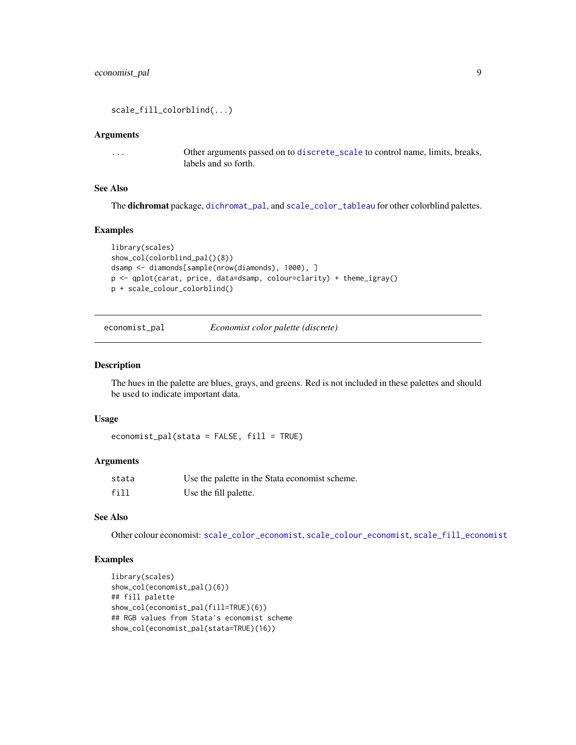```
scale_fill_colorblind(...)
```

### Arguments

| | |
|---|---|
| ... | Other arguments passed on to discrete_scale to control name, limits, breaks, labels and so forth. |

### See Also

The **dichromat** package, dichromat_pal, and scale_color_tableau for other colorblind palettes.

### Examples

```
library(scales)
show_col(colorblind_pal()(8))
dsamp <- diamonds[sample(nrow(diamonds), 1000), ]
p <- qplot(carat, price, data=dsamp, colour=clarity) + theme_igray()
p + scale_colour_colorblind()
```

---

## economist_pal &nbsp;&nbsp;&nbsp; *Economist color palette (discrete)*

---

### Description

The hues in the palette are blues, grays, and greens. Red is not included in these palettes and should be used to indicate important data.

### Usage

```
economist_pal(stata = FALSE, fill = TRUE)
```

### Arguments

| | |
|---|---|
| stata | Use the palette in the Stata economist scheme. |
| fill | Use the fill palette. |

### See Also

Other colour economist: scale_color_economist, scale_colour_economist, scale_fill_economist

### Examples

```
library(scales)
show_col(economist_pal()(6))
## fill palette
show_col(economist_pal(fill=TRUE)(6))
## RGB values from Stata's economist scheme
show_col(economist_pal(stata=TRUE)(16))
```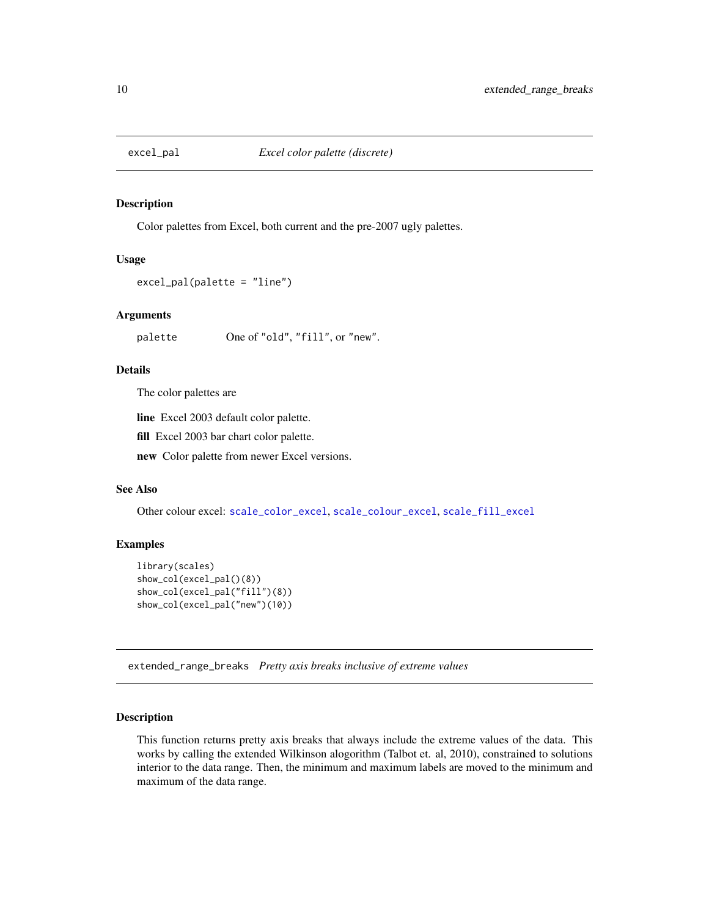## excel_pal — *Excel color palette (discrete)*

### Description

Color palettes from Excel, both current and the pre-2007 ugly palettes.

### Usage

```
excel_pal(palette = "line")
```

### Arguments

| | |
|---|---|
| palette | One of "old", "fill", or "new". |

### Details

The color palettes are

**line** Excel 2003 default color palette.

**fill** Excel 2003 bar chart color palette.

**new** Color palette from newer Excel versions.

### See Also

Other colour excel: scale_color_excel, scale_colour_excel, scale_fill_excel

### Examples

```
library(scales)
show_col(excel_pal()(8))
show_col(excel_pal("fill")(8))
show_col(excel_pal("new")(10))
```

## extended_range_breaks — *Pretty axis breaks inclusive of extreme values*

### Description

This function returns pretty axis breaks that always include the extreme values of the data. This works by calling the extended Wilkinson alogorithm (Talbot et. al, 2010), constrained to solutions interior to the data range. Then, the minimum and maximum labels are moved to the minimum and maximum of the data range.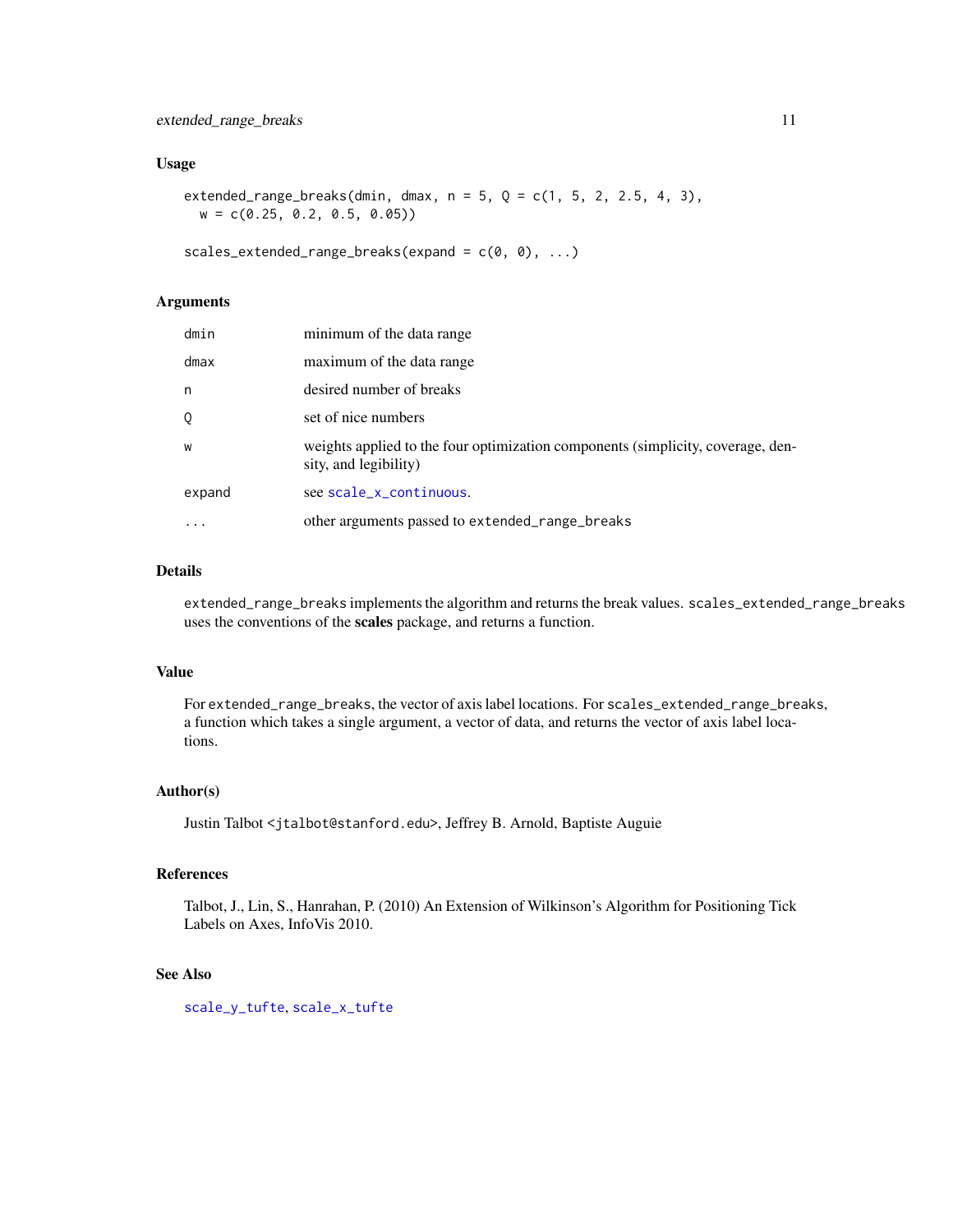## Usage

```
extended_range_breaks(dmin, dmax, n = 5, Q = c(1, 5, 2, 2.5, 4, 3),
  w = c(0.25, 0.2, 0.5, 0.05))

scales_extended_range_breaks(expand = c(0, 0), ...)
```

## Arguments

| | |
|---|---|
| `dmin` | minimum of the data range |
| `dmax` | maximum of the data range |
| `n` | desired number of breaks |
| `Q` | set of nice numbers |
| `w` | weights applied to the four optimization components (simplicity, coverage, density, and legibility) |
| `expand` | see `scale_x_continuous`. |
| `...` | other arguments passed to `extended_range_breaks` |

## Details

`extended_range_breaks` implements the algorithm and returns the break values. `scales_extended_range_breaks` uses the conventions of the **scales** package, and returns a function.

## Value

For `extended_range_breaks`, the vector of axis label locations. For `scales_extended_range_breaks`, a function which takes a single argument, a vector of data, and returns the vector of axis label locations.

## Author(s)

Justin Talbot <jtalbot@stanford.edu>, Jeffrey B. Arnold, Baptiste Auguie

## References

Talbot, J., Lin, S., Hanrahan, P. (2010) An Extension of Wilkinson's Algorithm for Positioning Tick Labels on Axes, InfoVis 2010.

## See Also

`scale_y_tufte`, `scale_x_tufte`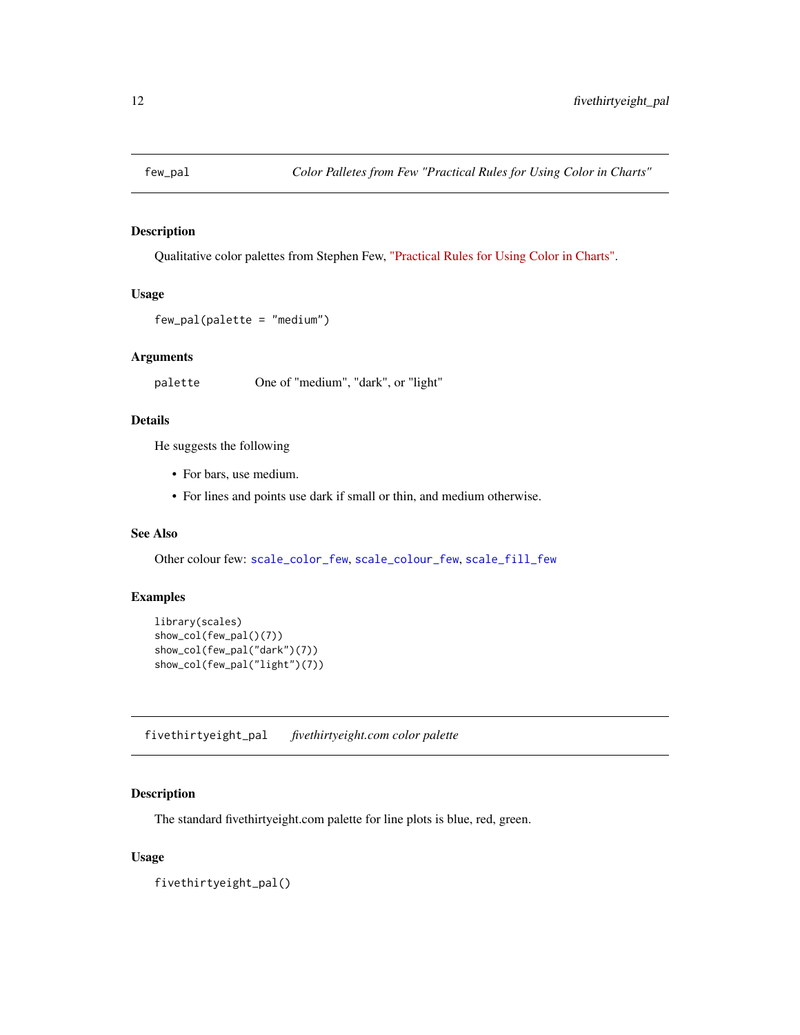## few_pal — *Color Palletes from Few "Practical Rules for Using Color in Charts"*

### Description

Qualitative color palettes from Stephen Few, "Practical Rules for Using Color in Charts".

### Usage

```
few_pal(palette = "medium")
```

### Arguments

| | |
|---|---|
| palette | One of "medium", "dark", or "light" |

### Details

He suggests the following

- For bars, use medium.
- For lines and points use dark if small or thin, and medium otherwise.

### See Also

Other colour few: `scale_color_few`, `scale_colour_few`, `scale_fill_few`

### Examples

```
library(scales)
show_col(few_pal()(7))
show_col(few_pal("dark")(7))
show_col(few_pal("light")(7))
```

## fivethirtyeight_pal — *fivethirtyeight.com color palette*

### Description

The standard fivethirtyeight.com palette for line plots is blue, red, green.

### Usage

```
fivethirtyeight_pal()
```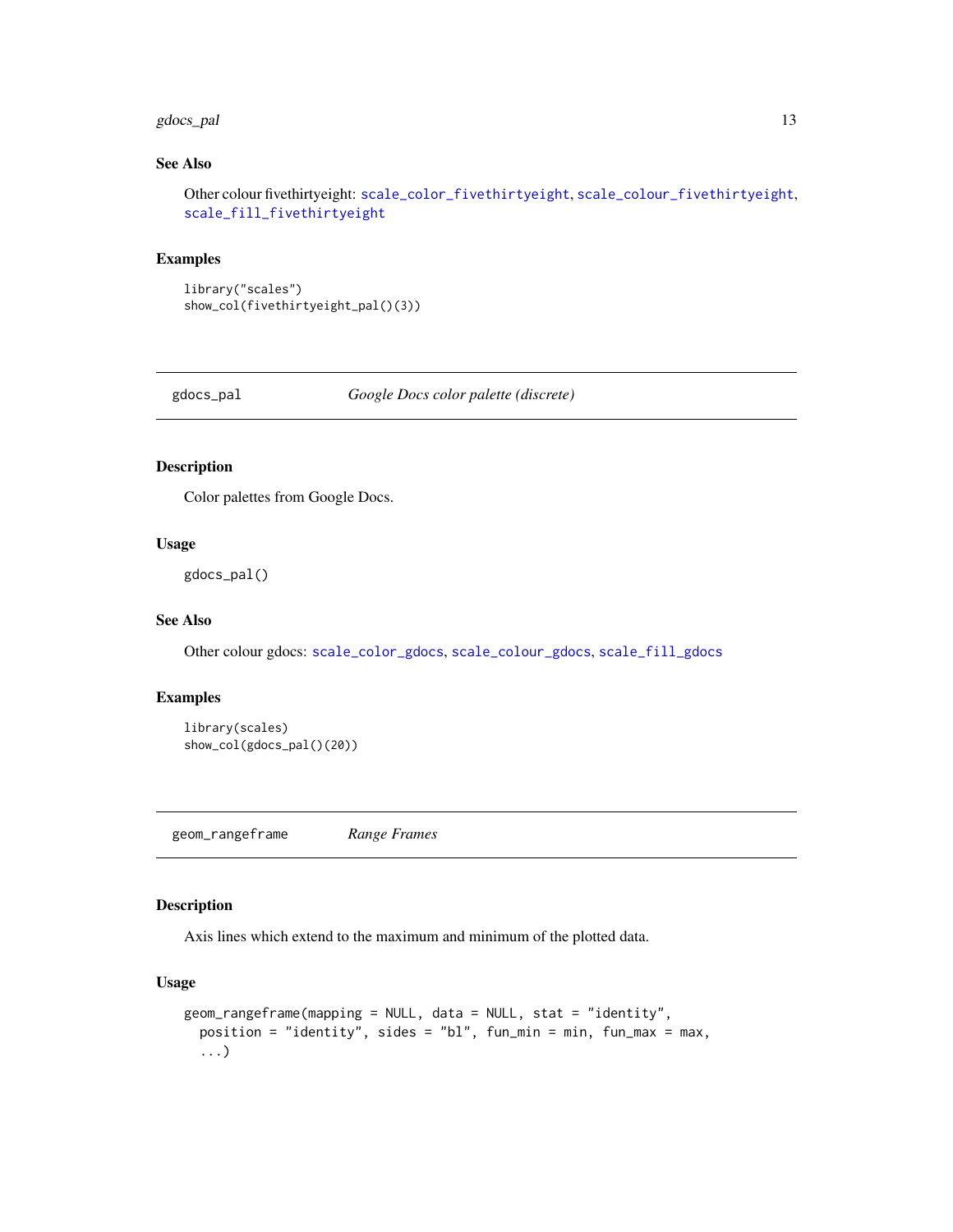### See Also

Other colour fivethirtyeight: `scale_color_fivethirtyeight`, `scale_colour_fivethirtyeight`, `scale_fill_fivethirtyeight`

### Examples

```
library("scales")
show_col(fivethirtyeight_pal()(3))
```

---

## gdocs_pal — *Google Docs color palette (discrete)*

### Description

Color palettes from Google Docs.

### Usage

```
gdocs_pal()
```

### See Also

Other colour gdocs: `scale_color_gdocs`, `scale_colour_gdocs`, `scale_fill_gdocs`

### Examples

```
library(scales)
show_col(gdocs_pal()(20))
```

---

## geom_rangeframe — *Range Frames*

### Description

Axis lines which extend to the maximum and minimum of the plotted data.

### Usage

```
geom_rangeframe(mapping = NULL, data = NULL, stat = "identity",
  position = "identity", sides = "bl", fun_min = min, fun_max = max,
  ...)
```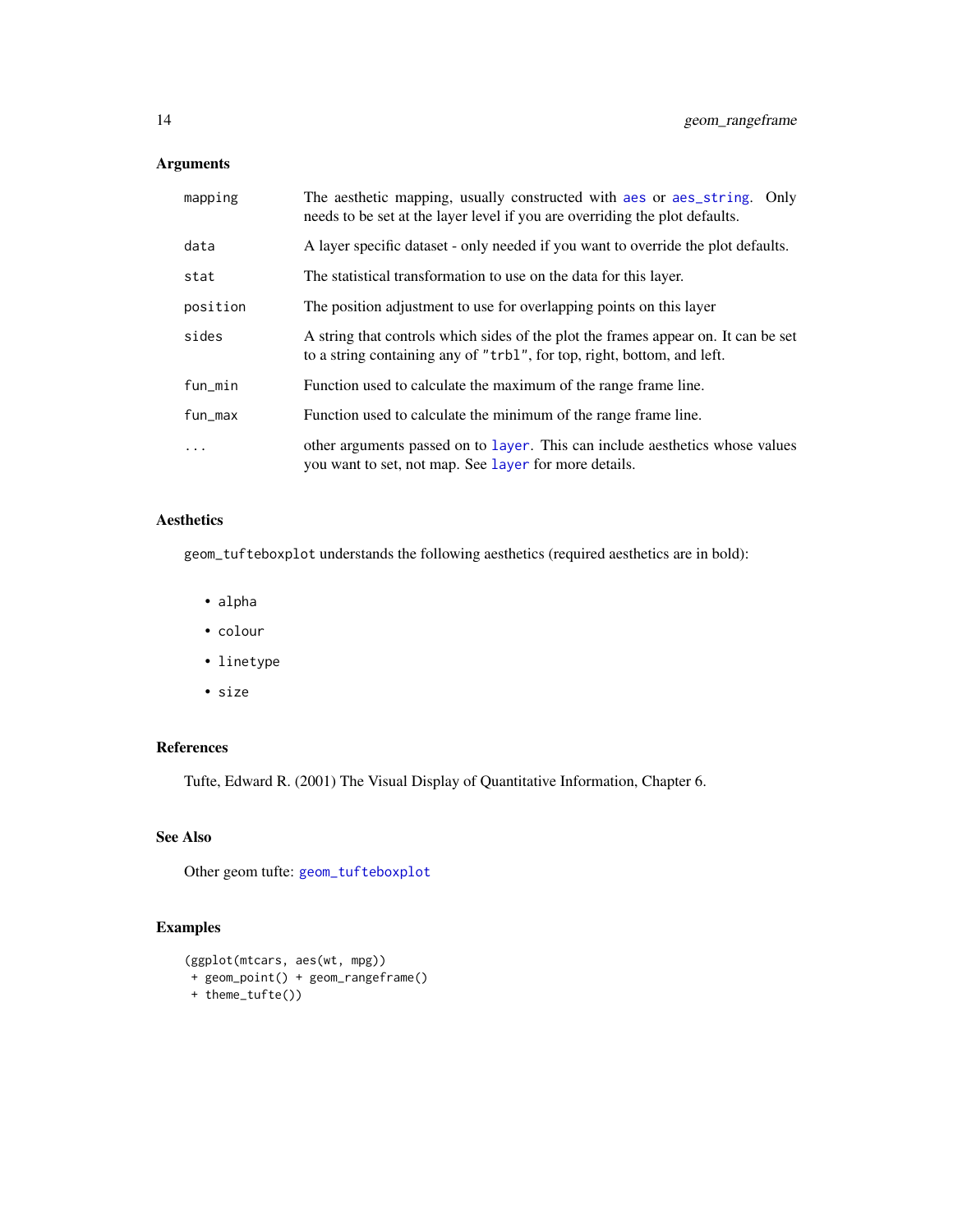## Arguments

| | |
|---|---|
| `mapping` | The aesthetic mapping, usually constructed with `aes` or `aes_string`. Only needs to be set at the layer level if you are overriding the plot defaults. |
| `data` | A layer specific dataset - only needed if you want to override the plot defaults. |
| `stat` | The statistical transformation to use on the data for this layer. |
| `position` | The position adjustment to use for overlapping points on this layer |
| `sides` | A string that controls which sides of the plot the frames appear on. It can be set to a string containing any of `"trbl"`, for top, right, bottom, and left. |
| `fun_min` | Function used to calculate the maximum of the range frame line. |
| `fun_max` | Function used to calculate the minimum of the range frame line. |
| `...` | other arguments passed on to `layer`. This can include aesthetics whose values you want to set, not map. See `layer` for more details. |

## Aesthetics

`geom_tufteboxplot` understands the following aesthetics (required aesthetics are in bold):

- `alpha`
- `colour`
- `linetype`
- `size`

## References

Tufte, Edward R. (2001) The Visual Display of Quantitative Information, Chapter 6.

## See Also

Other geom tufte: `geom_tufteboxplot`

## Examples

```
(ggplot(mtcars, aes(wt, mpg))
 + geom_point() + geom_rangeframe()
 + theme_tufte())
```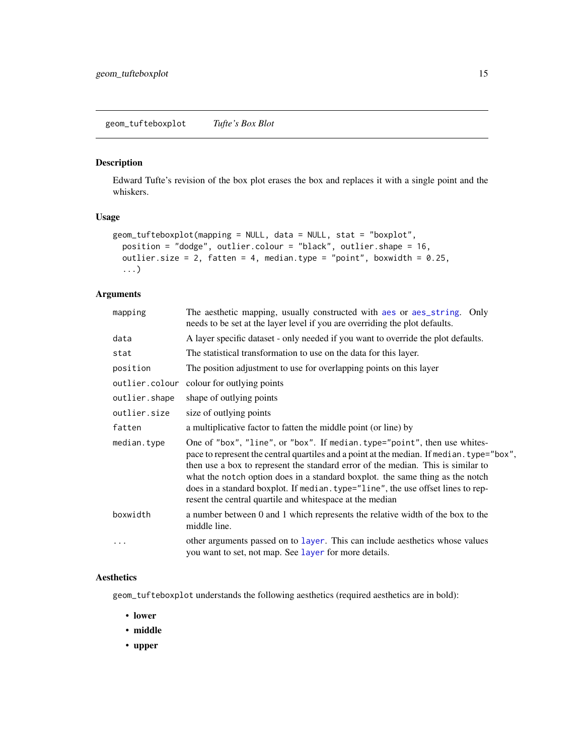## geom_tufteboxplot — *Tufte's Box Blot*

### Description

Edward Tufte's revision of the box plot erases the box and replaces it with a single point and the whiskers.

### Usage

```
geom_tufteboxplot(mapping = NULL, data = NULL, stat = "boxplot",
  position = "dodge", outlier.colour = "black", outlier.shape = 16,
  outlier.size = 2, fatten = 4, median.type = "point", boxwidth = 0.25,
  ...)
```

### Arguments

| | |
|---|---|
| `mapping` | The aesthetic mapping, usually constructed with `aes` or `aes_string`. Only needs to be set at the layer level if you are overriding the plot defaults. |
| `data` | A layer specific dataset - only needed if you want to override the plot defaults. |
| `stat` | The statistical transformation to use on the data for this layer. |
| `position` | The position adjustment to use for overlapping points on this layer |
| `outlier.colour` | colour for outlying points |
| `outlier.shape` | shape of outlying points |
| `outlier.size` | size of outlying points |
| `fatten` | a multiplicative factor to fatten the middle point (or line) by |
| `median.type` | One of `"box"`, `"line"`, or `"box"`. If `median.type="point"`, then use whitespace to represent the central quartiles and a point at the median. If `median.type="box"`, then use a box to represent the standard error of the median. This is similar to what the `notch` option does in a standard boxplot. the same thing as the notch does in a standard boxplot. If `median.type="line"`, the use offset lines to represent the central quartile and whitespace at the median |
| `boxwidth` | a number between 0 and 1 which represents the relative width of the box to the middle line. |
| `...` | other arguments passed on to `layer`. This can include aesthetics whose values you want to set, not map. See `layer` for more details. |

### Aesthetics

`geom_tufteboxplot` understands the following aesthetics (required aesthetics are in bold):

- **lower**
- **middle**
- **upper**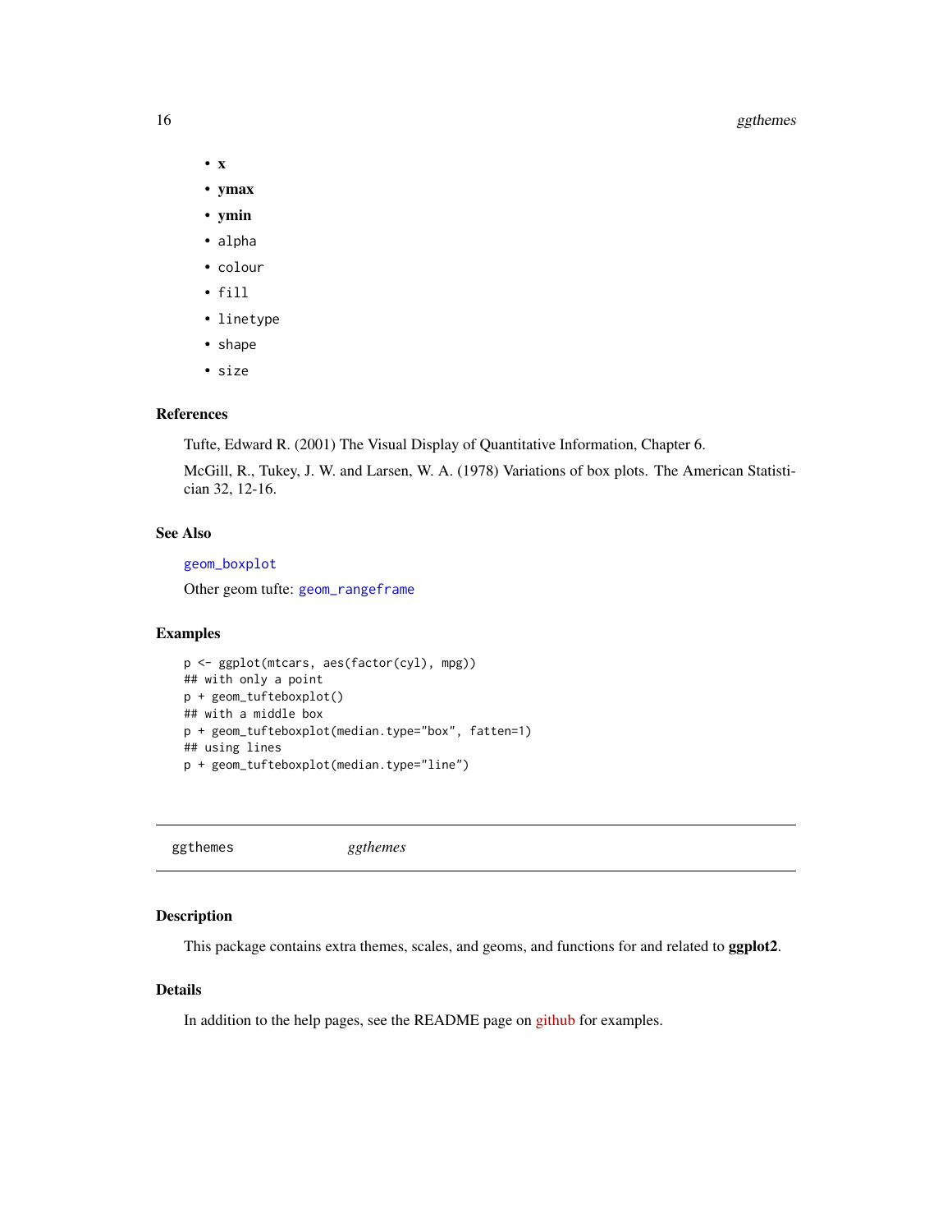- **x**
- **ymax**
- **ymin**
- alpha
- colour
- fill
- linetype
- shape
- size

### References

Tufte, Edward R. (2001) The Visual Display of Quantitative Information, Chapter 6.

McGill, R., Tukey, J. W. and Larsen, W. A. (1978) Variations of box plots. The American Statistician 32, 12-16.

### See Also

geom_boxplot

Other geom tufte: geom_rangeframe

### Examples

```
p <- ggplot(mtcars, aes(factor(cyl), mpg))
## with only a point
p + geom_tufteboxplot()
## with a middle box
p + geom_tufteboxplot(median.type="box", fatten=1)
## using lines
p + geom_tufteboxplot(median.type="line")
```

---

## ggthemes    *ggthemes*

---

### Description

This package contains extra themes, scales, and geoms, and functions for and related to **ggplot2**.

### Details

In addition to the help pages, see the README page on github for examples.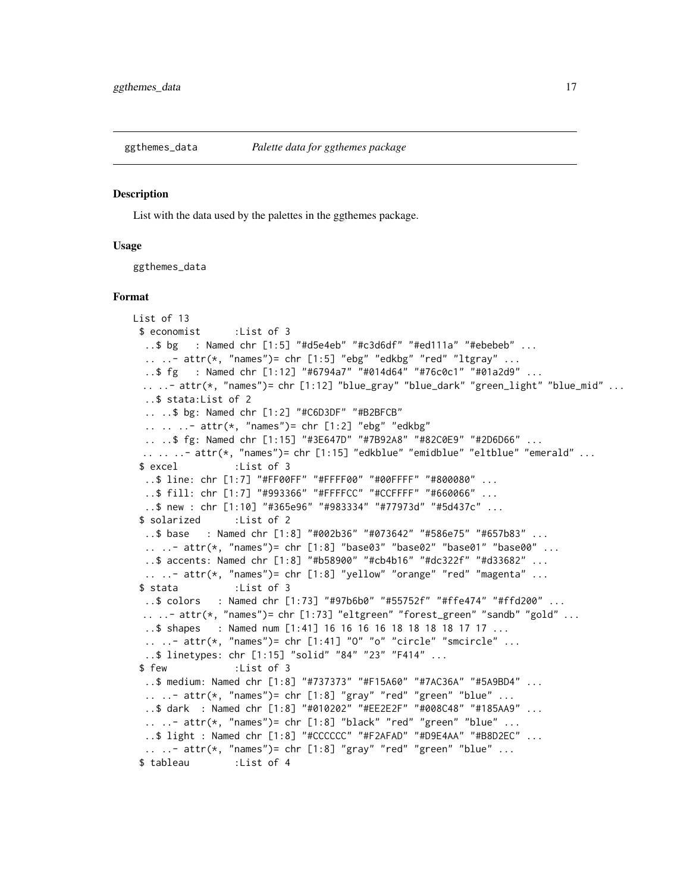## ggthemes_data *Palette data for ggthemes package*

### Description

List with the data used by the palettes in the ggthemes package.

### Usage

```
ggthemes_data
```

### Format

```
List of 13
 $ economist      :List of 3
  ..$ bg   : Named chr [1:5] "#d5e4eb" "#c3d6df" "#ed111a" "#ebebeb" ...
  .. ..- attr(*, "names")= chr [1:5] "ebg" "edkbg" "red" "ltgray" ...
  ..$ fg   : Named chr [1:12] "#6794a7" "#014d64" "#76c0c1" "#01a2d9" ...
  .. ..- attr(*, "names")= chr [1:12] "blue_gray" "blue_dark" "green_light" "blue_mid" ...
  ..$ stata:List of 2
  .. ..$ bg: Named chr [1:2] "#C6D3DF" "#B2BFCB"
  .. .. ..- attr(*, "names")= chr [1:2] "ebg" "edkbg"
  .. ..$ fg: Named chr [1:15] "#3E647D" "#7B92A8" "#82C0E9" "#2D6D66" ...
  .. .. ..- attr(*, "names")= chr [1:15] "edkblue" "emidblue" "eltblue" "emerald" ...
 $ excel          :List of 3
  ..$ line: chr [1:7] "#FF00FF" "#FFFF00" "#00FFFF" "#800080" ...
  ..$ fill: chr [1:7] "#993366" "#FFFFCC" "#CCFFFF" "#660066" ...
  ..$ new : chr [1:10] "#365e96" "#983334" "#77973d" "#5d437c" ...
 $ solarized      :List of 2
  ..$ base   : Named chr [1:8] "#002b36" "#073642" "#586e75" "#657b83" ...
  .. ..- attr(*, "names")= chr [1:8] "base03" "base02" "base01" "base00" ...
  ..$ accents: Named chr [1:8] "#b58900" "#cb4b16" "#dc322f" "#d33682" ...
  .. ..- attr(*, "names")= chr [1:8] "yellow" "orange" "red" "magenta" ...
 $ stata          :List of 3
  ..$ colors   : Named chr [1:73] "#97b6b0" "#55752f" "#ffe474" "#ffd200" ...
  .. ..- attr(*, "names")= chr [1:73] "eltgreen" "forest_green" "sandb" "gold" ...
  ..$ shapes   : Named num [1:41] 16 16 16 16 18 18 18 18 17 17 ...
  .. ..- attr(*, "names")= chr [1:41] "O" "o" "circle" "smcircle" ...
  ..$ linetypes: chr [1:15] "solid" "84" "23" "F414" ...
 $ few            :List of 3
  ..$ medium: Named chr [1:8] "#737373" "#F15A60" "#7AC36A" "#5A9BD4" ...
  .. ..- attr(*, "names")= chr [1:8] "gray" "red" "green" "blue" ...
  ..$ dark  : Named chr [1:8] "#010202" "#EE2E2F" "#008C48" "#185AA9" ...
  .. ..- attr(*, "names")= chr [1:8] "black" "red" "green" "blue" ...
  ..$ light : Named chr [1:8] "#CCCCCC" "#F2AFAD" "#D9E4AA" "#B8D2EC" ...
  .. ..- attr(*, "names")= chr [1:8] "gray" "red" "green" "blue" ...
 $ tableau        :List of 4
```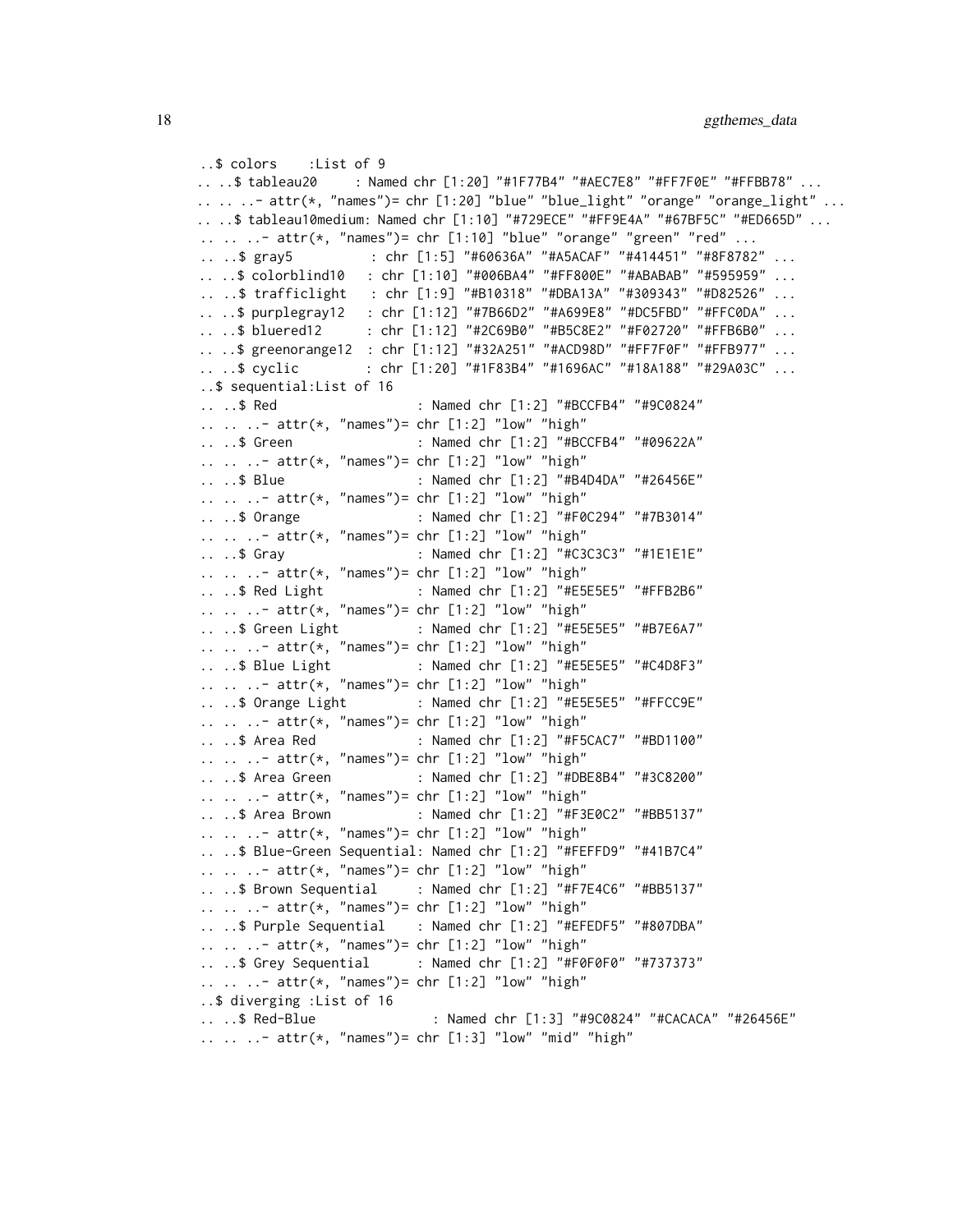```
..$ colors    :List of 9
.. ..$ tableau20     : Named chr [1:20] "#1F77B4" "#AEC7E8" "#FF7F0E" "#FFBB78" ...
.. .. ..- attr(*, "names")= chr [1:20] "blue" "blue_light" "orange" "orange_light" ...
.. ..$ tableau10medium: Named chr [1:10] "#729ECE" "#FF9E4A" "#67BF5C" "#ED665D" ...
.. .. ..- attr(*, "names")= chr [1:10] "blue" "orange" "green" "red" ...
.. ..$ gray5          : chr [1:5] "#60636A" "#A5ACAF" "#414451" "#8F8782" ...
.. ..$ colorblind10   : chr [1:10] "#006BA4" "#FF800E" "#ABABAB" "#595959" ...
.. ..$ trafficlight   : chr [1:9] "#B10318" "#DBA13A" "#309343" "#D82526" ...
.. ..$ purplegray12   : chr [1:12] "#7B66D2" "#A699E8" "#DC5FBD" "#FFC0DA" ...
.. ..$ bluered12      : chr [1:12] "#2C69B0" "#B5C8E2" "#F02720" "#FFB6B0" ...
.. ..$ greenorange12  : chr [1:12] "#32A251" "#ACD98D" "#FF7F0F" "#FFB977" ...
.. ..$ cyclic         : chr [1:20] "#1F83B4" "#1696AC" "#18A188" "#29A03C" ...
..$ sequential:List of 16
.. ..$ Red                   : Named chr [1:2] "#BCCFB4" "#9C0824"
.. .. ..- attr(*, "names")= chr [1:2] "low" "high"
.. ..$ Green                 : Named chr [1:2] "#BCCFB4" "#09622A"
.. .. ..- attr(*, "names")= chr [1:2] "low" "high"
.. ..$ Blue                  : Named chr [1:2] "#B4D4DA" "#26456E"
.. .. ..- attr(*, "names")= chr [1:2] "low" "high"
.. ..$ Orange                : Named chr [1:2] "#F0C294" "#7B3014"
.. .. ..- attr(*, "names")= chr [1:2] "low" "high"
.. ..$ Gray                  : Named chr [1:2] "#C3C3C3" "#1E1E1E"
.. .. ..- attr(*, "names")= chr [1:2] "low" "high"
.. ..$ Red Light             : Named chr [1:2] "#E5E5E5" "#FFB2B6"
.. .. ..- attr(*, "names")= chr [1:2] "low" "high"
.. ..$ Green Light           : Named chr [1:2] "#E5E5E5" "#B7E6A7"
.. .. ..- attr(*, "names")= chr [1:2] "low" "high"
.. ..$ Blue Light            : Named chr [1:2] "#E5E5E5" "#C4D8F3"
.. .. ..- attr(*, "names")= chr [1:2] "low" "high"
.. ..$ Orange Light          : Named chr [1:2] "#E5E5E5" "#FFCC9E"
.. .. ..- attr(*, "names")= chr [1:2] "low" "high"
.. ..$ Area Red              : Named chr [1:2] "#F5CAC7" "#BD1100"
.. .. ..- attr(*, "names")= chr [1:2] "low" "high"
.. ..$ Area Green            : Named chr [1:2] "#DBE8B4" "#3C8200"
.. .. ..- attr(*, "names")= chr [1:2] "low" "high"
.. ..$ Area Brown            : Named chr [1:2] "#F3E0C2" "#BB5137"
.. .. ..- attr(*, "names")= chr [1:2] "low" "high"
.. ..$ Blue-Green Sequential: Named chr [1:2] "#FEFFD9" "#41B7C4"
.. .. ..- attr(*, "names")= chr [1:2] "low" "high"
.. ..$ Brown Sequential      : Named chr [1:2] "#F7E4C6" "#BB5137"
.. .. ..- attr(*, "names")= chr [1:2] "low" "high"
.. ..$ Purple Sequential     : Named chr [1:2] "#EFEDF5" "#807DBA"
.. .. ..- attr(*, "names")= chr [1:2] "low" "high"
.. ..$ Grey Sequential       : Named chr [1:2] "#F0F0F0" "#737373"
.. .. ..- attr(*, "names")= chr [1:2] "low" "high"
..$ diverging :List of 16
.. ..$ Red-Blue               : Named chr [1:3] "#9C0824" "#CACACA" "#26456E"
.. .. ..- attr(*, "names")= chr [1:3] "low" "mid" "high"
```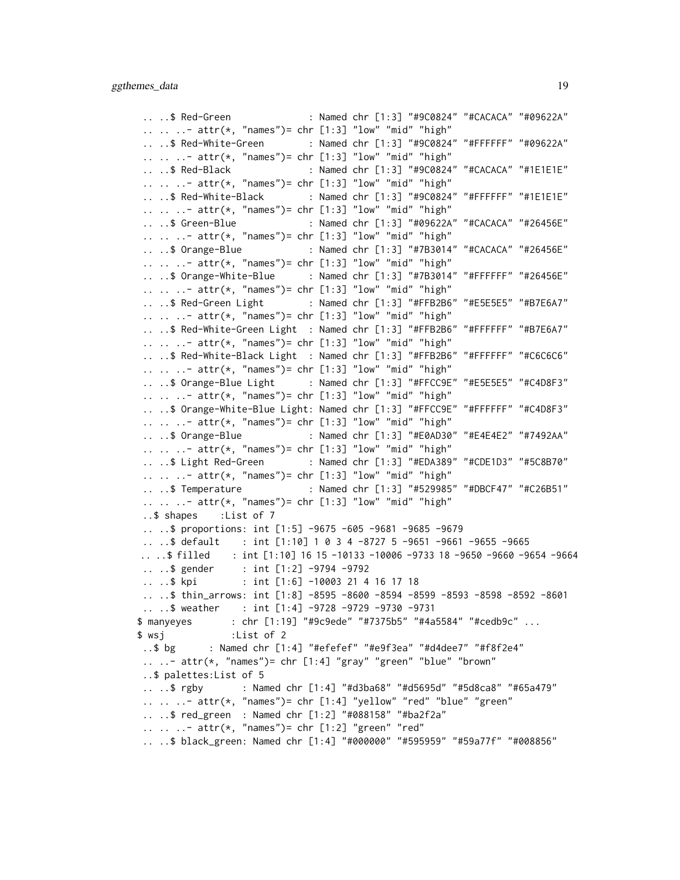```
.. ..$ Red-Green             : Named chr [1:3] "#9C0824" "#CACACA" "#09622A"
.. .. ..- attr(*, "names")= chr [1:3] "low" "mid" "high"
.. ..$ Red-White-Green       : Named chr [1:3] "#9C0824" "#FFFFFF" "#09622A"
.. .. ..- attr(*, "names")= chr [1:3] "low" "mid" "high"
.. ..$ Red-Black             : Named chr [1:3] "#9C0824" "#CACACA" "#1E1E1E"
.. .. ..- attr(*, "names")= chr [1:3] "low" "mid" "high"
.. ..$ Red-White-Black       : Named chr [1:3] "#9C0824" "#FFFFFF" "#1E1E1E"
.. .. ..- attr(*, "names")= chr [1:3] "low" "mid" "high"
.. ..$ Green-Blue            : Named chr [1:3] "#09622A" "#CACACA" "#26456E"
.. .. ..- attr(*, "names")= chr [1:3] "low" "mid" "high"
.. ..$ Orange-Blue           : Named chr [1:3] "#7B3014" "#CACACA" "#26456E"
.. .. ..- attr(*, "names")= chr [1:3] "low" "mid" "high"
.. ..$ Orange-White-Blue     : Named chr [1:3] "#7B3014" "#FFFFFF" "#26456E"
.. .. ..- attr(*, "names")= chr [1:3] "low" "mid" "high"
.. ..$ Red-Green Light       : Named chr [1:3] "#FFB2B6" "#E5E5E5" "#B7E6A7"
.. .. ..- attr(*, "names")= chr [1:3] "low" "mid" "high"
.. ..$ Red-White-Green Light  : Named chr [1:3] "#FFB2B6" "#FFFFFF" "#B7E6A7"
.. .. ..- attr(*, "names")= chr [1:3] "low" "mid" "high"
.. ..$ Red-White-Black Light  : Named chr [1:3] "#FFB2B6" "#FFFFFF" "#C6C6C6"
.. .. ..- attr(*, "names")= chr [1:3] "low" "mid" "high"
.. ..$ Orange-Blue Light     : Named chr [1:3] "#FFCC9E" "#E5E5E5" "#C4D8F3"
.. .. ..- attr(*, "names")= chr [1:3] "low" "mid" "high"
.. ..$ Orange-White-Blue Light: Named chr [1:3] "#FFCC9E" "#FFFFFF" "#C4D8F3"
.. .. ..- attr(*, "names")= chr [1:3] "low" "mid" "high"
.. ..$ Orange-Blue           : Named chr [1:3] "#E0AD30" "#E4E4E2" "#7492AA"
.. .. ..- attr(*, "names")= chr [1:3] "low" "mid" "high"
.. ..$ Light Red-Green       : Named chr [1:3] "#EDA389" "#CDE1D3" "#5C8B70"
.. .. ..- attr(*, "names")= chr [1:3] "low" "mid" "high"
.. ..$ Temperature           : Named chr [1:3] "#529985" "#DBCF47" "#C26B51"
.. .. ..- attr(*, "names")= chr [1:3] "low" "mid" "high"
..$ shapes    :List of 7
.. ..$ proportions: int [1:5] -9675 -605 -9681 -9685 -9679
.. ..$ default    : int [1:10] 1 0 3 4 -8727 5 -9651 -9661 -9655 -9665
.. ..$ filled    : int [1:10] 16 15 -10133 -10006 -9733 18 -9650 -9660 -9654 -9664
.. ..$ gender     : int [1:2] -9794 -9792
.. ..$ kpi        : int [1:6] -10003 21 4 16 17 18
.. ..$ thin_arrows: int [1:8] -8595 -8600 -8594 -8599 -8593 -8598 -8592 -8601
.. ..$ weather    : int [1:4] -9728 -9729 -9730 -9731
$ manyeyes       : chr [1:19] "#9c9ede" "#7375b5" "#4a5584" "#cedb9c" ...
$ wsj            :List of 2
..$ bg      : Named chr [1:4] "#efefef" "#e9f3ea" "#d4dee7" "#f8f2e4"
.. ..- attr(*, "names")= chr [1:4] "gray" "green" "blue" "brown"
..$ palettes:List of 5
.. ..$ rgby       : Named chr [1:4] "#d3ba68" "#d5695d" "#5d8ca8" "#65a479"
.. .. ..- attr(*, "names")= chr [1:4] "yellow" "red" "blue" "green"
.. ..$ red_green  : Named chr [1:2] "#088158" "#ba2f2a"
.. .. ..- attr(*, "names")= chr [1:2] "green" "red"
.. ..$ black_green: Named chr [1:4] "#000000" "#595959" "#59a77f" "#008856"
```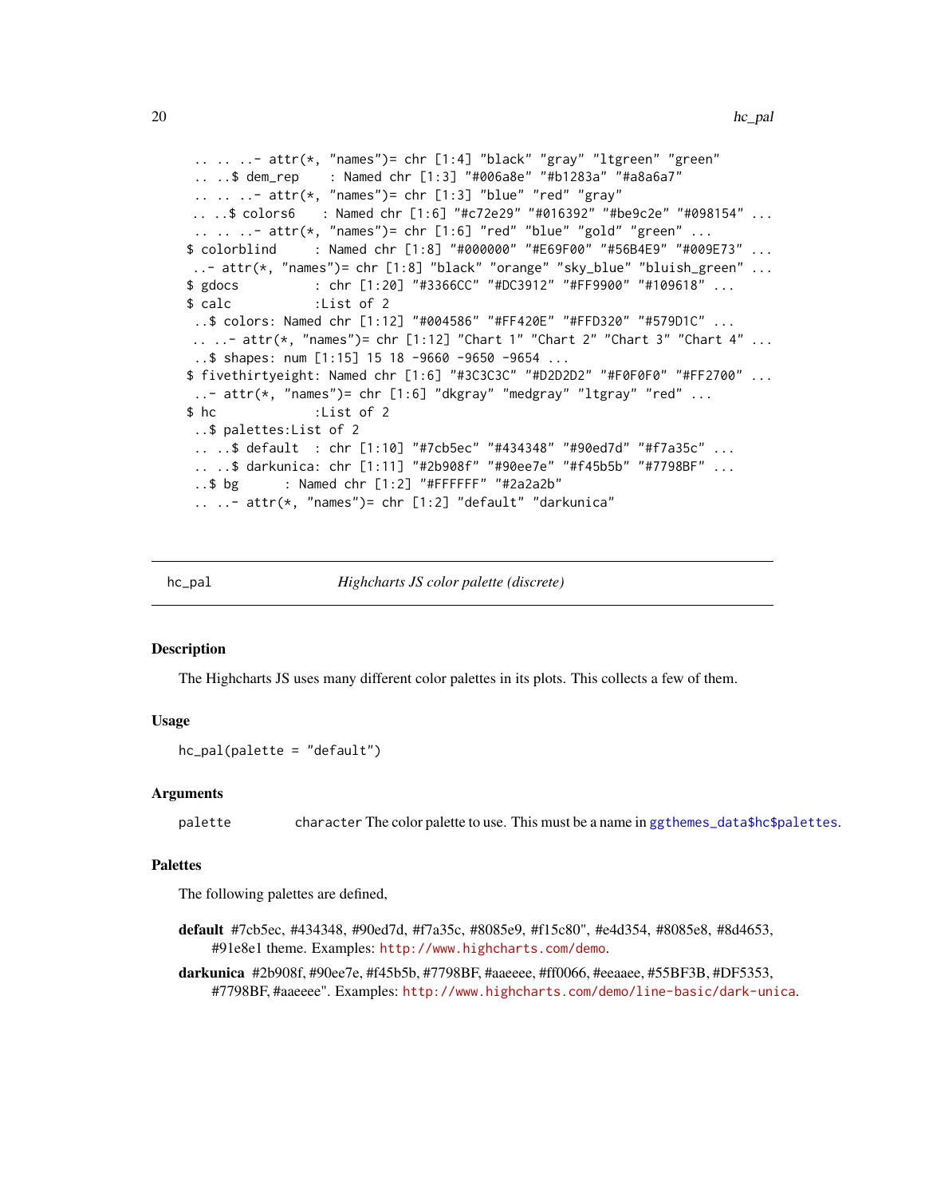```
 .. .. ..- attr(*, "names")= chr [1:4] "black" "gray" "ltgreen" "green"
 .. ..$ dem_rep    : Named chr [1:3] "#006a8e" "#b1283a" "#a8a6a7"
 .. .. ..- attr(*, "names")= chr [1:3] "blue" "red" "gray"
 .. ..$ colors6    : Named chr [1:6] "#c72e29" "#016392" "#be9c2e" "#098154" ...
 .. .. ..- attr(*, "names")= chr [1:6] "red" "blue" "gold" "green" ...
$ colorblind     : Named chr [1:8] "#000000" "#E69F00" "#56B4E9" "#009E73" ...
 ..- attr(*, "names")= chr [1:8] "black" "orange" "sky_blue" "bluish_green" ...
$ gdocs          : chr [1:20] "#3366CC" "#DC3912" "#FF9900" "#109618" ...
$ calc           :List of 2
 ..$ colors: Named chr [1:12] "#004586" "#FF420E" "#FFD320" "#579D1C" ...
 .. ..- attr(*, "names")= chr [1:12] "Chart 1" "Chart 2" "Chart 3" "Chart 4" ...
 ..$ shapes: num [1:15] 15 18 -9660 -9650 -9654 ...
$ fivethirtyeight: Named chr [1:6] "#3C3C3C" "#D2D2D2" "#F0F0F0" "#FF2700" ...
 ..- attr(*, "names")= chr [1:6] "dkgray" "medgray" "ltgray" "red" ...
$ hc             :List of 2
 ..$ palettes:List of 2
 .. ..$ default  : chr [1:10] "#7cb5ec" "#434348" "#90ed7d" "#f7a35c" ...
 .. ..$ darkunica: chr [1:11] "#2b908f" "#90ee7e" "#f45b5b" "#7798BF" ...
 ..$ bg      : Named chr [1:2] "#FFFFFF" "#2a2a2b"
 .. ..- attr(*, "names")= chr [1:2] "default" "darkunica"
```

## hc_pal — *Highcharts JS color palette (discrete)*

### Description

The Highcharts JS uses many different color palettes in its plots. This collects a few of them.

### Usage

```
hc_pal(palette = "default")
```

### Arguments

| | |
|---|---|
| palette | character The color palette to use. This must be a name in ggthemes_data$hc$palettes. |

### Palettes

The following palettes are defined,

**default** #7cb5ec, #434348, #90ed7d, #f7a35c, #8085e9, #f15c80", #e4d354, #8085e8, #8d4653, #91e8e1 theme. Examples: http://www.highcharts.com/demo.

**darkunica** #2b908f, #90ee7e, #f45b5b, #7798BF, #aaeeee, #ff0066, #eeaaee, #55BF3B, #DF5353, #7798BF, #aaeeee". Examples: http://www.highcharts.com/demo/line-basic/dark-unica.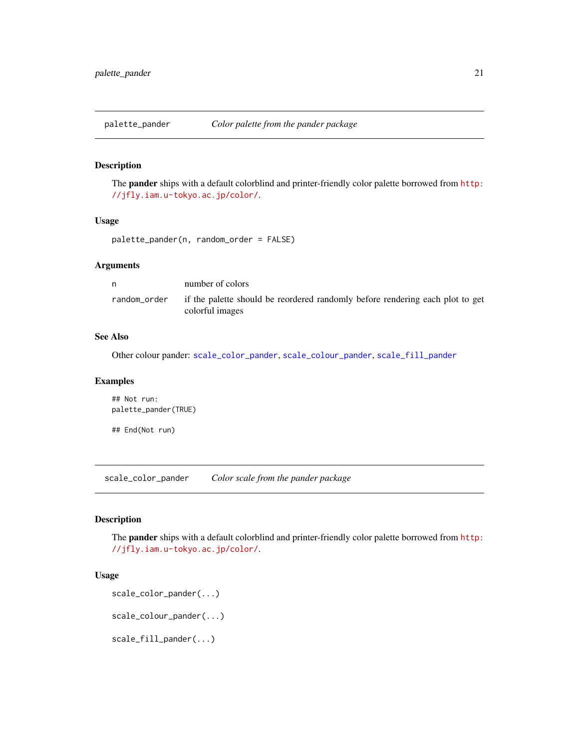## palette_pander — *Color palette from the pander package*

### Description

The **pander** ships with a default colorblind and printer-friendly color palette borrowed from http://jfly.iam.u-tokyo.ac.jp/color/.

### Usage

```
palette_pander(n, random_order = FALSE)
```

### Arguments

| | |
|---|---|
| n | number of colors |
| random_order | if the palette should be reordered randomly before rendering each plot to get colorful images |

### See Also

Other colour pander: scale_color_pander, scale_colour_pander, scale_fill_pander

### Examples

```
## Not run:
palette_pander(TRUE)

## End(Not run)
```

## scale_color_pander — *Color scale from the pander package*

### Description

The **pander** ships with a default colorblind and printer-friendly color palette borrowed from http://jfly.iam.u-tokyo.ac.jp/color/.

### Usage

```
scale_color_pander(...)

scale_colour_pander(...)

scale_fill_pander(...)
```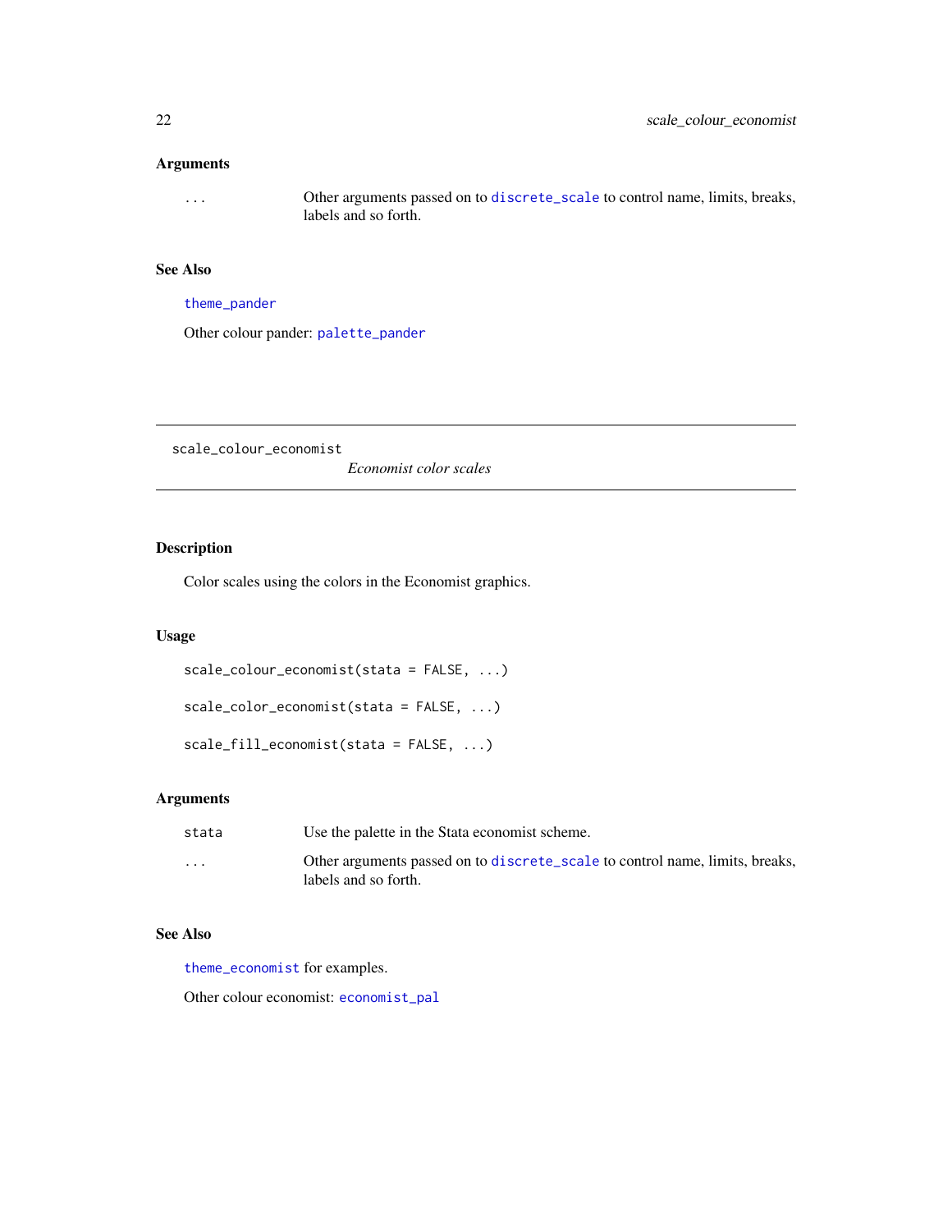### Arguments

| | |
|---|---|
| ... | Other arguments passed on to discrete_scale to control name, limits, breaks, labels and so forth. |

### See Also

theme_pander

Other colour pander: palette_pander

---

## scale_colour_economist    *Economist color scales*

---

### Description

Color scales using the colors in the Economist graphics.

### Usage

```
scale_colour_economist(stata = FALSE, ...)

scale_color_economist(stata = FALSE, ...)

scale_fill_economist(stata = FALSE, ...)
```

### Arguments

| | |
|---|---|
| stata | Use the palette in the Stata economist scheme. |
| ... | Other arguments passed on to discrete_scale to control name, limits, breaks, labels and so forth. |

### See Also

theme_economist for examples.

Other colour economist: economist_pal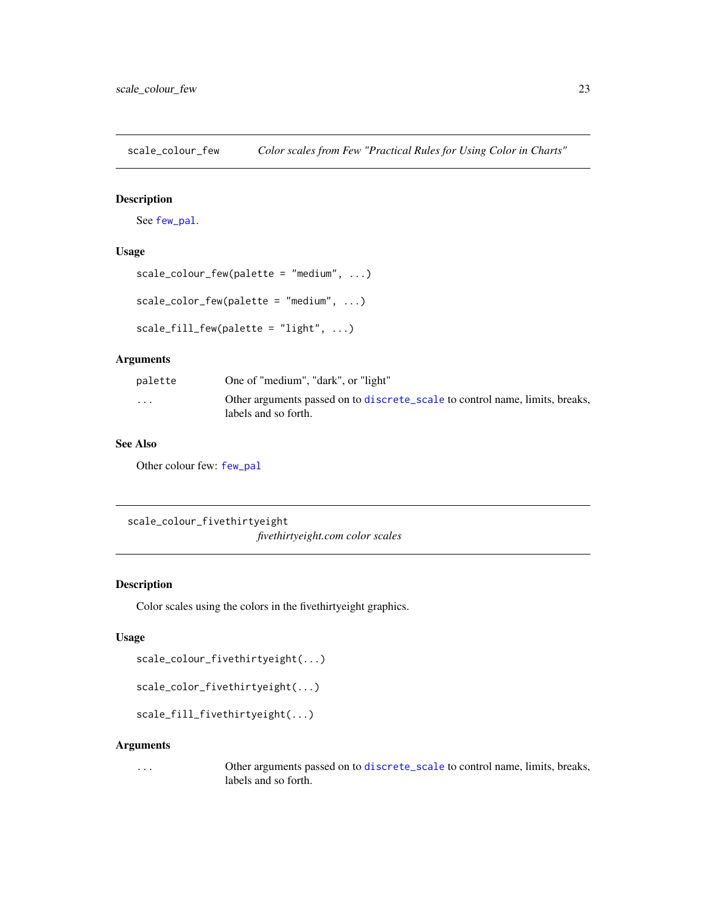## scale_colour_few — *Color scales from Few "Practical Rules for Using Color in Charts"*

### Description

See few_pal.

### Usage

```
scale_colour_few(palette = "medium", ...)

scale_color_few(palette = "medium", ...)

scale_fill_few(palette = "light", ...)
```

### Arguments

| | |
|---|---|
| palette | One of "medium", "dark", or "light" |
| ... | Other arguments passed on to discrete_scale to control name, limits, breaks, labels and so forth. |

### See Also

Other colour few: few_pal

## scale_colour_fivethirtyeight — *fivethirtyeight.com color scales*

### Description

Color scales using the colors in the fivethirtyeight graphics.

### Usage

```
scale_colour_fivethirtyeight(...)

scale_color_fivethirtyeight(...)

scale_fill_fivethirtyeight(...)
```

### Arguments

| | |
|---|---|
| ... | Other arguments passed on to discrete_scale to control name, limits, breaks, labels and so forth. |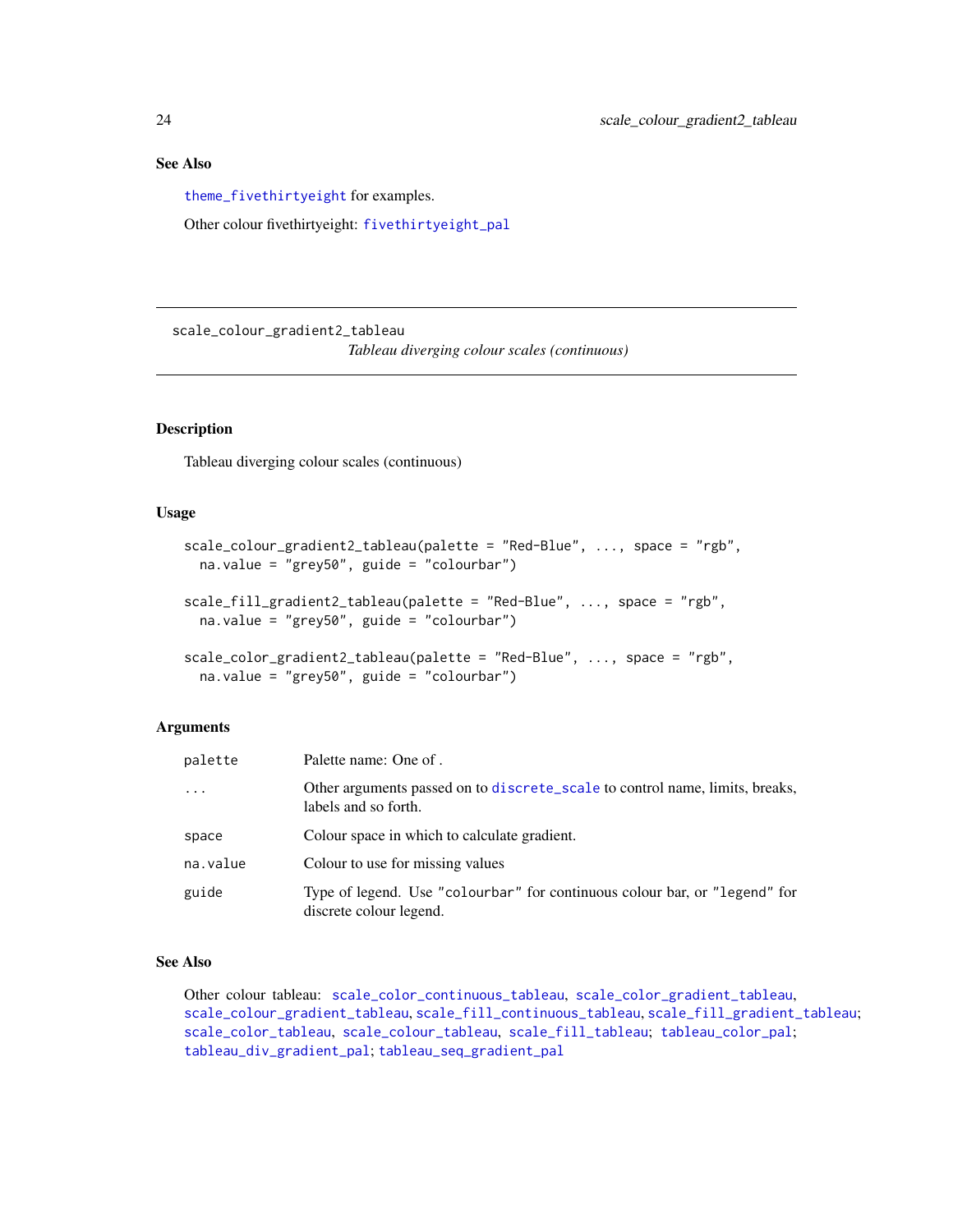## See Also

theme_fivethirtyeight for examples.

Other colour fivethirtyeight: fivethirtyeight_pal

---

scale_colour_gradient2_tableau

*Tableau diverging colour scales (continuous)*

---

### Description

Tableau diverging colour scales (continuous)

### Usage

```
scale_colour_gradient2_tableau(palette = "Red-Blue", ..., space = "rgb",
  na.value = "grey50", guide = "colourbar")

scale_fill_gradient2_tableau(palette = "Red-Blue", ..., space = "rgb",
  na.value = "grey50", guide = "colourbar")

scale_color_gradient2_tableau(palette = "Red-Blue", ..., space = "rgb",
  na.value = "grey50", guide = "colourbar")
```

### Arguments

| | |
|---|---|
| palette | Palette name: One of . |
| ... | Other arguments passed on to discrete_scale to control name, limits, breaks, labels and so forth. |
| space | Colour space in which to calculate gradient. |
| na.value | Colour to use for missing values |
| guide | Type of legend. Use "colourbar" for continuous colour bar, or "legend" for discrete colour legend. |

### See Also

Other colour tableau: scale_color_continuous_tableau, scale_color_gradient_tableau, scale_colour_gradient_tableau, scale_fill_continuous_tableau, scale_fill_gradient_tableau; scale_color_tableau, scale_colour_tableau, scale_fill_tableau; tableau_color_pal; tableau_div_gradient_pal; tableau_seq_gradient_pal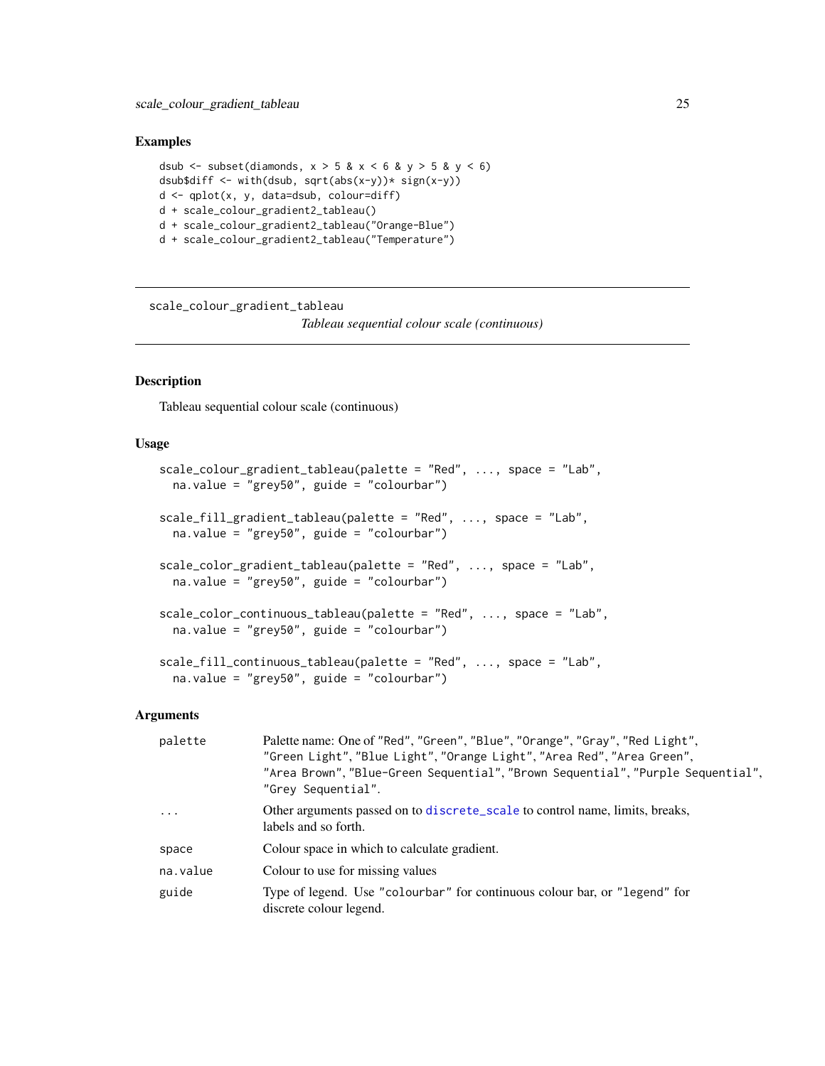## Examples

```
dsub <- subset(diamonds, x > 5 & x < 6 & y > 5 & y < 6)
dsub$diff <- with(dsub, sqrt(abs(x-y))* sign(x-y))
d <- qplot(x, y, data=dsub, colour=diff)
d + scale_colour_gradient2_tableau()
d + scale_colour_gradient2_tableau("Orange-Blue")
d + scale_colour_gradient2_tableau("Temperature")
```

---

# scale_colour_gradient_tableau

*Tableau sequential colour scale (continuous)*

---

## Description

Tableau sequential colour scale (continuous)

## Usage

```
scale_colour_gradient_tableau(palette = "Red", ..., space = "Lab",
  na.value = "grey50", guide = "colourbar")

scale_fill_gradient_tableau(palette = "Red", ..., space = "Lab",
  na.value = "grey50", guide = "colourbar")

scale_color_gradient_tableau(palette = "Red", ..., space = "Lab",
  na.value = "grey50", guide = "colourbar")

scale_color_continuous_tableau(palette = "Red", ..., space = "Lab",
  na.value = "grey50", guide = "colourbar")

scale_fill_continuous_tableau(palette = "Red", ..., space = "Lab",
  na.value = "grey50", guide = "colourbar")
```

## Arguments

| | |
|---|---|
| palette | Palette name: One of "Red", "Green", "Blue", "Orange", "Gray", "Red Light", "Green Light", "Blue Light", "Orange Light", "Area Red", "Area Green", "Area Brown", "Blue-Green Sequential", "Brown Sequential", "Purple Sequential", "Grey Sequential". |
| ... | Other arguments passed on to discrete_scale to control name, limits, breaks, labels and so forth. |
| space | Colour space in which to calculate gradient. |
| na.value | Colour to use for missing values |
| guide | Type of legend. Use "colourbar" for continuous colour bar, or "legend" for discrete colour legend. |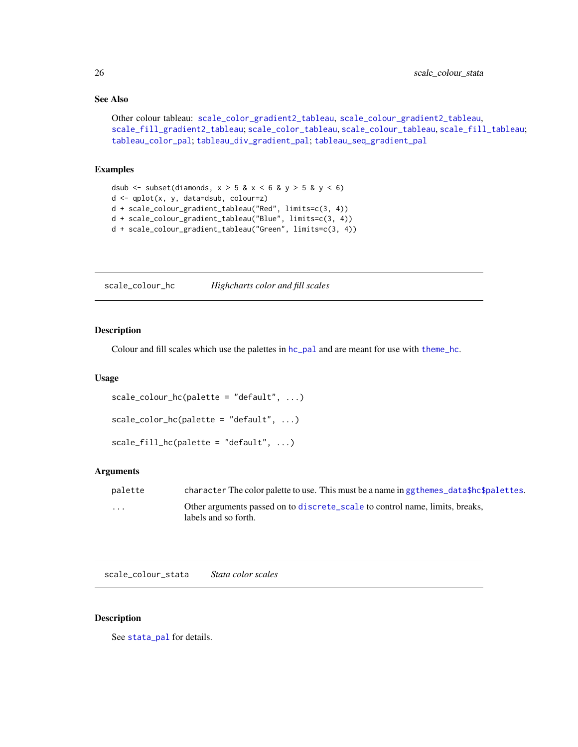### See Also

Other colour tableau: scale_color_gradient2_tableau, scale_colour_gradient2_tableau, scale_fill_gradient2_tableau; scale_color_tableau, scale_colour_tableau, scale_fill_tableau; tableau_color_pal; tableau_div_gradient_pal; tableau_seq_gradient_pal

### Examples

```
dsub <- subset(diamonds, x > 5 & x < 6 & y > 5 & y < 6)
d <- qplot(x, y, data=dsub, colour=z)
d + scale_colour_gradient_tableau("Red", limits=c(3, 4))
d + scale_colour_gradient_tableau("Blue", limits=c(3, 4))
d + scale_colour_gradient_tableau("Green", limits=c(3, 4))
```

---

## scale_colour_hc — *Highcharts color and fill scales*

### Description

Colour and fill scales which use the palettes in hc_pal and are meant for use with theme_hc.

### Usage

```
scale_colour_hc(palette = "default", ...)

scale_color_hc(palette = "default", ...)

scale_fill_hc(palette = "default", ...)
```

### Arguments

| | |
|---|---|
| palette | character The color palette to use. This must be a name in ggthemes_data$hc$palettes. |
| ... | Other arguments passed on to discrete_scale to control name, limits, breaks, labels and so forth. |

---

## scale_colour_stata — *Stata color scales*

### Description

See stata_pal for details.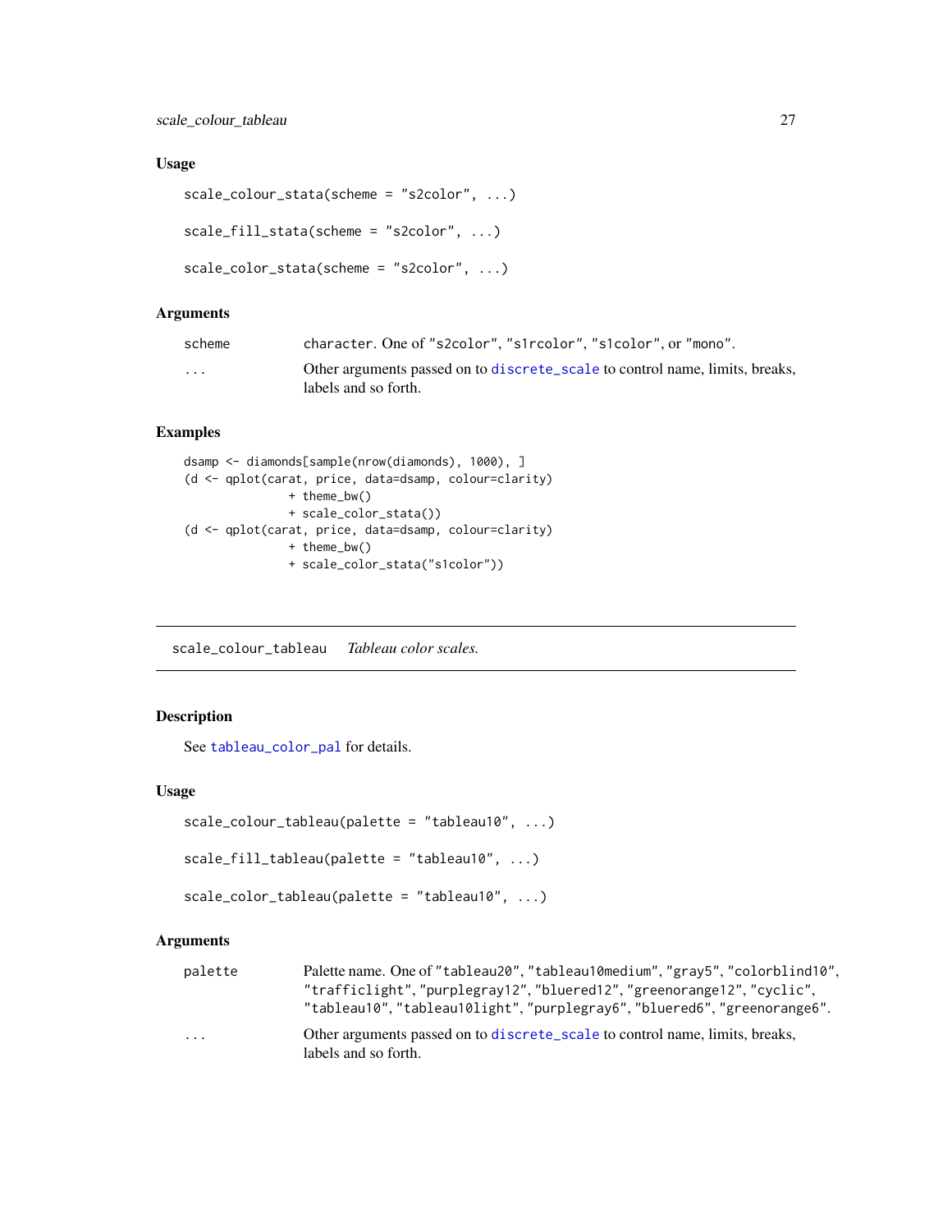## Usage

```
scale_colour_stata(scheme = "s2color", ...)

scale_fill_stata(scheme = "s2color", ...)

scale_color_stata(scheme = "s2color", ...)
```

## Arguments

| | |
|---|---|
| scheme | character. One of "s2color", "s1rcolor", "s1color", or "mono". |
| ... | Other arguments passed on to discrete_scale to control name, limits, breaks, labels and so forth. |

## Examples

```
dsamp <- diamonds[sample(nrow(diamonds), 1000), ]
(d <- qplot(carat, price, data=dsamp, colour=clarity)
             + theme_bw()
             + scale_color_stata())
(d <- qplot(carat, price, data=dsamp, colour=clarity)
             + theme_bw()
             + scale_color_stata("s1color"))
```

---

# scale_colour_tableau *Tableau color scales.*

## Description

See tableau_color_pal for details.

## Usage

```
scale_colour_tableau(palette = "tableau10", ...)

scale_fill_tableau(palette = "tableau10", ...)

scale_color_tableau(palette = "tableau10", ...)
```

## Arguments

| | |
|---|---|
| palette | Palette name. One of "tableau20", "tableau10medium", "gray5", "colorblind10", "trafficlight", "purplegray12", "bluered12", "greenorange12", "cyclic", "tableau10", "tableau10light", "purplegray6", "bluered6", "greenorange6". |
| ... | Other arguments passed on to discrete_scale to control name, limits, breaks, labels and so forth. |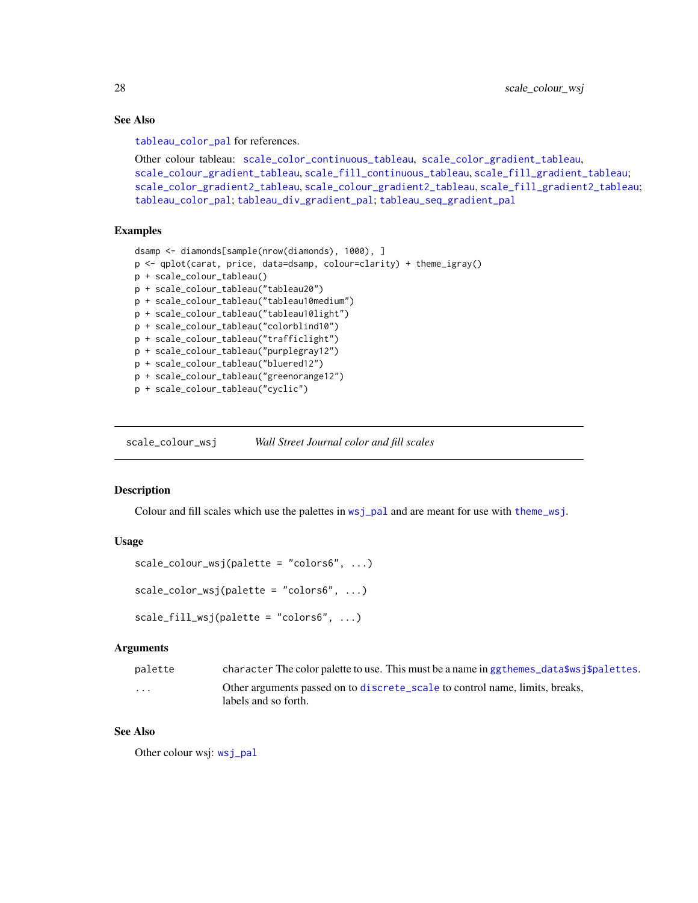### See Also

tableau_color_pal for references.

Other colour tableau: scale_color_continuous_tableau, scale_color_gradient_tableau, scale_colour_gradient_tableau, scale_fill_continuous_tableau, scale_fill_gradient_tableau; scale_color_gradient2_tableau, scale_colour_gradient2_tableau, scale_fill_gradient2_tableau; tableau_color_pal; tableau_div_gradient_pal; tableau_seq_gradient_pal

### Examples

```
dsamp <- diamonds[sample(nrow(diamonds), 1000), ]
p <- qplot(carat, price, data=dsamp, colour=clarity) + theme_igray()
p + scale_colour_tableau()
p + scale_colour_tableau("tableau20")
p + scale_colour_tableau("tableau10medium")
p + scale_colour_tableau("tableau10light")
p + scale_colour_tableau("colorblind10")
p + scale_colour_tableau("trafficlight")
p + scale_colour_tableau("purplegray12")
p + scale_colour_tableau("bluered12")
p + scale_colour_tableau("greenorange12")
p + scale_colour_tableau("cyclic")
```

---

## scale_colour_wsj — *Wall Street Journal color and fill scales*

### Description

Colour and fill scales which use the palettes in wsj_pal and are meant for use with theme_wsj.

### Usage

```
scale_colour_wsj(palette = "colors6", ...)

scale_color_wsj(palette = "colors6", ...)

scale_fill_wsj(palette = "colors6", ...)
```

### Arguments

| | |
|---|---|
| palette | character The color palette to use. This must be a name in ggthemes_data$wsj$palettes. |
| ... | Other arguments passed on to discrete_scale to control name, limits, breaks, labels and so forth. |

### See Also

Other colour wsj: wsj_pal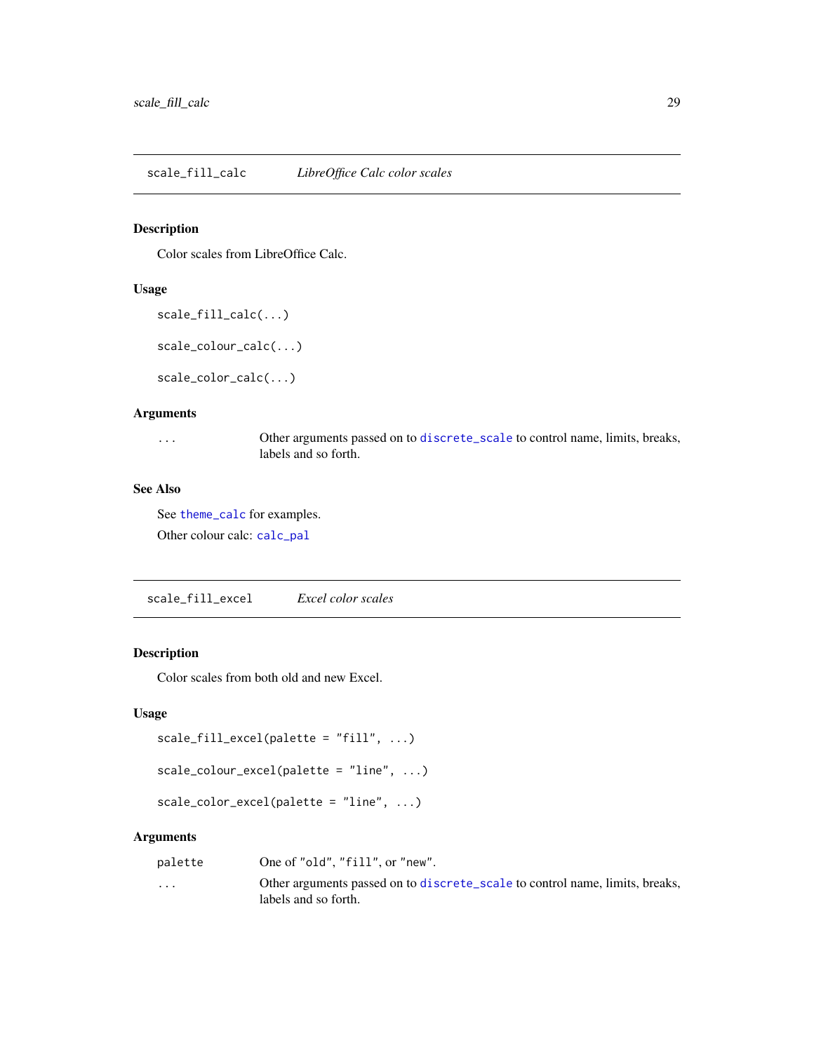## scale_fill_calc — *LibreOffice Calc color scales*

### Description

Color scales from LibreOffice Calc.

### Usage

```
scale_fill_calc(...)

scale_colour_calc(...)

scale_color_calc(...)
```

### Arguments

| | |
|---|---|
| `...` | Other arguments passed on to `discrete_scale` to control name, limits, breaks, labels and so forth. |

### See Also

See `theme_calc` for examples.

Other colour calc: `calc_pal`

## scale_fill_excel — *Excel color scales*

### Description

Color scales from both old and new Excel.

### Usage

```
scale_fill_excel(palette = "fill", ...)

scale_colour_excel(palette = "line", ...)

scale_color_excel(palette = "line", ...)
```

### Arguments

| | |
|---|---|
| `palette` | One of `"old"`, `"fill"`, or `"new"`. |
| `...` | Other arguments passed on to `discrete_scale` to control name, limits, breaks, labels and so forth. |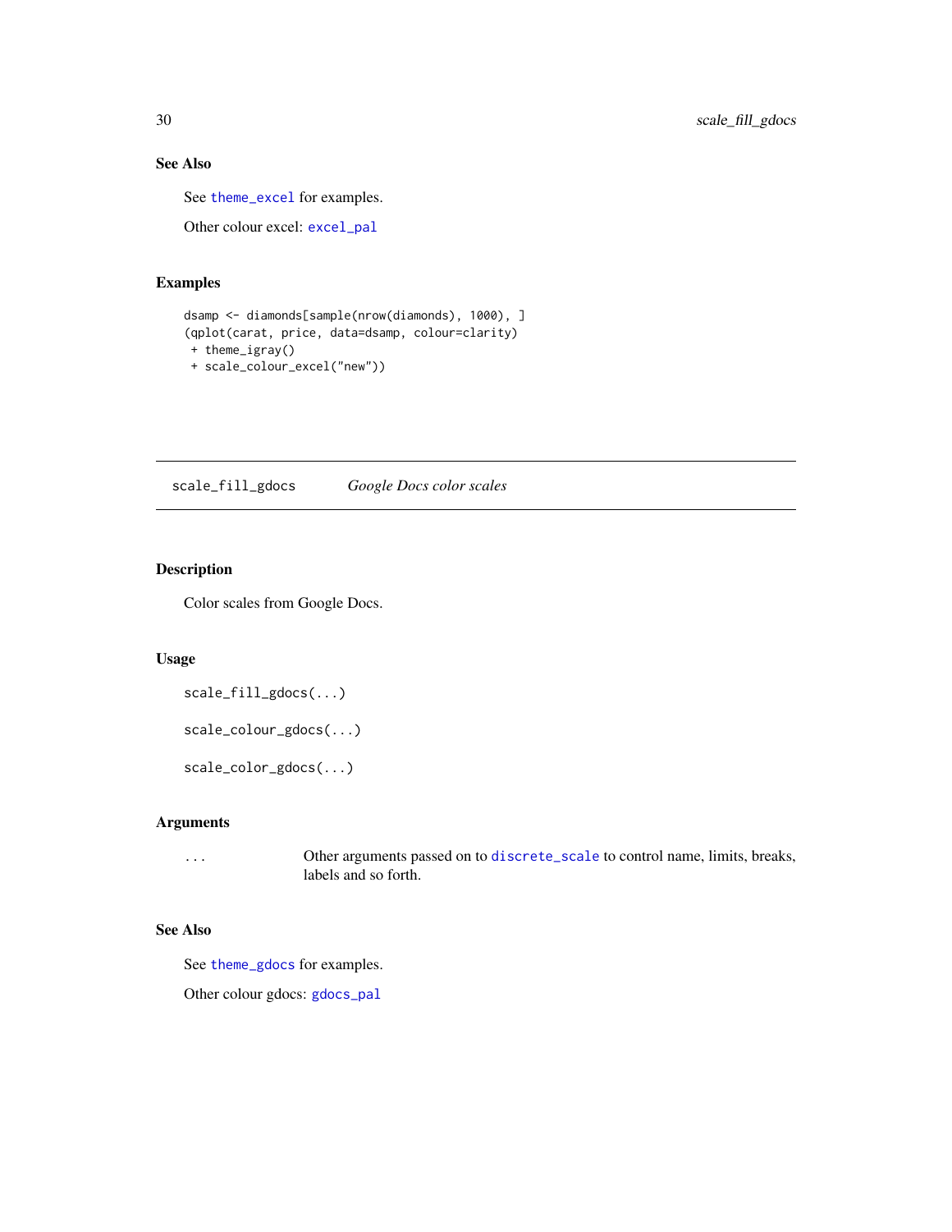## See Also

See `theme_excel` for examples.

Other colour excel: `excel_pal`

## Examples

```
dsamp <- diamonds[sample(nrow(diamonds), 1000), ]
(qplot(carat, price, data=dsamp, colour=clarity)
 + theme_igray()
 + scale_colour_excel("new"))
```

---

# scale_fill_gdocs — *Google Docs color scales*

---

## Description

Color scales from Google Docs.

## Usage

```
scale_fill_gdocs(...)

scale_colour_gdocs(...)

scale_color_gdocs(...)
```

## Arguments

| | |
|---|---|
| `...` | Other arguments passed on to `discrete_scale` to control name, limits, breaks, labels and so forth. |

## See Also

See `theme_gdocs` for examples.

Other colour gdocs: `gdocs_pal`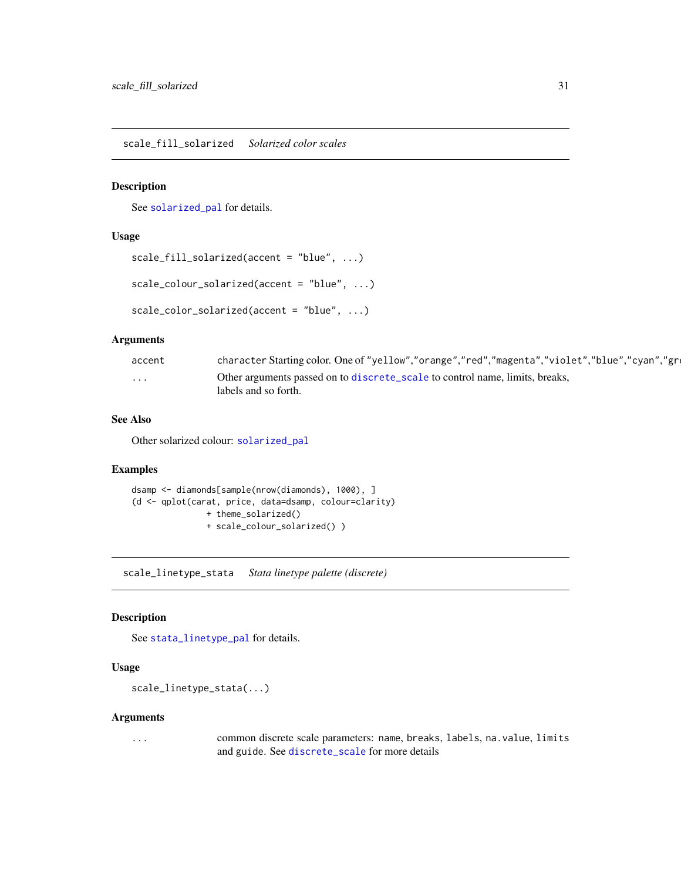## scale_fill_solarized *Solarized color scales*

### Description

See solarized_pal for details.

### Usage

```
scale_fill_solarized(accent = "blue", ...)

scale_colour_solarized(accent = "blue", ...)

scale_color_solarized(accent = "blue", ...)
```

### Arguments

| | |
|---|---|
| accent | character Starting color. One of "yellow","orange","red","magenta","violet","blue","cyan","gr |
| ... | Other arguments passed on to discrete_scale to control name, limits, breaks, labels and so forth. |

### See Also

Other solarized colour: solarized_pal

### Examples

```
dsamp <- diamonds[sample(nrow(diamonds), 1000), ]
(d <- qplot(carat, price, data=dsamp, colour=clarity)
               + theme_solarized()
               + scale_colour_solarized() )
```

## scale_linetype_stata *Stata linetype palette (discrete)*

### Description

See stata_linetype_pal for details.

### Usage

```
scale_linetype_stata(...)
```

### Arguments

| | |
|---|---|
| ... | common discrete scale parameters: name, breaks, labels, na.value, limits and guide. See discrete_scale for more details |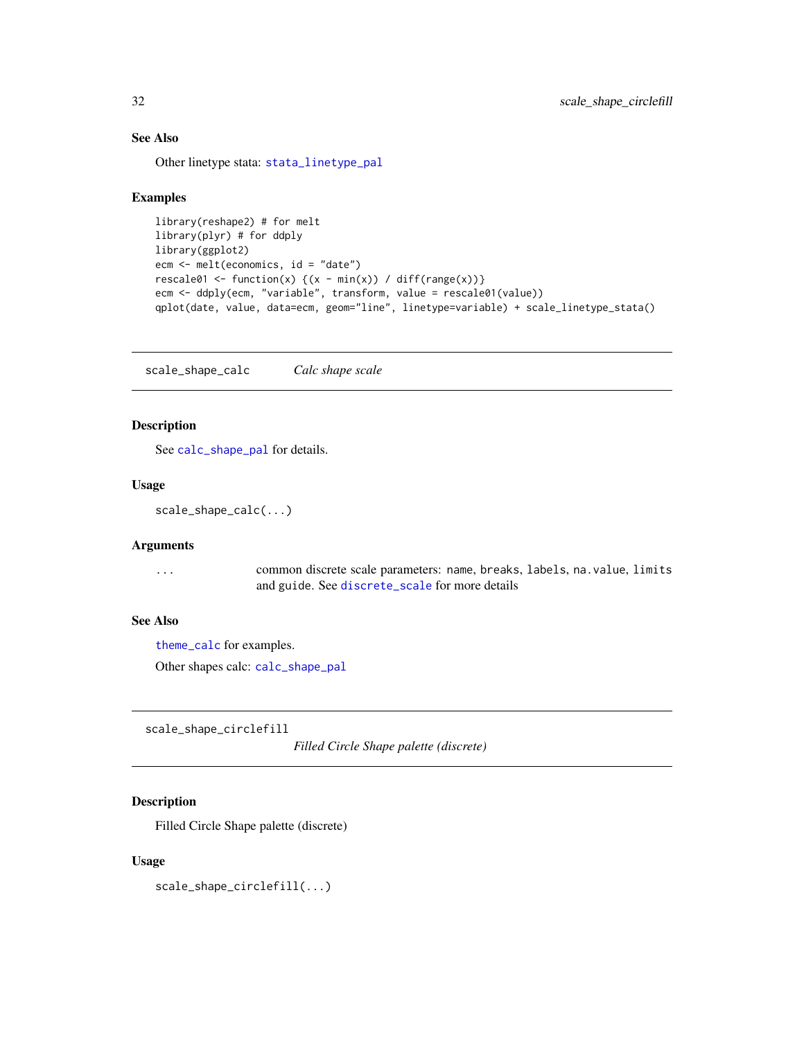### See Also

Other linetype stata: `stata_linetype_pal`

### Examples

```
library(reshape2) # for melt
library(plyr) # for ddply
library(ggplot2)
ecm <- melt(economics, id = "date")
rescale01 <- function(x) {(x - min(x)) / diff(range(x))}
ecm <- ddply(ecm, "variable", transform, value = rescale01(value))
qplot(date, value, data=ecm, geom="line", linetype=variable) + scale_linetype_stata()
```

---

## scale_shape_calc — *Calc shape scale*

### Description

See `calc_shape_pal` for details.

### Usage

```
scale_shape_calc(...)
```

### Arguments

| | |
|---|---|
| `...` | common discrete scale parameters: `name`, `breaks`, `labels`, `na.value`, `limits` and `guide`. See `discrete_scale` for more details |

### See Also

`theme_calc` for examples.

Other shapes calc: `calc_shape_pal`

---

## scale_shape_circlefill — *Filled Circle Shape palette (discrete)*

### Description

Filled Circle Shape palette (discrete)

### Usage

```
scale_shape_circlefill(...)
```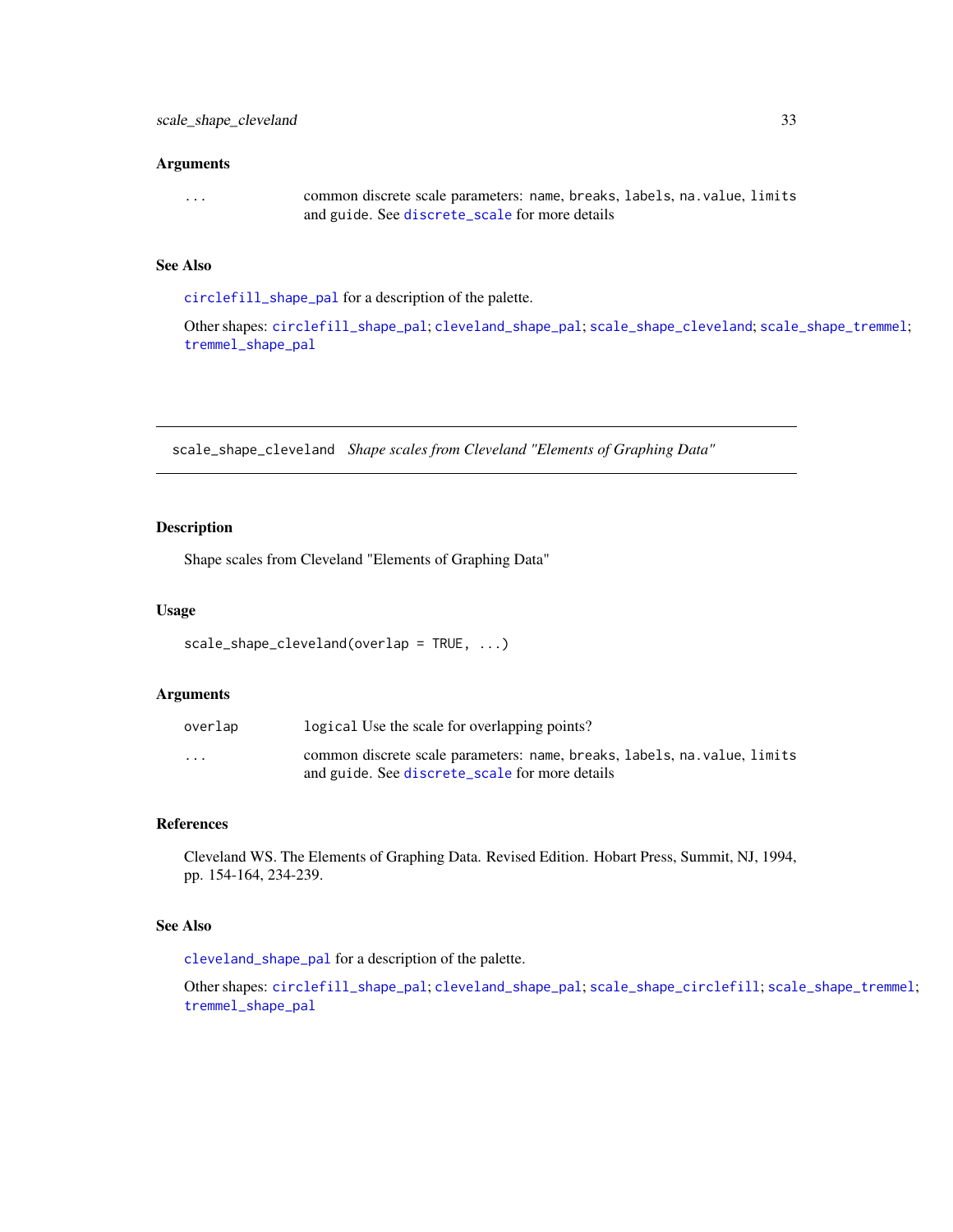## Arguments

| | |
|---|---|
| ... | common discrete scale parameters: name, breaks, labels, na.value, limits and guide. See discrete_scale for more details |

## See Also

circlefill_shape_pal for a description of the palette.

Other shapes: circlefill_shape_pal; cleveland_shape_pal; scale_shape_cleveland; scale_shape_tremmel; tremmel_shape_pal

---

# scale_shape_cleveland *Shape scales from Cleveland "Elements of Graphing Data"*

## Description

Shape scales from Cleveland "Elements of Graphing Data"

## Usage

```
scale_shape_cleveland(overlap = TRUE, ...)
```

## Arguments

| | |
|---|---|
| overlap | logical Use the scale for overlapping points? |
| ... | common discrete scale parameters: name, breaks, labels, na.value, limits and guide. See discrete_scale for more details |

## References

Cleveland WS. The Elements of Graphing Data. Revised Edition. Hobart Press, Summit, NJ, 1994, pp. 154-164, 234-239.

## See Also

cleveland_shape_pal for a description of the palette.

Other shapes: circlefill_shape_pal; cleveland_shape_pal; scale_shape_circlefill; scale_shape_tremmel; tremmel_shape_pal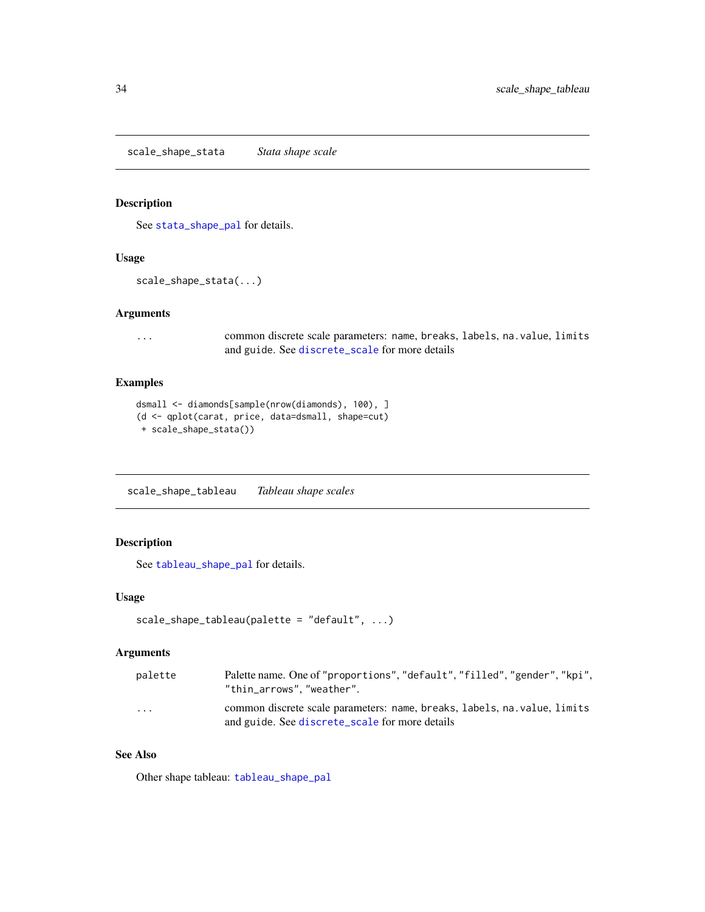## scale_shape_stata *Stata shape scale*

### Description

See `stata_shape_pal` for details.

### Usage

```
scale_shape_stata(...)
```

### Arguments

| | |
|---|---|
| ... | common discrete scale parameters: `name`, `breaks`, `labels`, `na.value`, `limits` and `guide`. See `discrete_scale` for more details |

### Examples

```
dsmall <- diamonds[sample(nrow(diamonds), 100), ]
(d <- qplot(carat, price, data=dsmall, shape=cut)
 + scale_shape_stata())
```

## scale_shape_tableau *Tableau shape scales*

### Description

See `tableau_shape_pal` for details.

### Usage

```
scale_shape_tableau(palette = "default", ...)
```

### Arguments

| | |
|---|---|
| palette | Palette name. One of `"proportions"`, `"default"`, `"filled"`, `"gender"`, `"kpi"`, `"thin_arrows"`, `"weather"`. |
| ... | common discrete scale parameters: `name`, `breaks`, `labels`, `na.value`, `limits` and `guide`. See `discrete_scale` for more details |

### See Also

Other shape tableau: `tableau_shape_pal`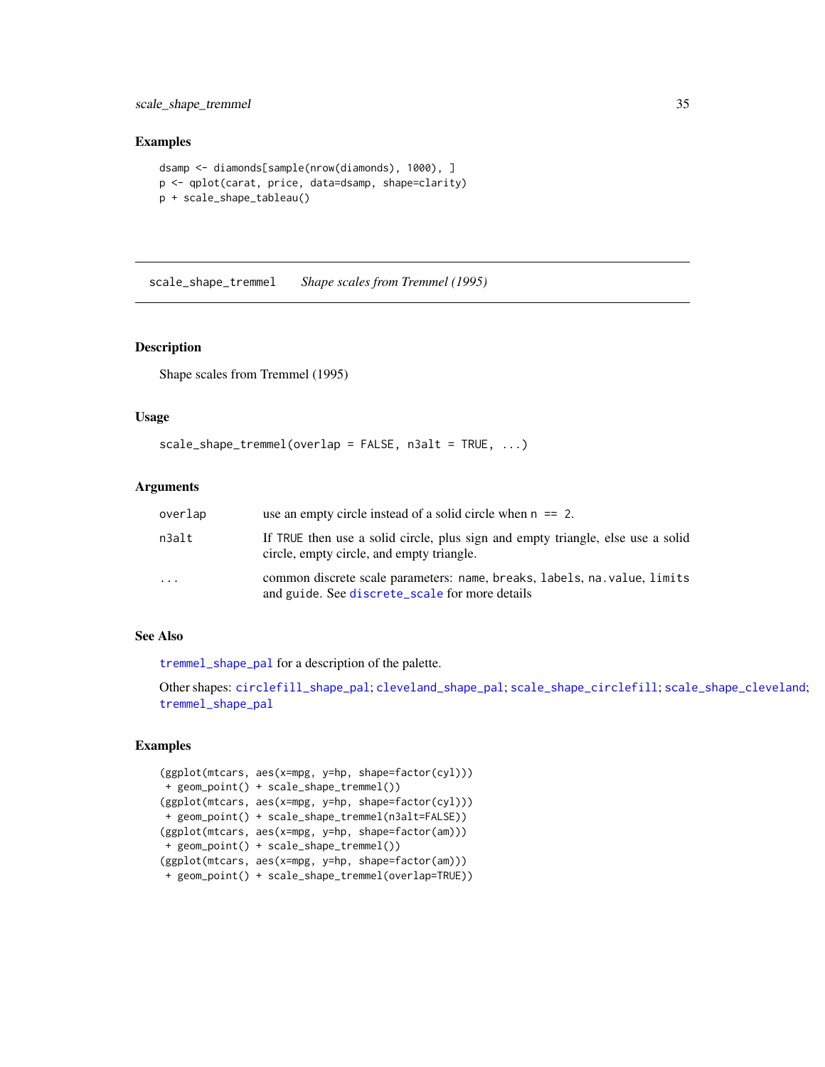### Examples

```
dsamp <- diamonds[sample(nrow(diamonds), 1000), ]
p <- qplot(carat, price, data=dsamp, shape=clarity)
p + scale_shape_tableau()
```

---

## scale_shape_tremmel — *Shape scales from Tremmel (1995)*

---

### Description

Shape scales from Tremmel (1995)

### Usage

```
scale_shape_tremmel(overlap = FALSE, n3alt = TRUE, ...)
```

### Arguments

| | |
|---|---|
| overlap | use an empty circle instead of a solid circle when `n == 2`. |
| n3alt | If `TRUE` then use a solid circle, plus sign and empty triangle, else use a solid circle, empty circle, and empty triangle. |
| ... | common discrete scale parameters: `name`, `breaks`, `labels`, `na.value`, `limits` and `guide`. See `discrete_scale` for more details |

### See Also

`tremmel_shape_pal` for a description of the palette.

Other shapes: `circlefill_shape_pal`; `cleveland_shape_pal`; `scale_shape_circlefill`; `scale_shape_cleveland`; `tremmel_shape_pal`

### Examples

```
(ggplot(mtcars, aes(x=mpg, y=hp, shape=factor(cyl)))
 + geom_point() + scale_shape_tremmel())
(ggplot(mtcars, aes(x=mpg, y=hp, shape=factor(cyl)))
 + geom_point() + scale_shape_tremmel(n3alt=FALSE))
(ggplot(mtcars, aes(x=mpg, y=hp, shape=factor(am)))
 + geom_point() + scale_shape_tremmel())
(ggplot(mtcars, aes(x=mpg, y=hp, shape=factor(am)))
 + geom_point() + scale_shape_tremmel(overlap=TRUE))
```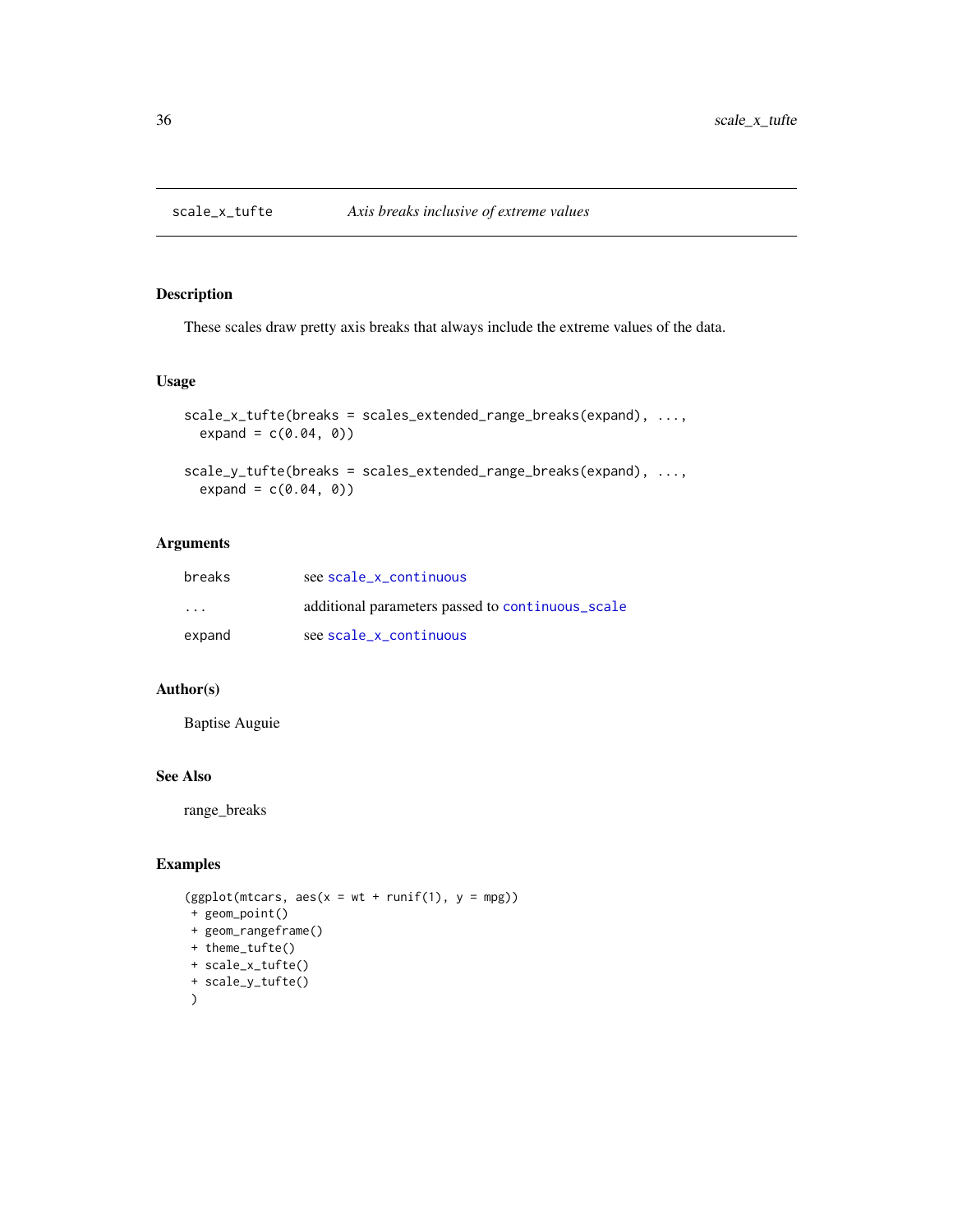## scale_x_tufte — *Axis breaks inclusive of extreme values*

### Description

These scales draw pretty axis breaks that always include the extreme values of the data.

### Usage

```
scale_x_tufte(breaks = scales_extended_range_breaks(expand), ...,
  expand = c(0.04, 0))

scale_y_tufte(breaks = scales_extended_range_breaks(expand), ...,
  expand = c(0.04, 0))
```

### Arguments

| | |
|---|---|
| `breaks` | see `scale_x_continuous` |
| `...` | additional parameters passed to `continuous_scale` |
| `expand` | see `scale_x_continuous` |

### Author(s)

Baptise Auguie

### See Also

range_breaks

### Examples

```
(ggplot(mtcars, aes(x = wt + runif(1), y = mpg))
 + geom_point()
 + geom_rangeframe()
 + theme_tufte()
 + scale_x_tufte()
 + scale_y_tufte()
 )
```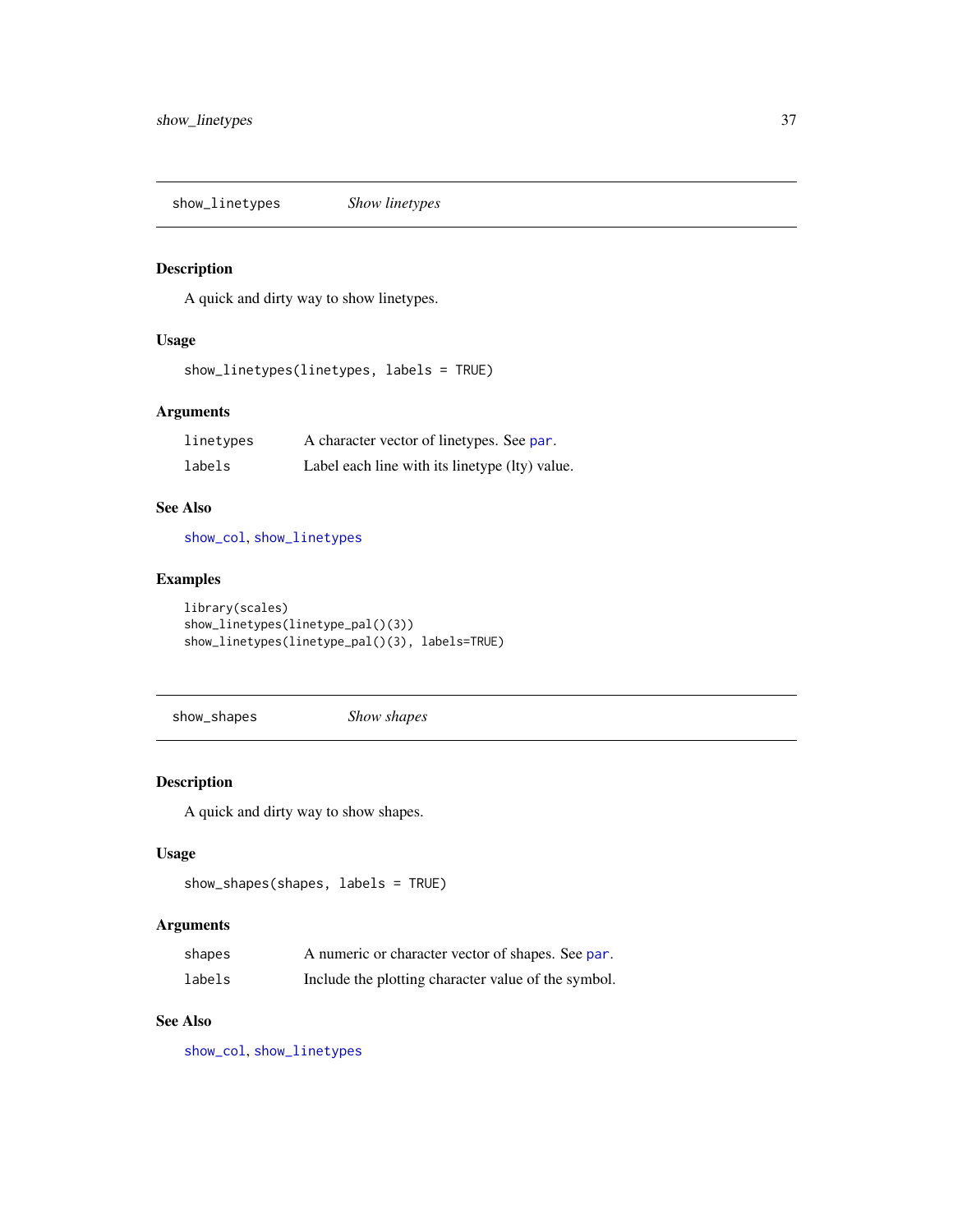## show_linetypes *Show linetypes*

### Description

A quick and dirty way to show linetypes.

### Usage

```
show_linetypes(linetypes, labels = TRUE)
```

### Arguments

| | |
|---|---|
| linetypes | A character vector of linetypes. See par. |
| labels | Label each line with its linetype (lty) value. |

### See Also

show_col, show_linetypes

### Examples

```
library(scales)
show_linetypes(linetype_pal()(3))
show_linetypes(linetype_pal()(3), labels=TRUE)
```

## show_shapes *Show shapes*

### Description

A quick and dirty way to show shapes.

### Usage

```
show_shapes(shapes, labels = TRUE)
```

### Arguments

| | |
|---|---|
| shapes | A numeric or character vector of shapes. See par. |
| labels | Include the plotting character value of the symbol. |

### See Also

show_col, show_linetypes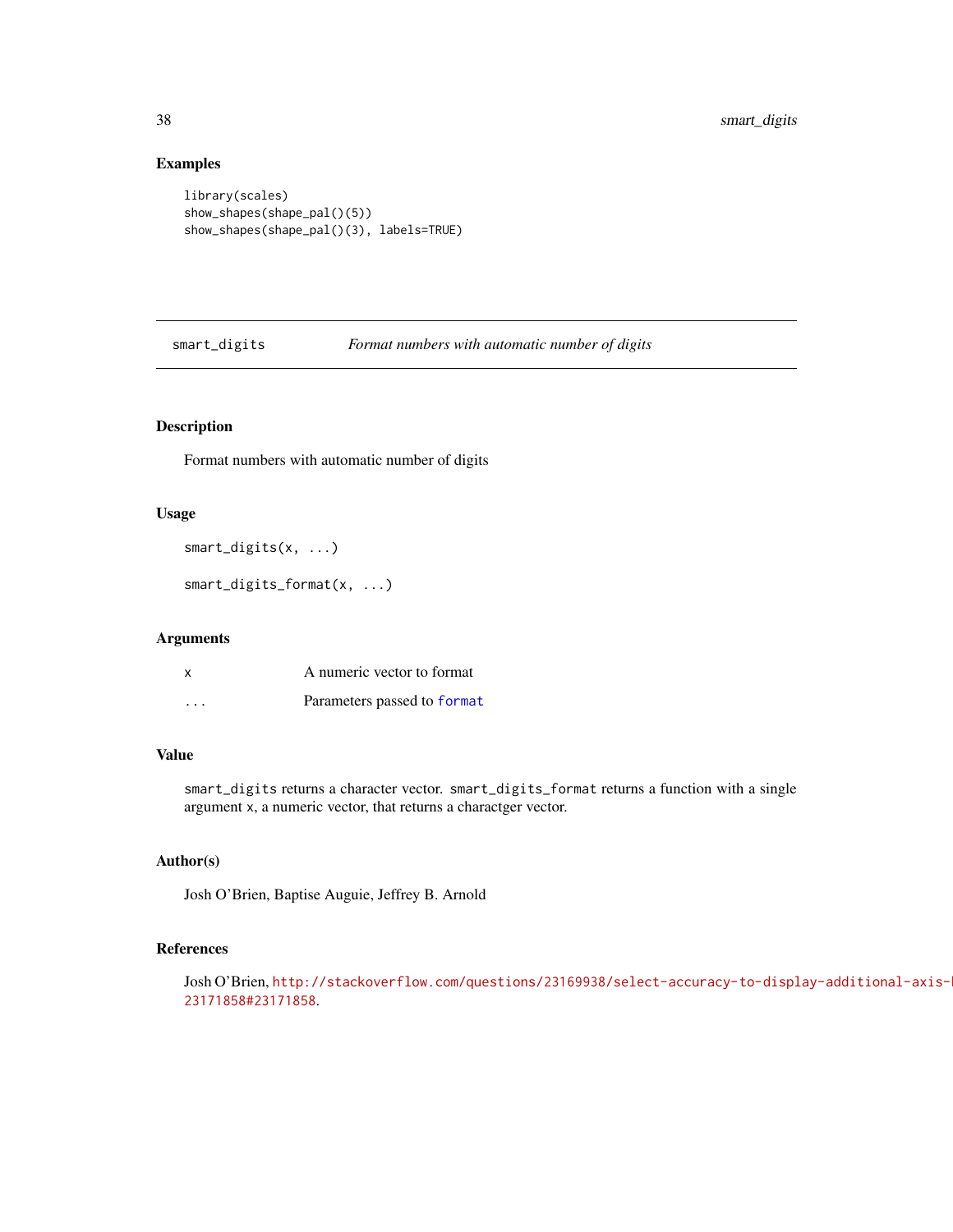### Examples

```
library(scales)
show_shapes(shape_pal()(5))
show_shapes(shape_pal()(3), labels=TRUE)
```

## smart_digits — *Format numbers with automatic number of digits*

### Description

Format numbers with automatic number of digits

### Usage

```
smart_digits(x, ...)

smart_digits_format(x, ...)
```

### Arguments

| | |
|---|---|
| x | A numeric vector to format |
| ... | Parameters passed to format |

### Value

smart_digits returns a character vector. smart_digits_format returns a function with a single argument x, a numeric vector, that returns a charactger vector.

### Author(s)

Josh O'Brien, Baptise Auguie, Jeffrey B. Arnold

### References

Josh O'Brien, http://stackoverflow.com/questions/23169938/select-accuracy-to-display-additional-axis-23171858#23171858.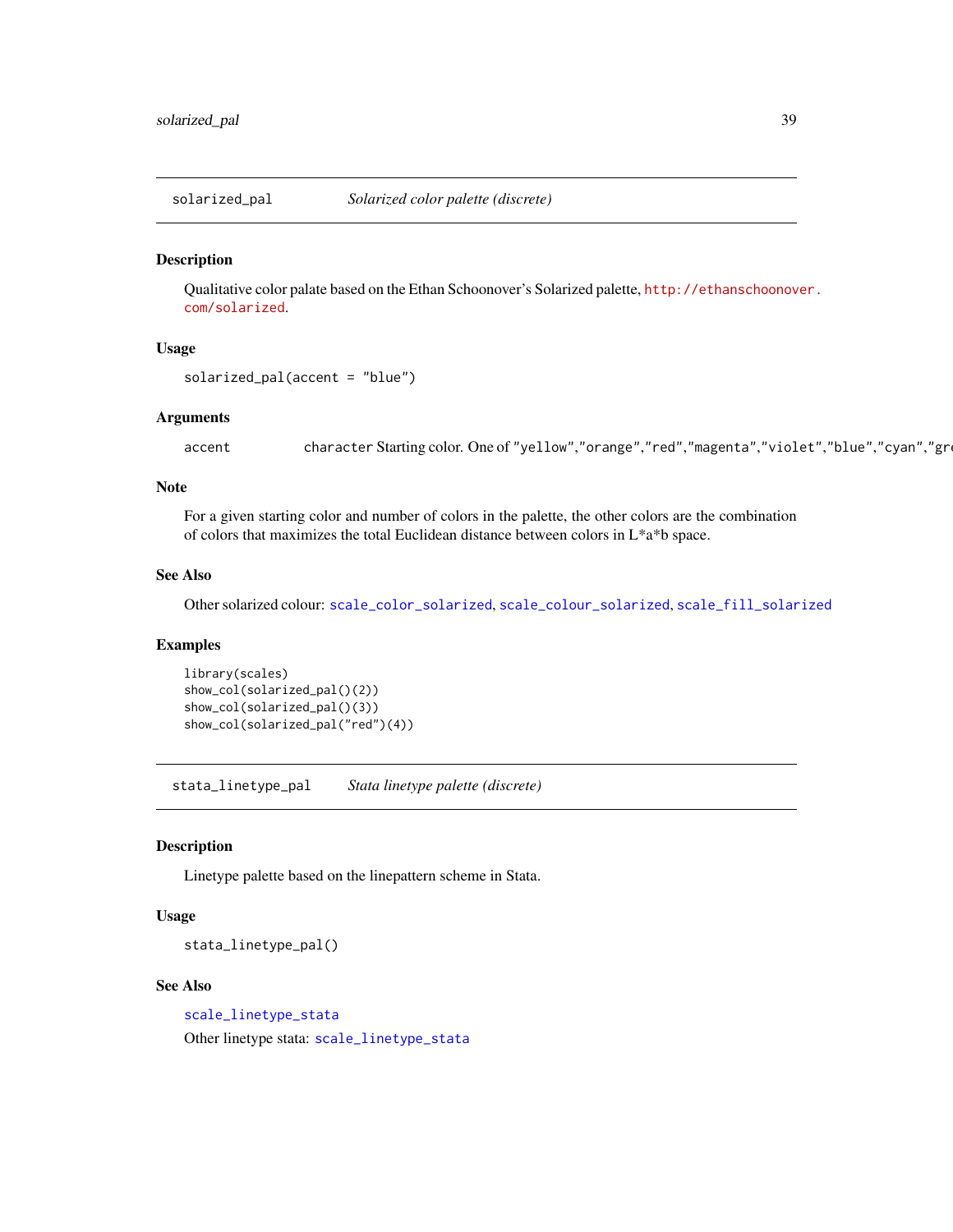## solarized_pal *Solarized color palette (discrete)*

### Description

Qualitative color palate based on the Ethan Schoonover's Solarized palette, http://ethanschoonover.com/solarized.

### Usage

```
solarized_pal(accent = "blue")
```

### Arguments

accent character Starting color. One of "yellow","orange","red","magenta","violet","blue","cyan","gre

### Note

For a given starting color and number of colors in the palette, the other colors are the combination of colors that maximizes the total Euclidean distance between colors in L*a*b space.

### See Also

Other solarized colour: scale_color_solarized, scale_colour_solarized, scale_fill_solarized

### Examples

```
library(scales)
show_col(solarized_pal()(2))
show_col(solarized_pal()(3))
show_col(solarized_pal("red")(4))
```

## stata_linetype_pal *Stata linetype palette (discrete)*

### Description

Linetype palette based on the linepattern scheme in Stata.

### Usage

```
stata_linetype_pal()
```

### See Also

scale_linetype_stata

Other linetype stata: scale_linetype_stata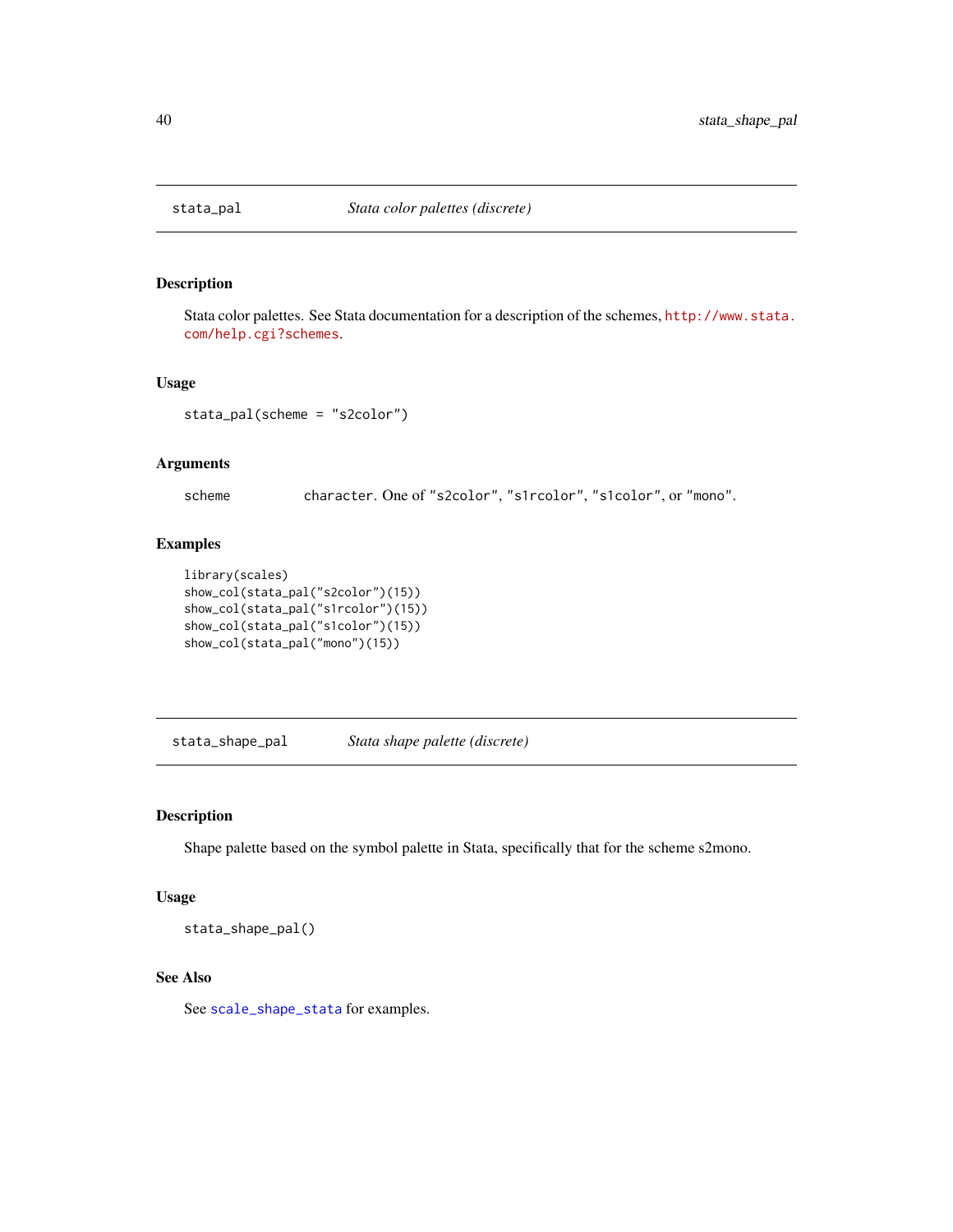## stata_pal — *Stata color palettes (discrete)*

### Description

Stata color palettes. See Stata documentation for a description of the schemes, http://www.stata.com/help.cgi?schemes.

### Usage

```
stata_pal(scheme = "s2color")
```

### Arguments

| | |
|---|---|
| scheme | character. One of "s2color", "s1rcolor", "s1color", or "mono". |

### Examples

```
library(scales)
show_col(stata_pal("s2color")(15))
show_col(stata_pal("s1rcolor")(15))
show_col(stata_pal("s1color")(15))
show_col(stata_pal("mono")(15))
```

## stata_shape_pal — *Stata shape palette (discrete)*

### Description

Shape palette based on the symbol palette in Stata, specifically that for the scheme s2mono.

### Usage

```
stata_shape_pal()
```

### See Also

See scale_shape_stata for examples.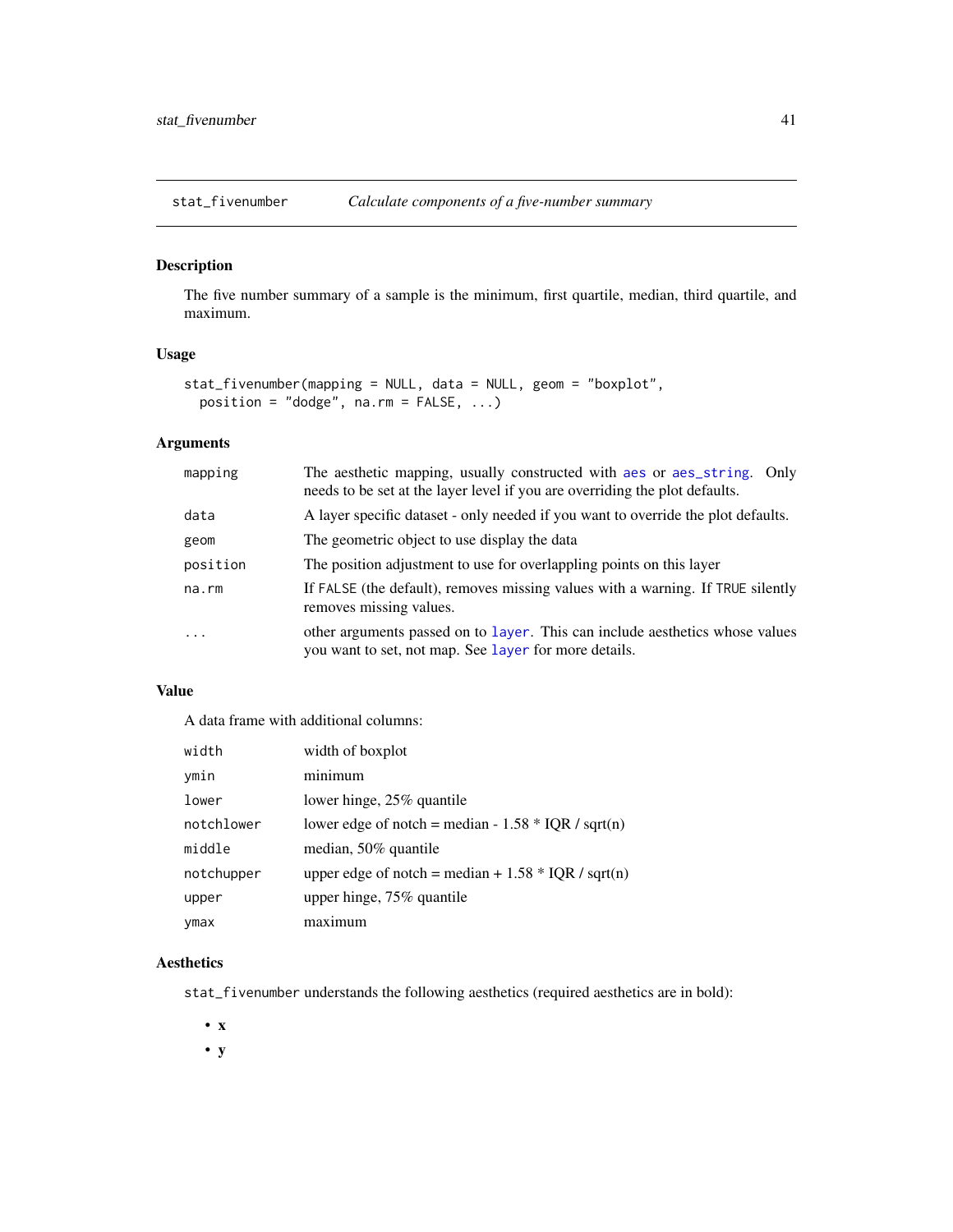## stat_fivenumber — *Calculate components of a five-number summary*

### Description

The five number summary of a sample is the minimum, first quartile, median, third quartile, and maximum.

### Usage

```
stat_fivenumber(mapping = NULL, data = NULL, geom = "boxplot",
  position = "dodge", na.rm = FALSE, ...)
```

### Arguments

| | |
|---|---|
| `mapping` | The aesthetic mapping, usually constructed with `aes` or `aes_string`. Only needs to be set at the layer level if you are overriding the plot defaults. |
| `data` | A layer specific dataset - only needed if you want to override the plot defaults. |
| `geom` | The geometric object to use display the data |
| `position` | The position adjustment to use for overlapping points on this layer |
| `na.rm` | If `FALSE` (the default), removes missing values with a warning. If `TRUE` silently removes missing values. |
| `...` | other arguments passed on to `layer`. This can include aesthetics whose values you want to set, not map. See `layer` for more details. |

### Value

A data frame with additional columns:

| | |
|---|---|
| `width` | width of boxplot |
| `ymin` | minimum |
| `lower` | lower hinge, 25% quantile |
| `notchlower` | lower edge of notch = median - 1.58 * IQR / sqrt(n) |
| `middle` | median, 50% quantile |
| `notchupper` | upper edge of notch = median + 1.58 * IQR / sqrt(n) |
| `upper` | upper hinge, 75% quantile |
| `ymax` | maximum |

### Aesthetics

`stat_fivenumber` understands the following aesthetics (required aesthetics are in bold):

- **x**
- **y**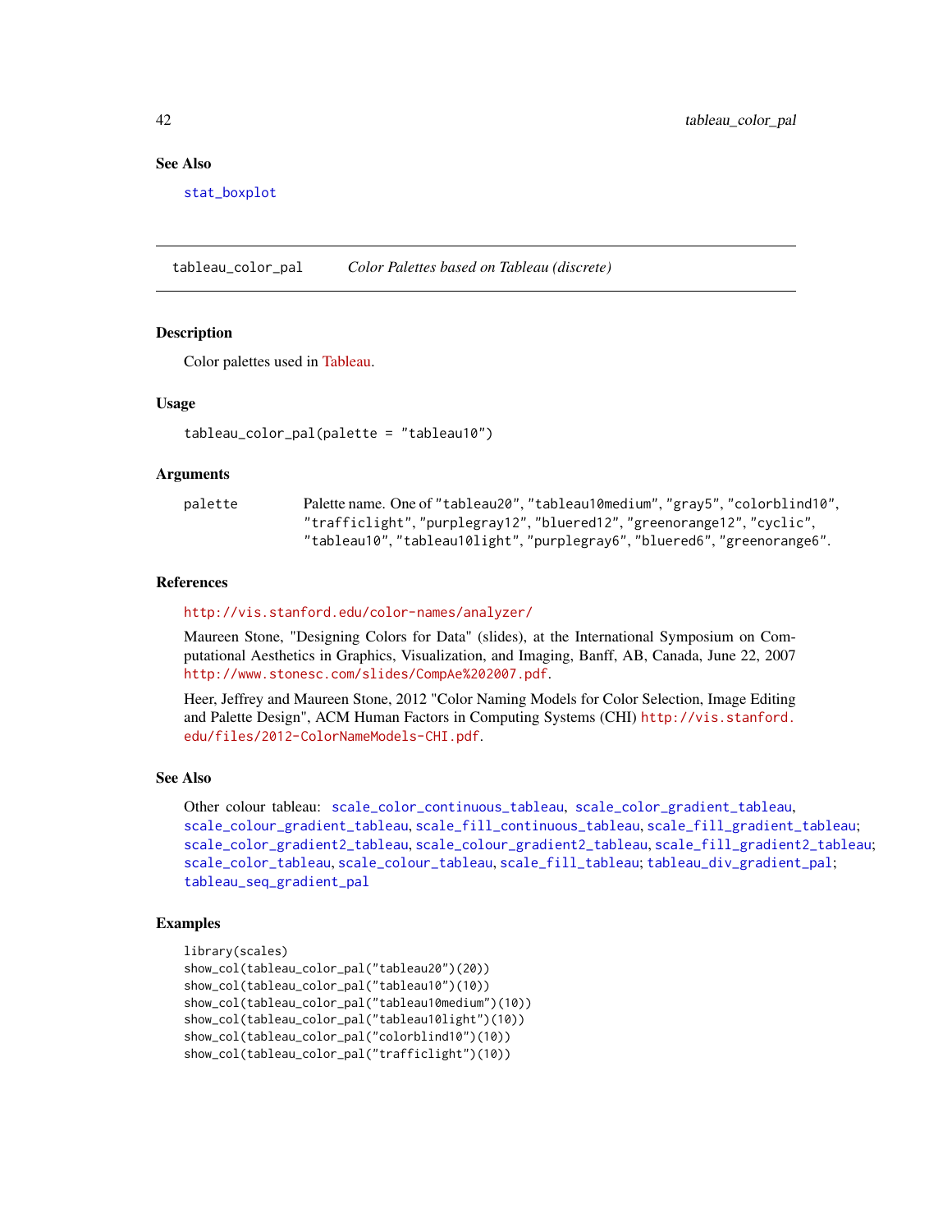## See Also

stat_boxplot

---

## tableau_color_pal — *Color Palettes based on Tableau (discrete)*

### Description

Color palettes used in Tableau.

### Usage

```
tableau_color_pal(palette = "tableau10")
```

### Arguments

| | |
|---|---|
| palette | Palette name. One of "tableau20", "tableau10medium", "gray5", "colorblind10", "trafficlight", "purplegray12", "bluered12", "greenorange12", "cyclic", "tableau10", "tableau10light", "purplegray6", "bluered6", "greenorange6". |

### References

http://vis.stanford.edu/color-names/analyzer/

Maureen Stone, "Designing Colors for Data" (slides), at the International Symposium on Computational Aesthetics in Graphics, Visualization, and Imaging, Banff, AB, Canada, June 22, 2007 http://www.stonesc.com/slides/CompAe%202007.pdf.

Heer, Jeffrey and Maureen Stone, 2012 "Color Naming Models for Color Selection, Image Editing and Palette Design", ACM Human Factors in Computing Systems (CHI) http://vis.stanford.edu/files/2012-ColorNameModels-CHI.pdf.

### See Also

Other colour tableau: scale_color_continuous_tableau, scale_color_gradient_tableau, scale_colour_gradient_tableau, scale_fill_continuous_tableau, scale_fill_gradient_tableau; scale_color_gradient2_tableau, scale_colour_gradient2_tableau, scale_fill_gradient2_tableau; scale_color_tableau, scale_colour_tableau, scale_fill_tableau; tableau_div_gradient_pal; tableau_seq_gradient_pal

### Examples

```
library(scales)
show_col(tableau_color_pal("tableau20")(20))
show_col(tableau_color_pal("tableau10")(10))
show_col(tableau_color_pal("tableau10medium")(10))
show_col(tableau_color_pal("tableau10light")(10))
show_col(tableau_color_pal("colorblind10")(10))
show_col(tableau_color_pal("trafficlight")(10))
```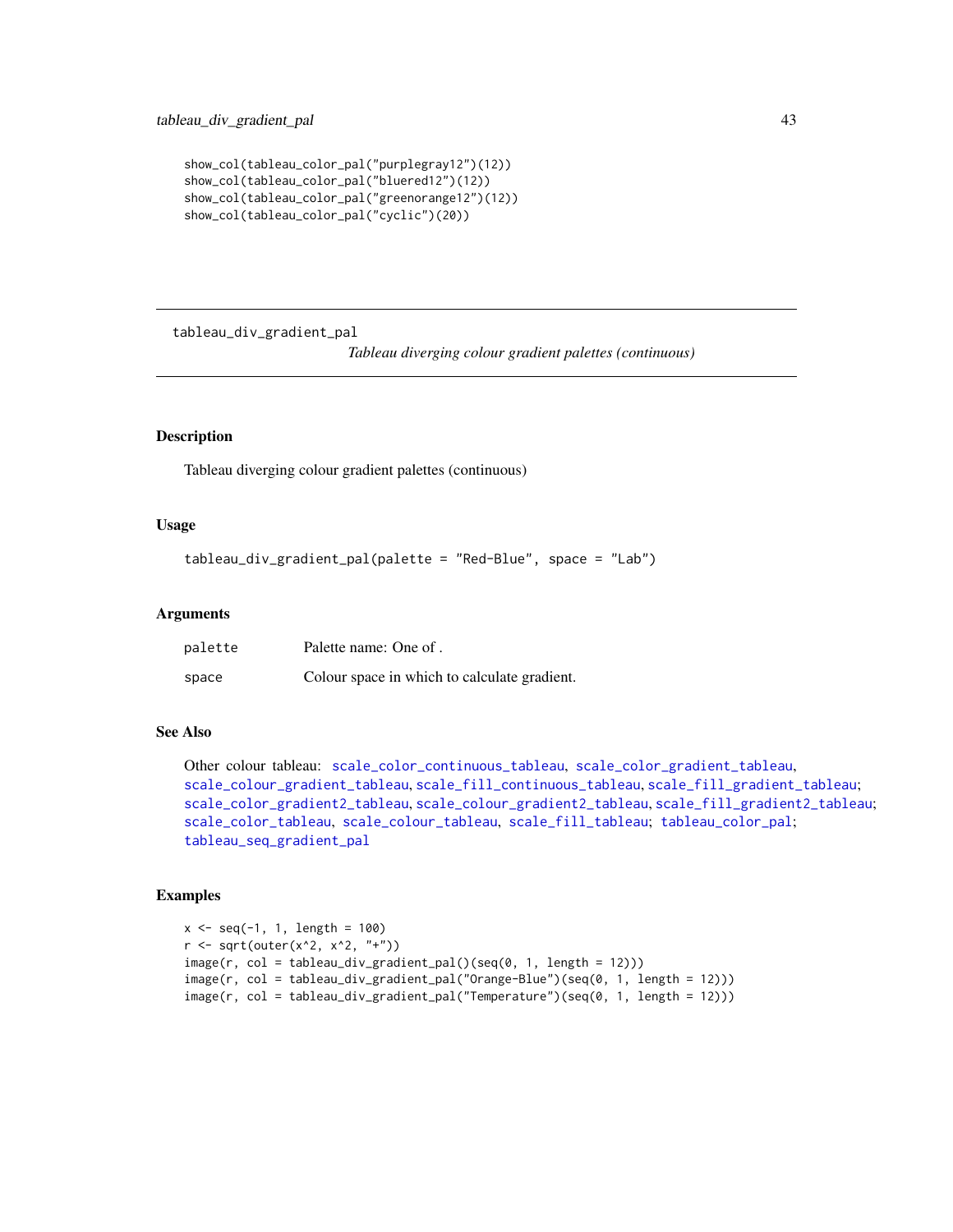```
show_col(tableau_color_pal("purplegray12")(12))
show_col(tableau_color_pal("bluered12")(12))
show_col(tableau_color_pal("greenorange12")(12))
show_col(tableau_color_pal("cyclic")(20))
```

## tableau_div_gradient_pal

*Tableau diverging colour gradient palettes (continuous)*

### Description

Tableau diverging colour gradient palettes (continuous)

### Usage

```
tableau_div_gradient_pal(palette = "Red-Blue", space = "Lab")
```

### Arguments

| | |
|---|---|
| palette | Palette name: One of . |
| space | Colour space in which to calculate gradient. |

### See Also

Other colour tableau: scale_color_continuous_tableau, scale_color_gradient_tableau, scale_colour_gradient_tableau, scale_fill_continuous_tableau, scale_fill_gradient_tableau; scale_color_gradient2_tableau, scale_colour_gradient2_tableau, scale_fill_gradient2_tableau; scale_color_tableau, scale_colour_tableau, scale_fill_tableau; tableau_color_pal; tableau_seq_gradient_pal

### Examples

```
x <- seq(-1, 1, length = 100)
r <- sqrt(outer(x^2, x^2, "+"))
image(r, col = tableau_div_gradient_pal()(seq(0, 1, length = 12)))
image(r, col = tableau_div_gradient_pal("Orange-Blue")(seq(0, 1, length = 12)))
image(r, col = tableau_div_gradient_pal("Temperature")(seq(0, 1, length = 12)))
```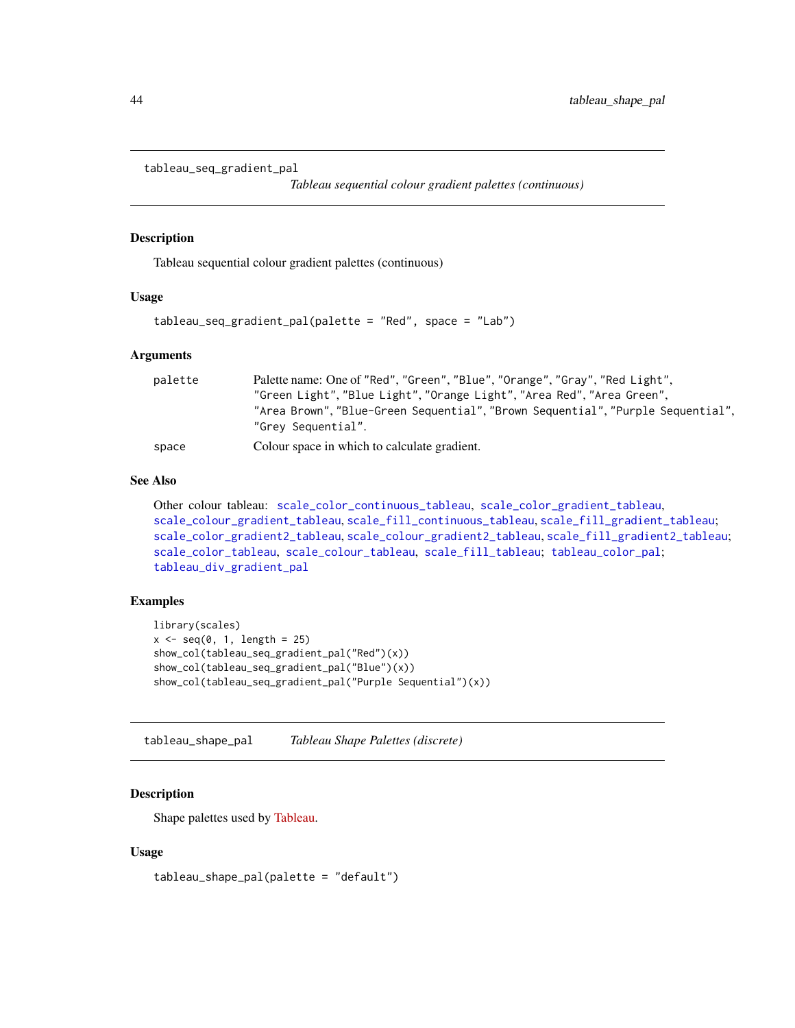## tableau_seq_gradient_pal

*Tableau sequential colour gradient palettes (continuous)*

### Description

Tableau sequential colour gradient palettes (continuous)

### Usage

```
tableau_seq_gradient_pal(palette = "Red", space = "Lab")
```

### Arguments

| | |
|---|---|
| palette | Palette name: One of "Red", "Green", "Blue", "Orange", "Gray", "Red Light", "Green Light", "Blue Light", "Orange Light", "Area Red", "Area Green", "Area Brown", "Blue-Green Sequential", "Brown Sequential", "Purple Sequential", "Grey Sequential". |
| space | Colour space in which to calculate gradient. |

### See Also

Other colour tableau: scale_color_continuous_tableau, scale_color_gradient_tableau, scale_colour_gradient_tableau, scale_fill_continuous_tableau, scale_fill_gradient_tableau; scale_color_gradient2_tableau, scale_colour_gradient2_tableau, scale_fill_gradient2_tableau; scale_color_tableau, scale_colour_tableau, scale_fill_tableau; tableau_color_pal; tableau_div_gradient_pal

### Examples

```
library(scales)
x <- seq(0, 1, length = 25)
show_col(tableau_seq_gradient_pal("Red")(x))
show_col(tableau_seq_gradient_pal("Blue")(x))
show_col(tableau_seq_gradient_pal("Purple Sequential")(x))
```

## tableau_shape_pal

*Tableau Shape Palettes (discrete)*

### Description

Shape palettes used by Tableau.

### Usage

```
tableau_shape_pal(palette = "default")
```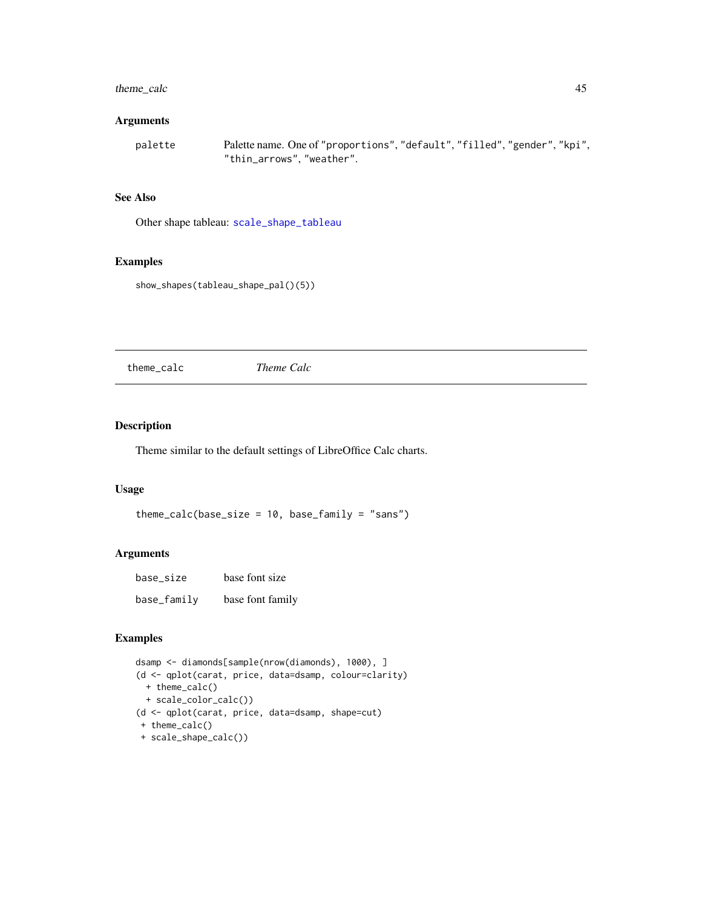### Arguments

| | |
|---|---|
| `palette` | Palette name. One of `"proportions"`, `"default"`, `"filled"`, `"gender"`, `"kpi"`, `"thin_arrows"`, `"weather"`. |

### See Also

Other shape tableau: `scale_shape_tableau`

### Examples

```
show_shapes(tableau_shape_pal()(5))
```

---

## theme_calc    *Theme Calc*

---

### Description

Theme similar to the default settings of LibreOffice Calc charts.

### Usage

```
theme_calc(base_size = 10, base_family = "sans")
```

### Arguments

| | |
|---|---|
| `base_size` | base font size |
| `base_family` | base font family |

### Examples

```
dsamp <- diamonds[sample(nrow(diamonds), 1000), ]
(d <- qplot(carat, price, data=dsamp, colour=clarity)
  + theme_calc()
  + scale_color_calc())
(d <- qplot(carat, price, data=dsamp, shape=cut)
 + theme_calc()
 + scale_shape_calc())
```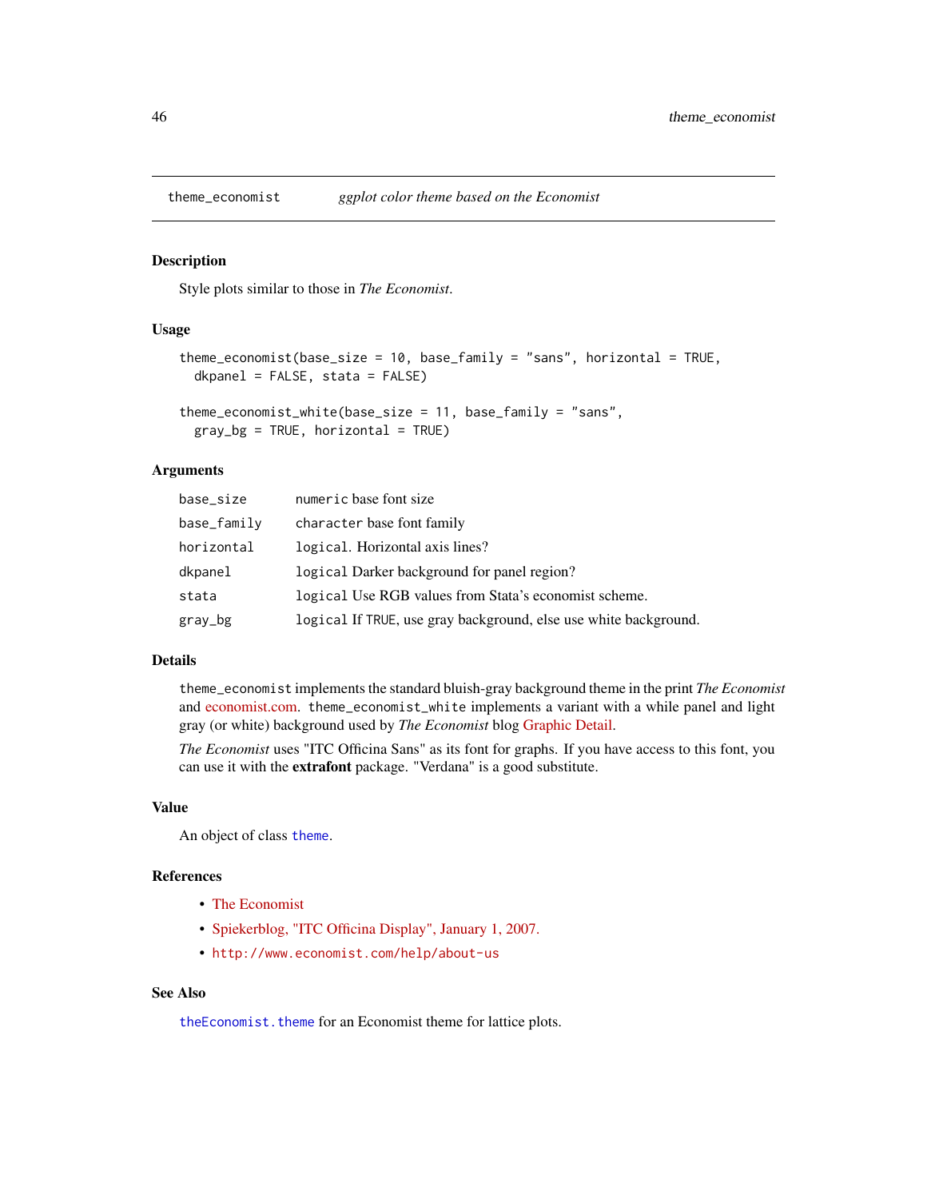theme_economist — *ggplot color theme based on the Economist*

## Description

Style plots similar to those in *The Economist*.

## Usage

```
theme_economist(base_size = 10, base_family = "sans", horizontal = TRUE,
  dkpanel = FALSE, stata = FALSE)

theme_economist_white(base_size = 11, base_family = "sans",
  gray_bg = TRUE, horizontal = TRUE)
```

## Arguments

| | |
|---|---|
| base_size | numeric base font size |
| base_family | character base font family |
| horizontal | logical. Horizontal axis lines? |
| dkpanel | logical Darker background for panel region? |
| stata | logical Use RGB values from Stata's economist scheme. |
| gray_bg | logical If TRUE, use gray background, else use white background. |

## Details

theme_economist implements the standard bluish-gray background theme in the print *The Economist* and economist.com. theme_economist_white implements a variant with a while panel and light gray (or white) background used by *The Economist* blog Graphic Detail.

*The Economist* uses "ITC Officina Sans" as its font for graphs. If you have access to this font, you can use it with the **extrafont** package. "Verdana" is a good substitute.

## Value

An object of class theme.

## References

- The Economist
- Spiekerblog, "ITC Officina Display", January 1, 2007.
- http://www.economist.com/help/about-us

## See Also

theEconomist.theme for an Economist theme for lattice plots.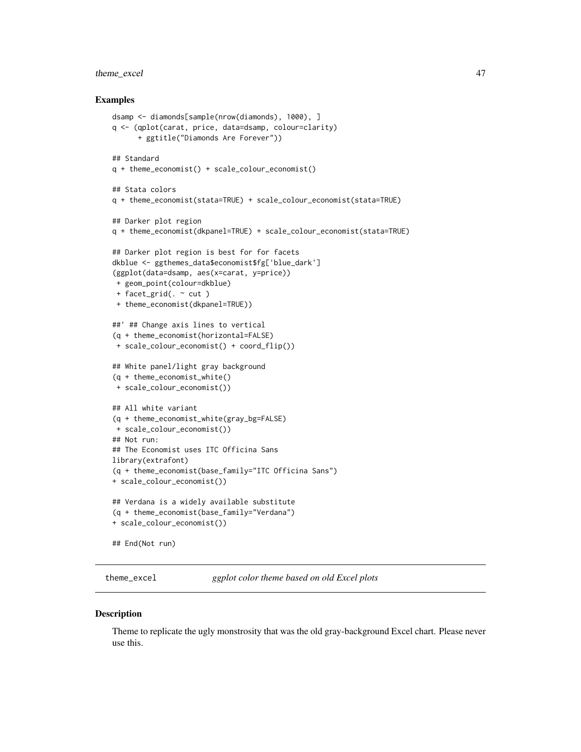### Examples

```
dsamp <- diamonds[sample(nrow(diamonds), 1000), ]
q <- (qplot(carat, price, data=dsamp, colour=clarity)
      + ggtitle("Diamonds Are Forever"))

## Standard
q + theme_economist() + scale_colour_economist()

## Stata colors
q + theme_economist(stata=TRUE) + scale_colour_economist(stata=TRUE)

## Darker plot region
q + theme_economist(dkpanel=TRUE) + scale_colour_economist(stata=TRUE)

## Darker plot region is best for for facets
dkblue <- ggthemes_data$economist$fg['blue_dark']
(ggplot(data=dsamp, aes(x=carat, y=price))
 + geom_point(colour=dkblue)
 + facet_grid(. ~ cut )
 + theme_economist(dkpanel=TRUE))

##' ## Change axis lines to vertical
(q + theme_economist(horizontal=FALSE)
 + scale_colour_economist() + coord_flip())

## White panel/light gray background
(q + theme_economist_white()
 + scale_colour_economist())

## All white variant
(q + theme_economist_white(gray_bg=FALSE)
 + scale_colour_economist())
## Not run:
## The Economist uses ITC Officina Sans
library(extrafont)
(q + theme_economist(base_family="ITC Officina Sans")
+ scale_colour_economist())

## Verdana is a widely available substitute
(q + theme_economist(base_family="Verdana")
+ scale_colour_economist())

## End(Not run)
```

---

## theme_excel — *ggplot color theme based on old Excel plots*

### Description

Theme to replicate the ugly monstrosity that was the old gray-background Excel chart. Please never use this.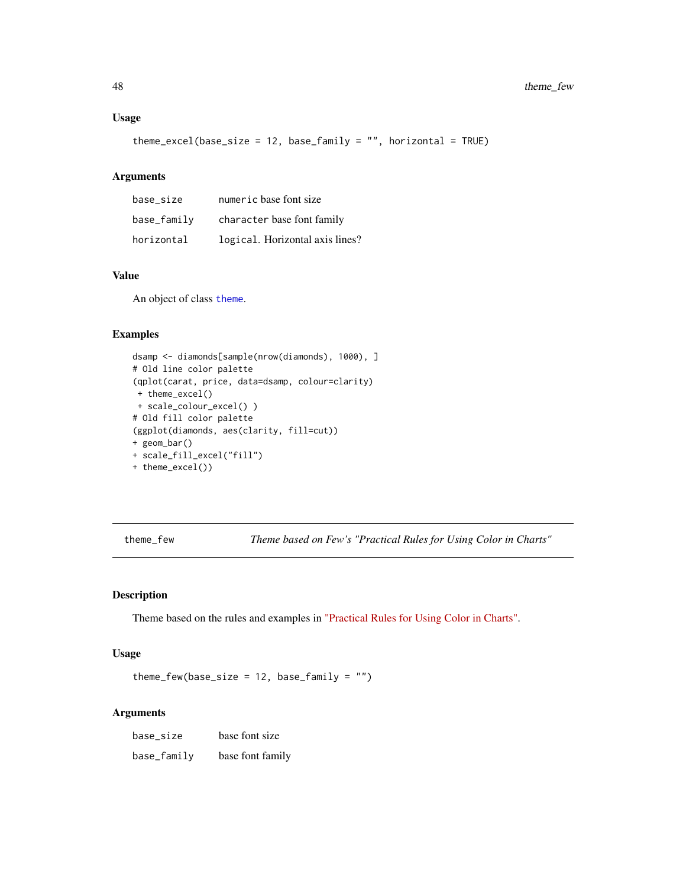### Usage

```
theme_excel(base_size = 12, base_family = "", horizontal = TRUE)
```

### Arguments

| | |
|---|---|
| base_size | numeric base font size |
| base_family | character base font family |
| horizontal | logical. Horizontal axis lines? |

### Value

An object of class theme.

### Examples

```
dsamp <- diamonds[sample(nrow(diamonds), 1000), ]
# Old line color palette
(qplot(carat, price, data=dsamp, colour=clarity)
 + theme_excel()
 + scale_colour_excel() )
# Old fill color palette
(ggplot(diamonds, aes(clarity, fill=cut))
+ geom_bar()
+ scale_fill_excel("fill")
+ theme_excel())
```

---

## theme_few — *Theme based on Few's "Practical Rules for Using Color in Charts"*

### Description

Theme based on the rules and examples in "Practical Rules for Using Color in Charts".

### Usage

```
theme_few(base_size = 12, base_family = "")
```

### Arguments

| | |
|---|---|
| base_size | base font size |
| base_family | base font family |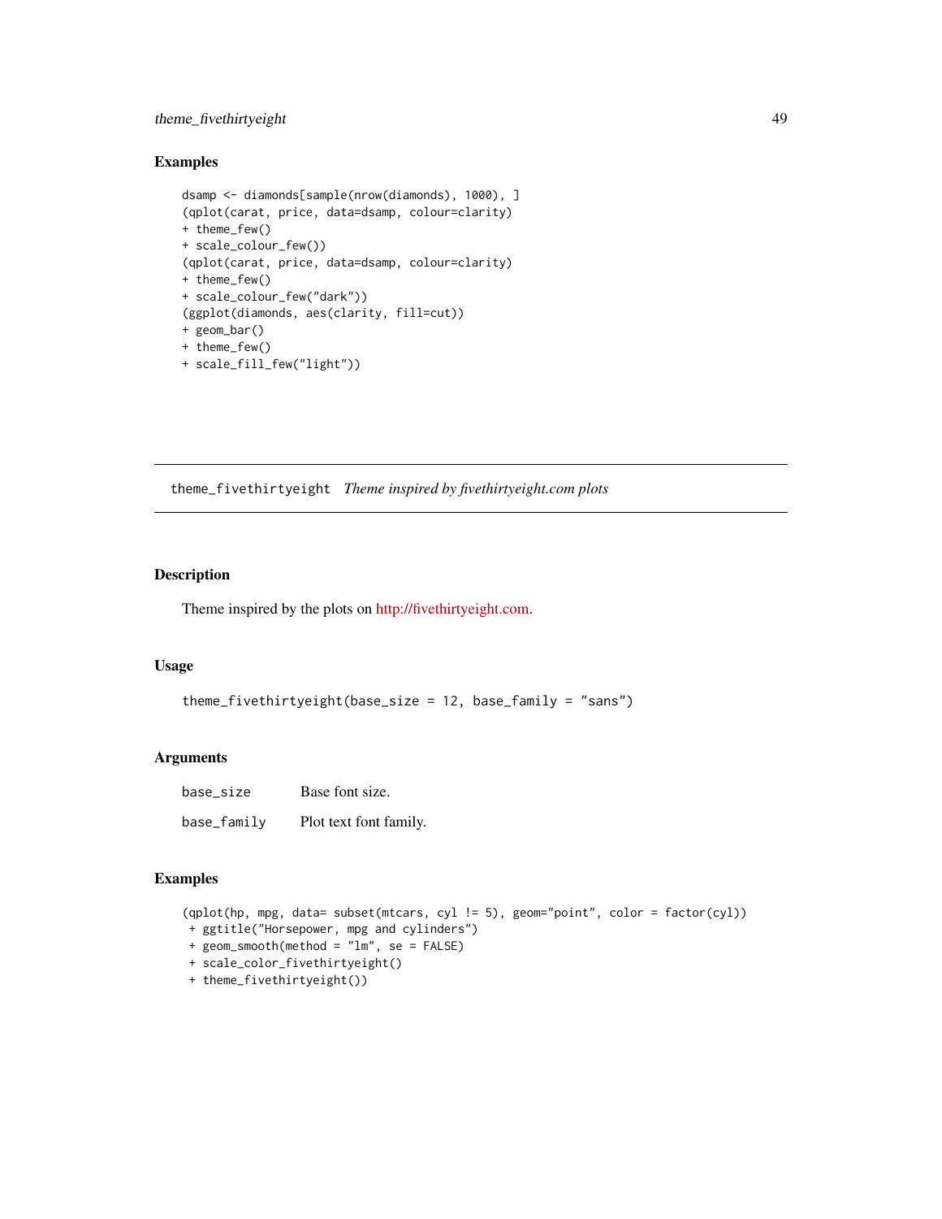### Examples

```
dsamp <- diamonds[sample(nrow(diamonds), 1000), ]
(qplot(carat, price, data=dsamp, colour=clarity)
+ theme_few()
+ scale_colour_few())
(qplot(carat, price, data=dsamp, colour=clarity)
+ theme_few()
+ scale_colour_few("dark"))
(ggplot(diamonds, aes(clarity, fill=cut))
+ geom_bar()
+ theme_few()
+ scale_fill_few("light"))
```

---

## `theme_fivethirtyeight` *Theme inspired by fivethirtyeight.com plots*

---

### Description

Theme inspired by the plots on http://fivethirtyeight.com.

### Usage

```
theme_fivethirtyeight(base_size = 12, base_family = "sans")
```

### Arguments

| | |
|---|---|
| `base_size` | Base font size. |
| `base_family` | Plot text font family. |

### Examples

```
(qplot(hp, mpg, data= subset(mtcars, cyl != 5), geom="point", color = factor(cyl))
 + ggtitle("Horsepower, mpg and cylinders")
 + geom_smooth(method = "lm", se = FALSE)
 + scale_color_fivethirtyeight()
 + theme_fivethirtyeight())
```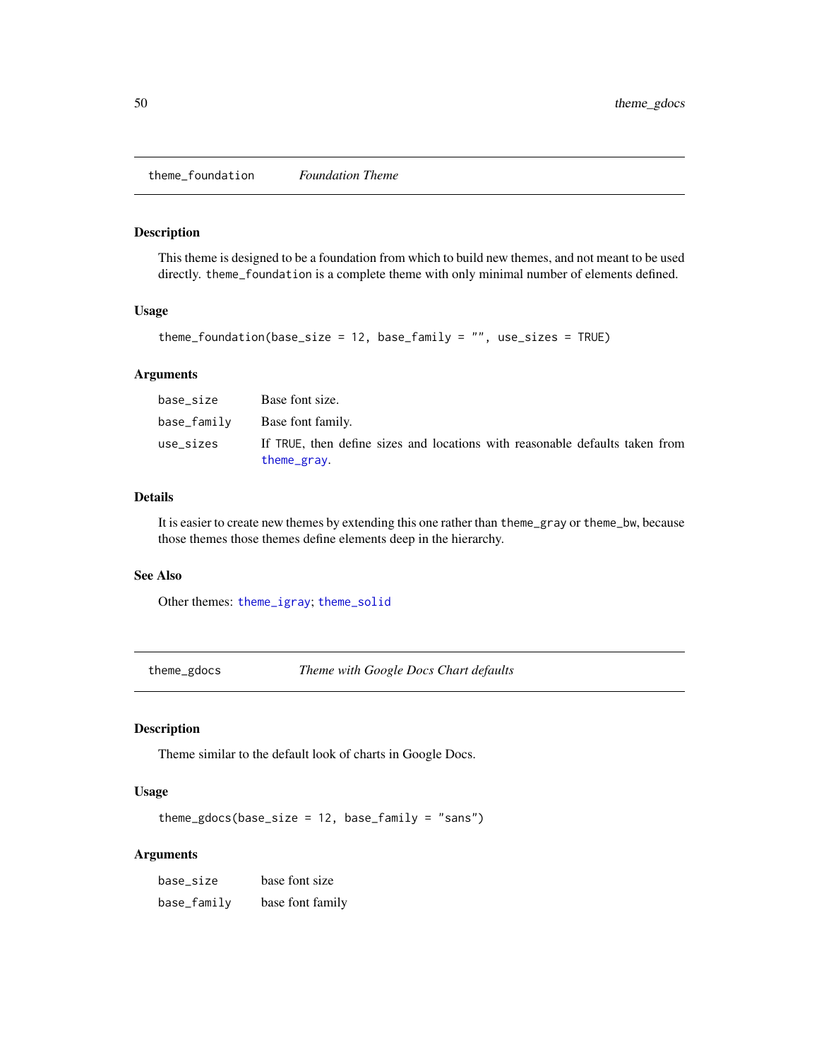## theme_foundation *Foundation Theme*

### Description

This theme is designed to be a foundation from which to build new themes, and not meant to be used directly. `theme_foundation` is a complete theme with only minimal number of elements defined.

### Usage

```
theme_foundation(base_size = 12, base_family = "", use_sizes = TRUE)
```

### Arguments

| | |
|---|---|
| `base_size` | Base font size. |
| `base_family` | Base font family. |
| `use_sizes` | If `TRUE`, then define sizes and locations with reasonable defaults taken from `theme_gray`. |

### Details

It is easier to create new themes by extending this one rather than `theme_gray` or `theme_bw`, because those themes those themes define elements deep in the hierarchy.

### See Also

Other themes: `theme_igray`; `theme_solid`

## theme_gdocs *Theme with Google Docs Chart defaults*

### Description

Theme similar to the default look of charts in Google Docs.

### Usage

```
theme_gdocs(base_size = 12, base_family = "sans")
```

### Arguments

| | |
|---|---|
| `base_size` | base font size |
| `base_family` | base font family |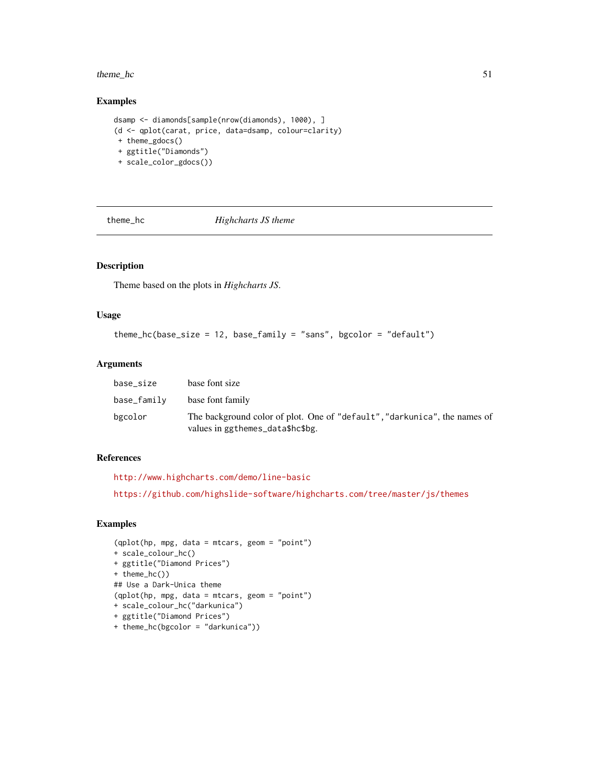## Examples

```
dsamp <- diamonds[sample(nrow(diamonds), 1000), ]
(d <- qplot(carat, price, data=dsamp, colour=clarity)
 + theme_gdocs()
 + ggtitle("Diamonds")
 + scale_color_gdocs())
```

---

theme_hc *Highcharts JS theme*

---

## Description

Theme based on the plots in *Highcharts JS*.

## Usage

```
theme_hc(base_size = 12, base_family = "sans", bgcolor = "default")
```

## Arguments

| | |
|---|---|
| base_size | base font size |
| base_family | base font family |
| bgcolor | The background color of plot. One of "default","darkunica", the names of values in ggthemes_data$hc$bg. |

## References

http://www.highcharts.com/demo/line-basic

https://github.com/highslide-software/highcharts.com/tree/master/js/themes

## Examples

```
(qplot(hp, mpg, data = mtcars, geom = "point")
+ scale_colour_hc()
+ ggtitle("Diamond Prices")
+ theme_hc())
## Use a Dark-Unica theme
(qplot(hp, mpg, data = mtcars, geom = "point")
+ scale_colour_hc("darkunica")
+ ggtitle("Diamond Prices")
+ theme_hc(bgcolor = "darkunica"))
```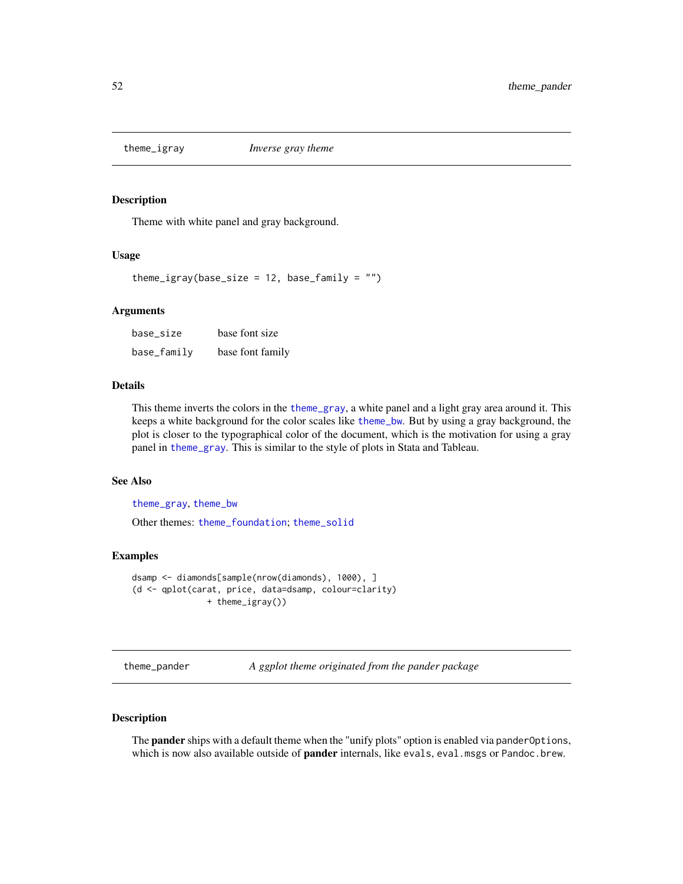## theme_igray — *Inverse gray theme*

### Description

Theme with white panel and gray background.

### Usage

```
theme_igray(base_size = 12, base_family = "")
```

### Arguments

| | |
|---|---|
| base_size | base font size |
| base_family | base font family |

### Details

This theme inverts the colors in the theme_gray, a white panel and a light gray area around it. This keeps a white background for the color scales like theme_bw. But by using a gray background, the plot is closer to the typographical color of the document, which is the motivation for using a gray panel in theme_gray. This is similar to the style of plots in Stata and Tableau.

### See Also

theme_gray, theme_bw

Other themes: theme_foundation; theme_solid

### Examples

```
dsamp <- diamonds[sample(nrow(diamonds), 1000), ]
(d <- qplot(carat, price, data=dsamp, colour=clarity)
              + theme_igray())
```

## theme_pander — *A ggplot theme originated from the pander package*

### Description

The **pander** ships with a default theme when the "unify plots" option is enabled via `panderOptions`, which is now also available outside of **pander** internals, like `evals`, `eval.msgs` or `Pandoc.brew`.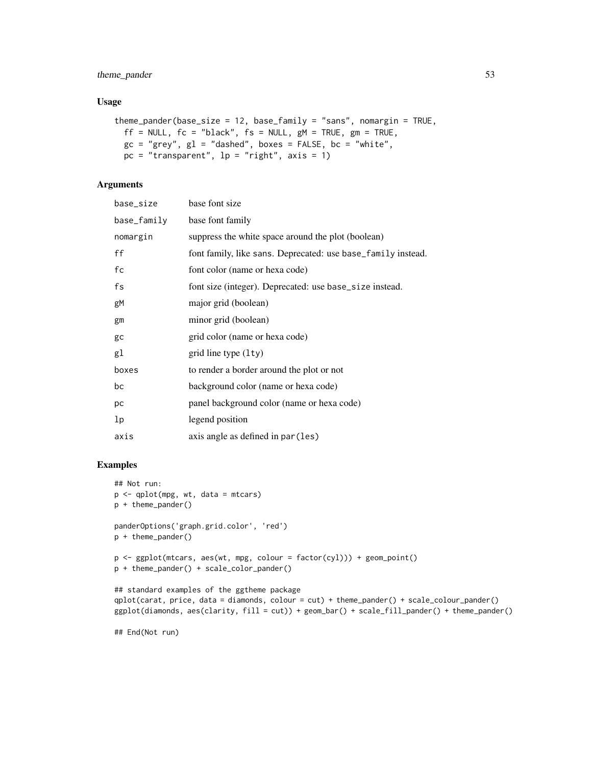## Usage

```
theme_pander(base_size = 12, base_family = "sans", nomargin = TRUE,
  ff = NULL, fc = "black", fs = NULL, gM = TRUE, gm = TRUE,
  gc = "grey", gl = "dashed", boxes = FALSE, bc = "white",
  pc = "transparent", lp = "right", axis = 1)
```

## Arguments

| | |
|---|---|
| base_size | base font size |
| base_family | base font family |
| nomargin | suppress the white space around the plot (boolean) |
| ff | font family, like sans. Deprecated: use base_family instead. |
| fc | font color (name or hexa code) |
| fs | font size (integer). Deprecated: use base_size instead. |
| gM | major grid (boolean) |
| gm | minor grid (boolean) |
| gc | grid color (name or hexa code) |
| gl | grid line type (lty) |
| boxes | to render a border around the plot or not |
| bc | background color (name or hexa code) |
| pc | panel background color (name or hexa code) |
| lp | legend position |
| axis | axis angle as defined in par(les) |

## Examples

```
## Not run:
p <- qplot(mpg, wt, data = mtcars)
p + theme_pander()

panderOptions('graph.grid.color', 'red')
p + theme_pander()

p <- ggplot(mtcars, aes(wt, mpg, colour = factor(cyl))) + geom_point()
p + theme_pander() + scale_color_pander()

## standard examples of the ggtheme package
qplot(carat, price, data = diamonds, colour = cut) + theme_pander() + scale_colour_pander()
ggplot(diamonds, aes(clarity, fill = cut)) + geom_bar() + scale_fill_pander() + theme_pander()

## End(Not run)
```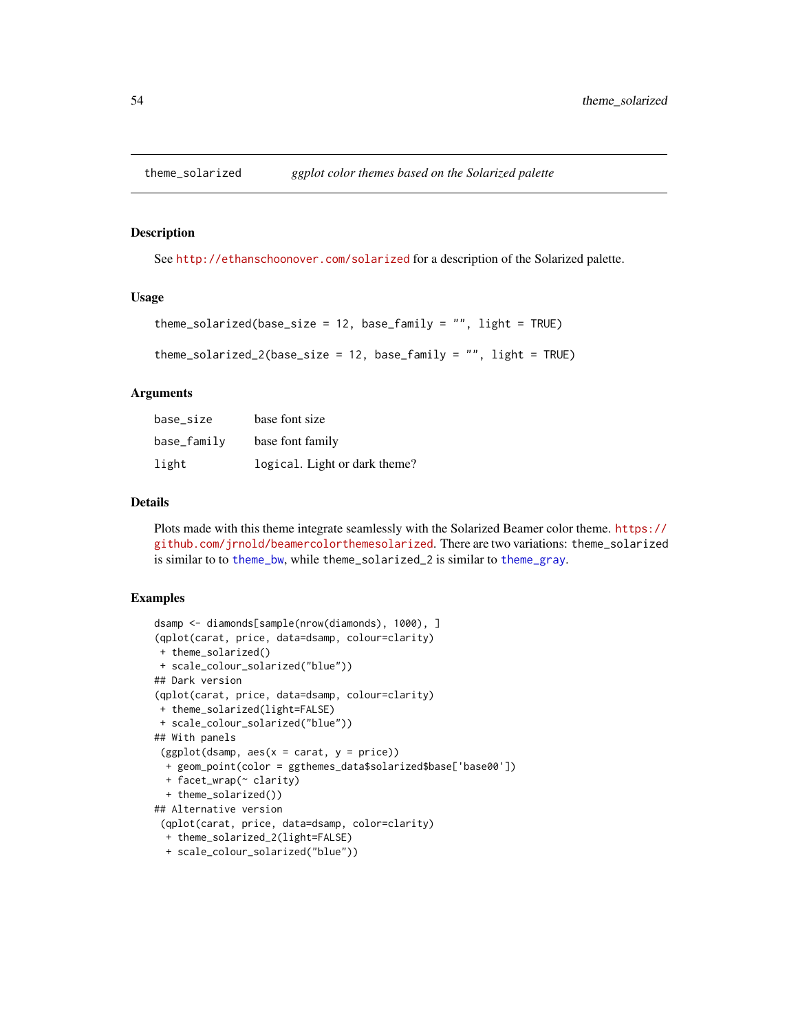## theme_solarized — *ggplot color themes based on the Solarized palette*

### Description

See http://ethanschoonover.com/solarized for a description of the Solarized palette.

### Usage

```
theme_solarized(base_size = 12, base_family = "", light = TRUE)

theme_solarized_2(base_size = 12, base_family = "", light = TRUE)
```

### Arguments

| | |
|---|---|
| base_size | base font size |
| base_family | base font family |
| light | logical. Light or dark theme? |

### Details

Plots made with this theme integrate seamlessly with the Solarized Beamer color theme. https://github.com/jrnold/beamercolorthemesolarized. There are two variations: theme_solarized is similar to to theme_bw, while theme_solarized_2 is similar to theme_gray.

### Examples

```
dsamp <- diamonds[sample(nrow(diamonds), 1000), ]
(qplot(carat, price, data=dsamp, colour=clarity)
 + theme_solarized()
 + scale_colour_solarized("blue"))
## Dark version
(qplot(carat, price, data=dsamp, colour=clarity)
 + theme_solarized(light=FALSE)
 + scale_colour_solarized("blue"))
## With panels
 (ggplot(dsamp, aes(x = carat, y = price))
  + geom_point(color = ggthemes_data$solarized$base['base00'])
  + facet_wrap(~ clarity)
  + theme_solarized())
## Alternative version
 (qplot(carat, price, data=dsamp, color=clarity)
  + theme_solarized_2(light=FALSE)
  + scale_colour_solarized("blue"))
```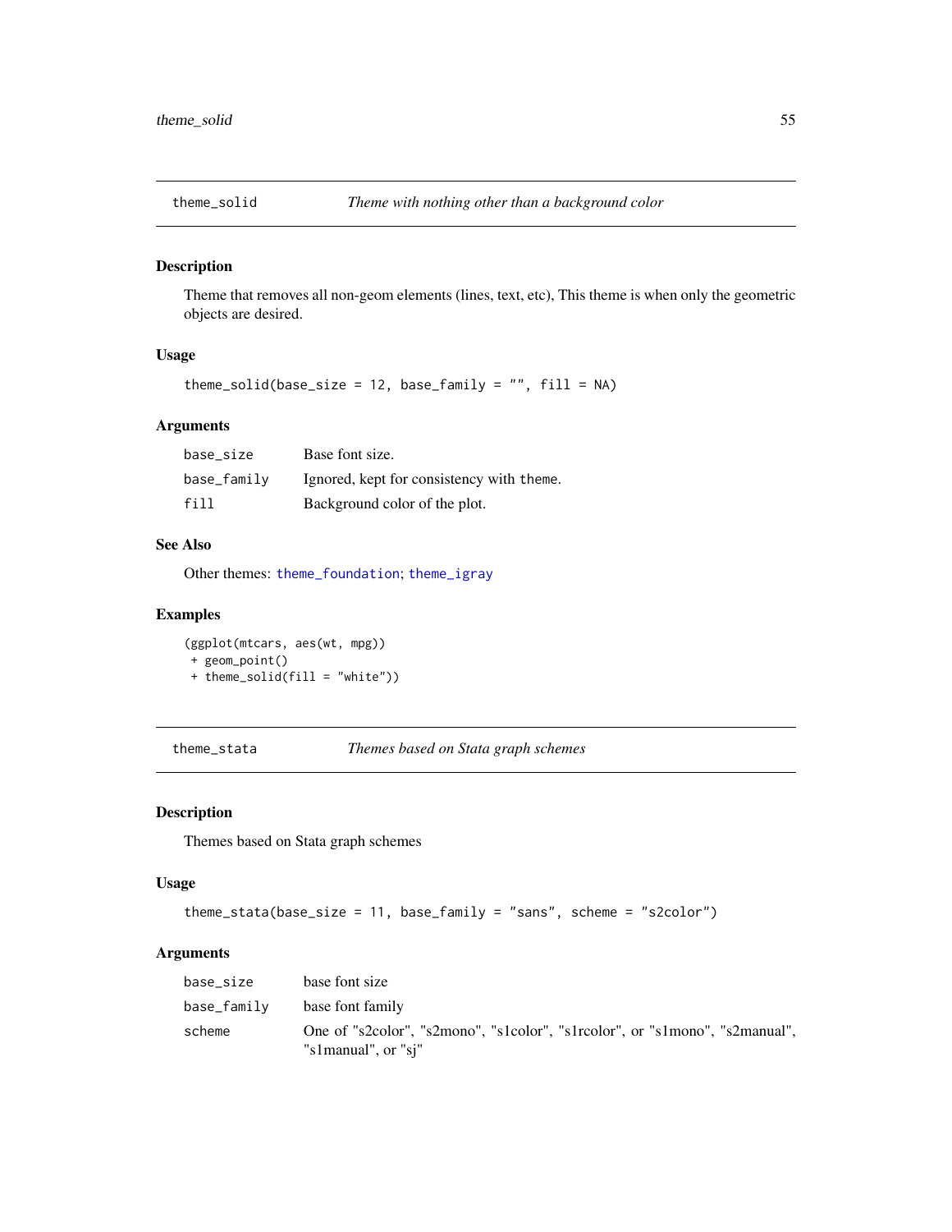## theme_solid — *Theme with nothing other than a background color*

### Description

Theme that removes all non-geom elements (lines, text, etc), This theme is when only the geometric objects are desired.

### Usage

```
theme_solid(base_size = 12, base_family = "", fill = NA)
```

### Arguments

| | |
|---|---|
| base_size | Base font size. |
| base_family | Ignored, kept for consistency with theme. |
| fill | Background color of the plot. |

### See Also

Other themes: theme_foundation; theme_igray

### Examples

```
(ggplot(mtcars, aes(wt, mpg))
 + geom_point()
 + theme_solid(fill = "white"))
```

## theme_stata — *Themes based on Stata graph schemes*

### Description

Themes based on Stata graph schemes

### Usage

```
theme_stata(base_size = 11, base_family = "sans", scheme = "s2color")
```

### Arguments

| | |
|---|---|
| base_size | base font size |
| base_family | base font family |
| scheme | One of "s2color", "s2mono", "s1color", "s1rcolor", or "s1mono", "s2manual", "s1manual", or "sj" |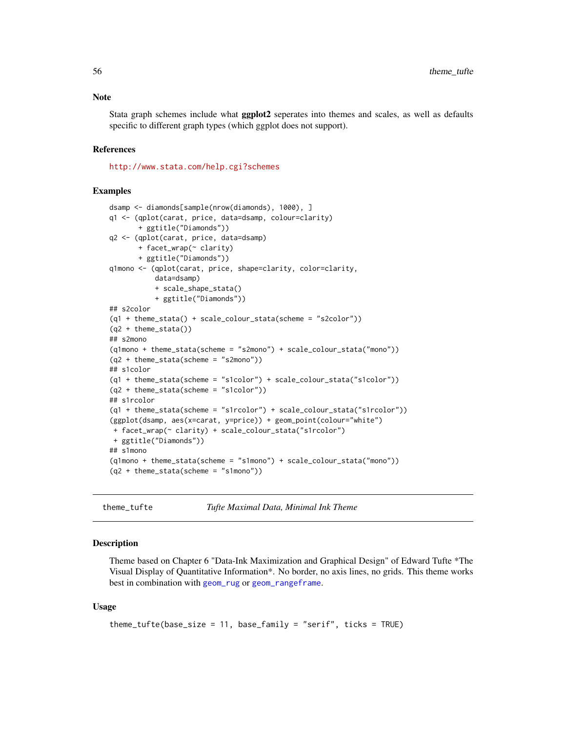### Note

Stata graph schemes include what **ggplot2** seperates into themes and scales, as well as defaults specific to different graph types (which ggplot does not support).

### References

http://www.stata.com/help.cgi?schemes

### Examples

```
dsamp <- diamonds[sample(nrow(diamonds), 1000), ]
q1 <- (qplot(carat, price, data=dsamp, colour=clarity)
       + ggtitle("Diamonds"))
q2 <- (qplot(carat, price, data=dsamp)
       + facet_wrap(~ clarity)
       + ggtitle("Diamonds"))
q1mono <- (qplot(carat, price, shape=clarity, color=clarity,
           data=dsamp)
           + scale_shape_stata()
           + ggtitle("Diamonds"))
## s2color
(q1 + theme_stata() + scale_colour_stata(scheme = "s2color"))
(q2 + theme_stata())
## s2mono
(q1mono + theme_stata(scheme = "s2mono") + scale_colour_stata("mono"))
(q2 + theme_stata(scheme = "s2mono"))
## s1color
(q1 + theme_stata(scheme = "s1color") + scale_colour_stata("s1color"))
(q2 + theme_stata(scheme = "s1color"))
## s1rcolor
(q1 + theme_stata(scheme = "s1rcolor") + scale_colour_stata("s1rcolor"))
(ggplot(dsamp, aes(x=carat, y=price)) + geom_point(colour="white")
 + facet_wrap(~ clarity) + scale_colour_stata("s1rcolor")
 + ggtitle("Diamonds"))
## s1mono
(q1mono + theme_stata(scheme = "s1mono") + scale_colour_stata("mono"))
(q2 + theme_stata(scheme = "s1mono"))
```

---

## theme_tufte — *Tufte Maximal Data, Minimal Ink Theme*

### Description

Theme based on Chapter 6 "Data-Ink Maximization and Graphical Design" of Edward Tufte *The Visual Display of Quantitative Information*. No border, no axis lines, no grids. This theme works best in combination with geom_rug or geom_rangeframe.

### Usage

```
theme_tufte(base_size = 11, base_family = "serif", ticks = TRUE)
```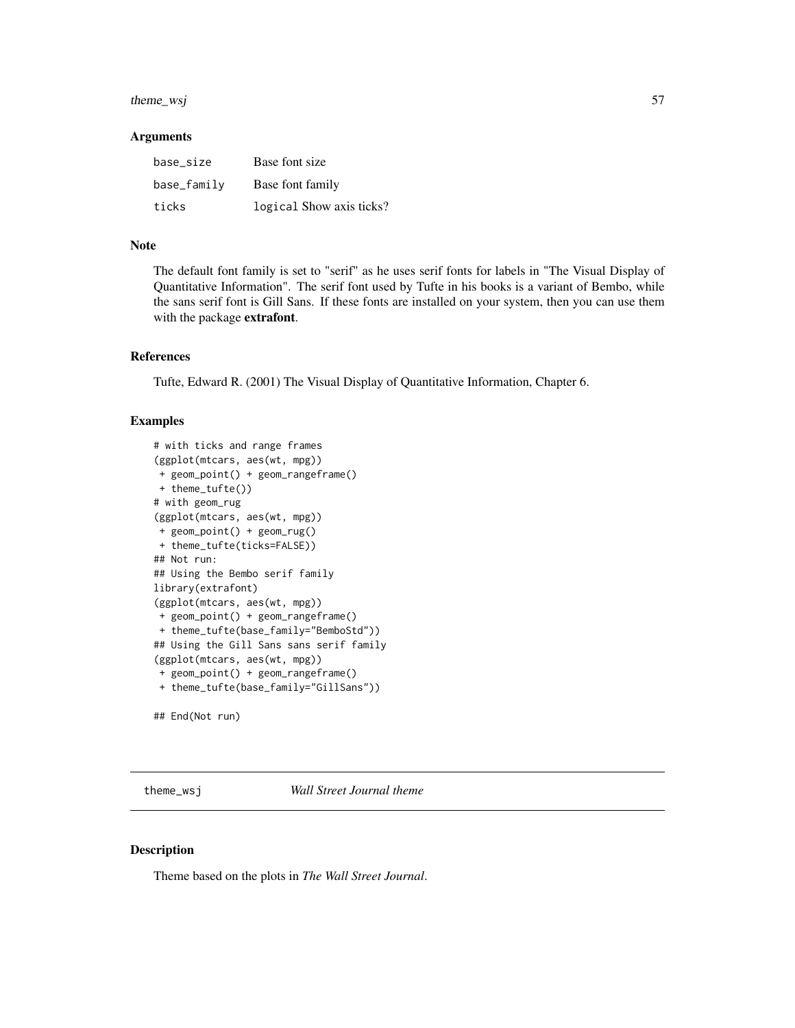### Arguments

| | |
|---|---|
| base_size | Base font size |
| base_family | Base font family |
| ticks | logical Show axis ticks? |

### Note

The default font family is set to "serif" as he uses serif fonts for labels in "The Visual Display of Quantitative Information". The serif font used by Tufte in his books is a variant of Bembo, while the sans serif font is Gill Sans. If these fonts are installed on your system, then you can use them with the package **extrafont**.

### References

Tufte, Edward R. (2001) The Visual Display of Quantitative Information, Chapter 6.

### Examples

```
# with ticks and range frames
(ggplot(mtcars, aes(wt, mpg))
 + geom_point() + geom_rangeframe()
 + theme_tufte())
# with geom_rug
(ggplot(mtcars, aes(wt, mpg))
 + geom_point() + geom_rug()
 + theme_tufte(ticks=FALSE))
## Not run:
## Using the Bembo serif family
library(extrafont)
(ggplot(mtcars, aes(wt, mpg))
 + geom_point() + geom_rangeframe()
 + theme_tufte(base_family="BemboStd"))
## Using the Gill Sans sans serif family
(ggplot(mtcars, aes(wt, mpg))
 + geom_point() + geom_rangeframe()
 + theme_tufte(base_family="GillSans"))

## End(Not run)
```

---

## theme_wsj    *Wall Street Journal theme*

---

### Description

Theme based on the plots in *The Wall Street Journal*.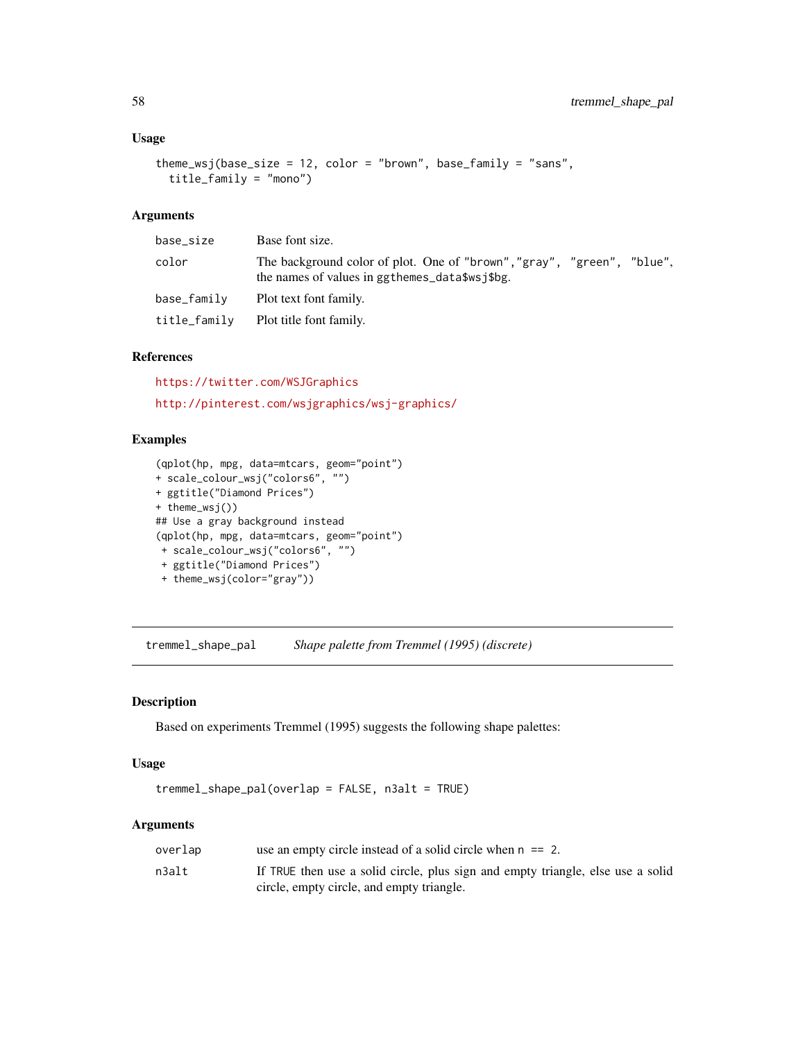### Usage

```
theme_wsj(base_size = 12, color = "brown", base_family = "sans",
  title_family = "mono")
```

### Arguments

| | |
|---|---|
| base_size | Base font size. |
| color | The background color of plot. One of "brown","gray", "green", "blue", the names of values in ggthemes_data$wsj$bg. |
| base_family | Plot text font family. |
| title_family | Plot title font family. |

### References

https://twitter.com/WSJGraphics

http://pinterest.com/wsjgraphics/wsj-graphics/

### Examples

```
(qplot(hp, mpg, data=mtcars, geom="point")
+ scale_colour_wsj("colors6", "")
+ ggtitle("Diamond Prices")
+ theme_wsj())
## Use a gray background instead
(qplot(hp, mpg, data=mtcars, geom="point")
 + scale_colour_wsj("colors6", "")
 + ggtitle("Diamond Prices")
 + theme_wsj(color="gray"))
```

---

## tremmel_shape_pal *Shape palette from Tremmel (1995) (discrete)*

---

### Description

Based on experiments Tremmel (1995) suggests the following shape palettes:

### Usage

```
tremmel_shape_pal(overlap = FALSE, n3alt = TRUE)
```

### Arguments

| | |
|---|---|
| overlap | use an empty circle instead of a solid circle when n == 2. |
| n3alt | If TRUE then use a solid circle, plus sign and empty triangle, else use a solid circle, empty circle, and empty triangle. |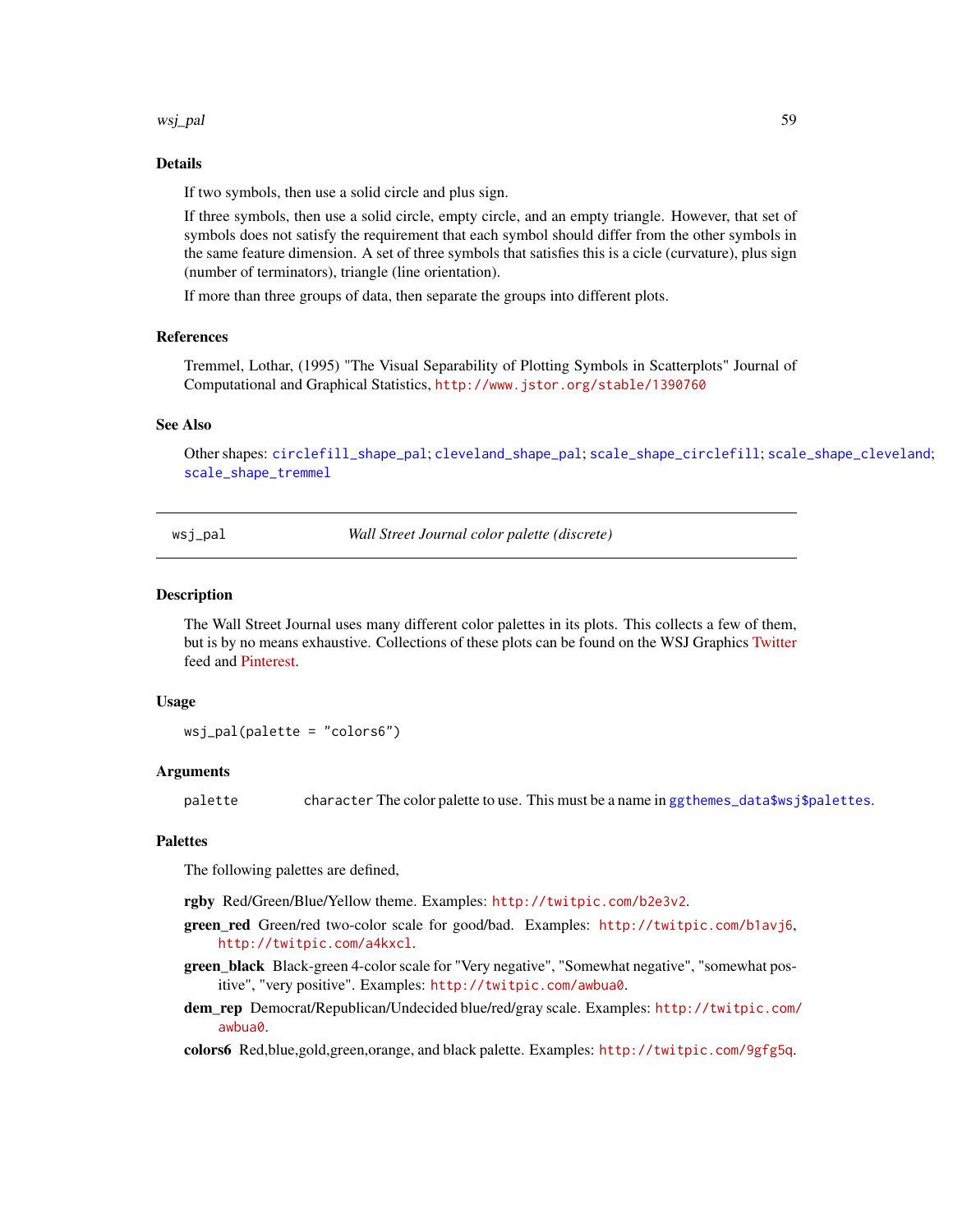### Details

If two symbols, then use a solid circle and plus sign.

If three symbols, then use a solid circle, empty circle, and an empty triangle. However, that set of symbols does not satisfy the requirement that each symbol should differ from the other symbols in the same feature dimension. A set of three symbols that satisfies this is a cicle (curvature), plus sign (number of terminators), triangle (line orientation).

If more than three groups of data, then separate the groups into different plots.

### References

Tremmel, Lothar, (1995) "The Visual Separability of Plotting Symbols in Scatterplots" Journal of Computational and Graphical Statistics, http://www.jstor.org/stable/1390760

### See Also

Other shapes: `circlefill_shape_pal`; `cleveland_shape_pal`; `scale_shape_circlefill`; `scale_shape_cleveland`; `scale_shape_tremmel`

---

## wsj_pal — *Wall Street Journal color palette (discrete)*

### Description

The Wall Street Journal uses many different color palettes in its plots. This collects a few of them, but is by no means exhaustive. Collections of these plots can be found on the WSJ Graphics Twitter feed and Pinterest.

### Usage

```
wsj_pal(palette = "colors6")
```

### Arguments

| | |
|---|---|
| palette | `character` The color palette to use. This must be a name in `ggthemes_data$wsj$palettes`. |

### Palettes

The following palettes are defined,

- **rgby** Red/Green/Blue/Yellow theme. Examples: http://twitpic.com/b2e3v2.
- **green_red** Green/red two-color scale for good/bad. Examples: http://twitpic.com/b1avj6, http://twitpic.com/a4kxcl.
- **green_black** Black-green 4-color scale for "Very negative", "Somewhat negative", "somewhat positive", "very positive". Examples: http://twitpic.com/awbua0.
- **dem_rep** Democrat/Republican/Undecided blue/red/gray scale. Examples: http://twitpic.com/awbua0.
- **colors6** Red,blue,gold,green,orange, and black palette. Examples: http://twitpic.com/9gfg5q.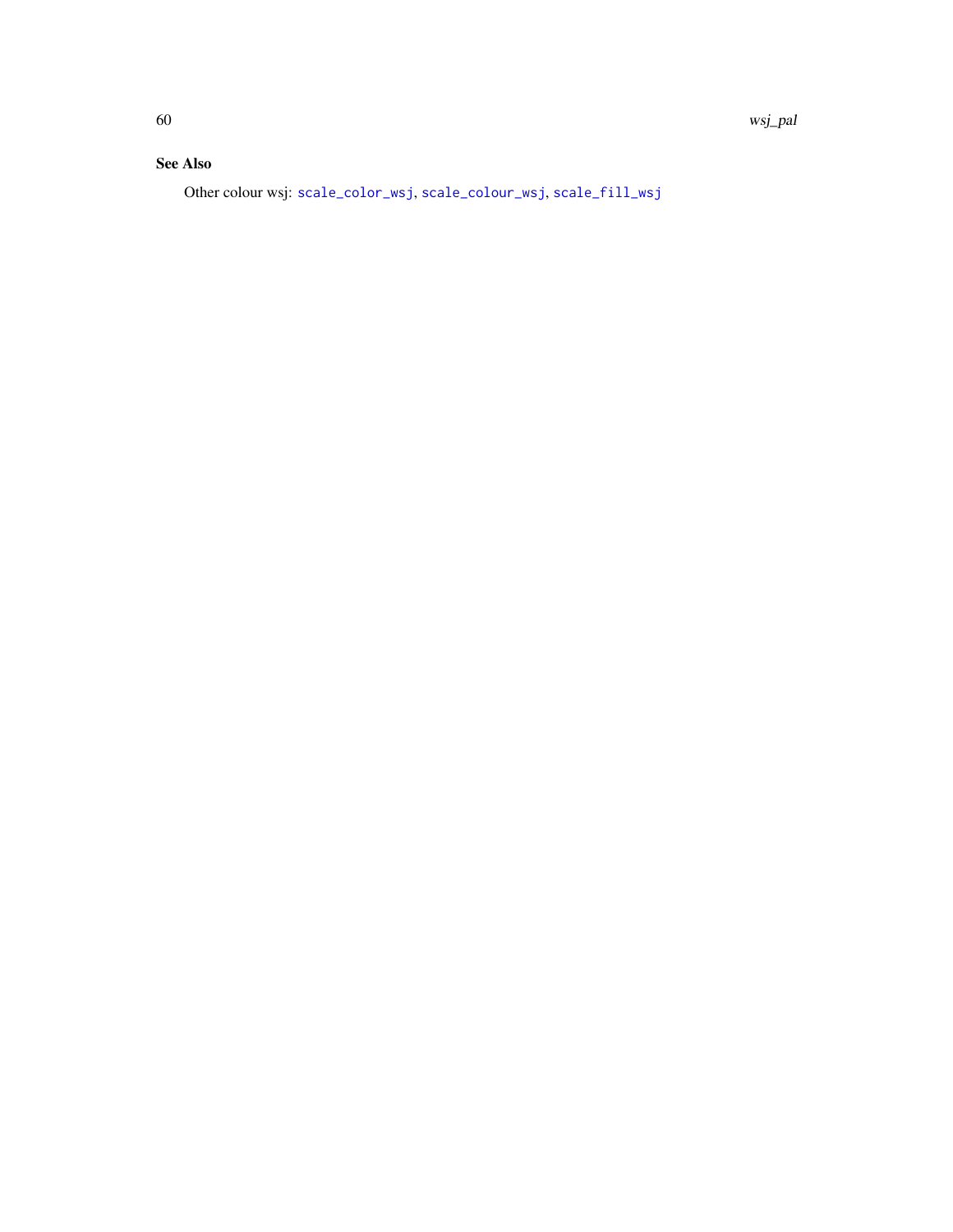### See Also

Other colour wsj: `scale_color_wsj`, `scale_colour_wsj`, `scale_fill_wsj`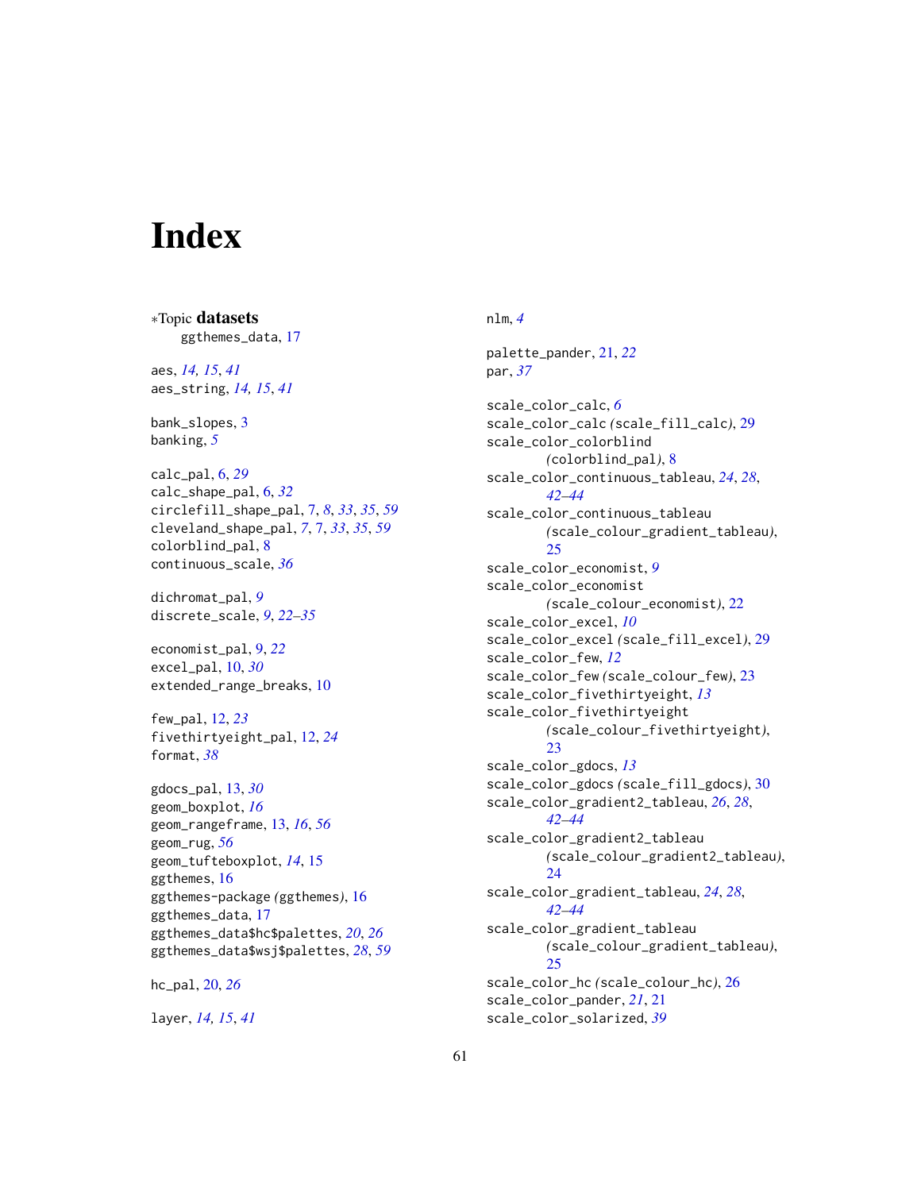# Index

*Topic **datasets**
ggthemes_data, 17

aes, *14, 15*, *41*
aes_string, *14, 15*, *41*

bank_slopes, 3
banking, *5*

calc_pal, 6, *29*
calc_shape_pal, 6, *32*
circlefill_shape_pal, 7, *8*, *33*, *35*, *59*
cleveland_shape_pal, *7*, 7, *33*, *35*, *59*
colorblind_pal, 8
continuous_scale, *36*

dichromat_pal, *9*
discrete_scale, *9*, *22–35*

economist_pal, 9, *22*
excel_pal, 10, *30*
extended_range_breaks, 10

few_pal, 12, *23*
fivethirtyeight_pal, 12, *24*
format, *38*

gdocs_pal, 13, *30*
geom_boxplot, *16*
geom_rangeframe, 13, *16*, *56*
geom_rug, *56*
geom_tufteboxplot, *14*, 15
ggthemes, 16
ggthemes-package *(*ggthemes*)*, 16
ggthemes_data, 17
ggthemes_data$hc$palettes, *20*, *26*
ggthemes_data$wsj$palettes, *28*, *59*

hc_pal, 20, *26*

layer, *14, 15*, *41*

nlm, *4*

palette_pander, 21, *22*
par, *37*

scale_color_calc, *6*
scale_color_calc *(*scale_fill_calc*)*, 29
scale_color_colorblind *(*colorblind_pal*)*, 8
scale_color_continuous_tableau, *24*, *28*, *42–44*
scale_color_continuous_tableau *(*scale_colour_gradient_tableau*)*, 25
scale_color_economist, *9*
scale_color_economist *(*scale_colour_economist*)*, 22
scale_color_excel, *10*
scale_color_excel *(*scale_fill_excel*)*, 29
scale_color_few, *12*
scale_color_few *(*scale_colour_few*)*, 23
scale_color_fivethirtyeight, *13*
scale_color_fivethirtyeight *(*scale_colour_fivethirtyeight*)*, 23
scale_color_gdocs, *13*
scale_color_gdocs *(*scale_fill_gdocs*)*, 30
scale_color_gradient2_tableau, *26*, *28*, *42–44*
scale_color_gradient2_tableau *(*scale_colour_gradient2_tableau*)*, 24
scale_color_gradient_tableau, *24*, *28*, *42–44*
scale_color_gradient_tableau *(*scale_colour_gradient_tableau*)*, 25
scale_color_hc *(*scale_colour_hc*)*, 26
scale_color_pander, *21*, 21
scale_color_solarized, *39*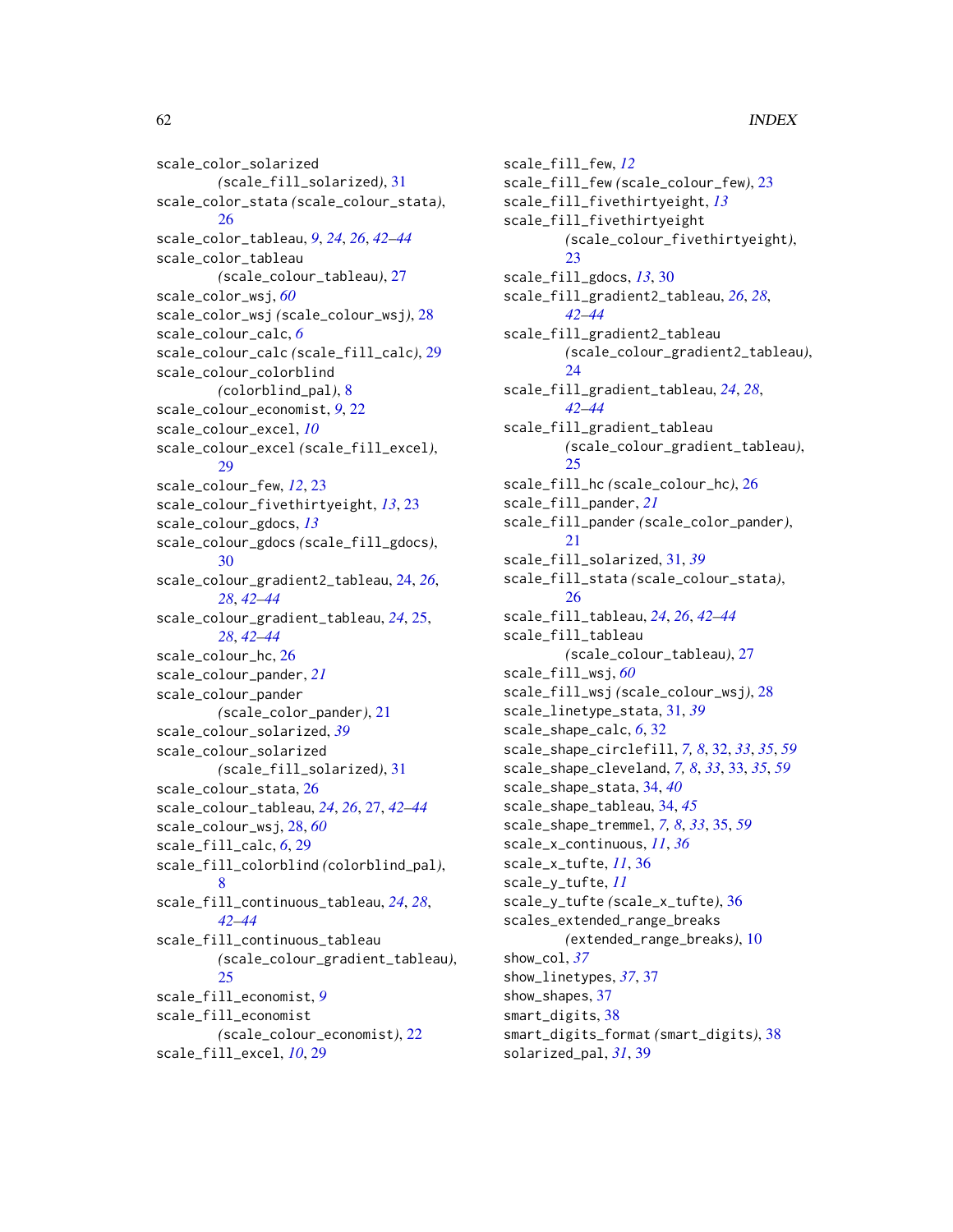scale_color_solarized (scale_fill_solarized), 31
scale_color_stata (scale_colour_stata), 26
scale_color_tableau, *9*, *24*, *26*, *42–44*
scale_color_tableau (scale_colour_tableau), 27
scale_color_wsj, *60*
scale_color_wsj (scale_colour_wsj), 28
scale_colour_calc, *6*
scale_colour_calc (scale_fill_calc), 29
scale_colour_colorblind (colorblind_pal), 8
scale_colour_economist, *9*, 22
scale_colour_excel, *10*
scale_colour_excel (scale_fill_excel), 29
scale_colour_few, *12*, 23
scale_colour_fivethirtyeight, *13*, 23
scale_colour_gdocs, *13*
scale_colour_gdocs (scale_fill_gdocs), 30
scale_colour_gradient2_tableau, 24, *26*, *28*, *42–44*
scale_colour_gradient_tableau, *24*, 25, *28*, *42–44*
scale_colour_hc, 26
scale_colour_pander, *21*
scale_colour_pander (scale_color_pander), 21
scale_colour_solarized, *39*
scale_colour_solarized (scale_fill_solarized), 31
scale_colour_stata, 26
scale_colour_tableau, *24*, *26*, 27, *42–44*
scale_colour_wsj, 28, *60*
scale_fill_calc, *6*, 29
scale_fill_colorblind (colorblind_pal), 8
scale_fill_continuous_tableau, *24*, *28*, *42–44*
scale_fill_continuous_tableau (scale_colour_gradient_tableau), 25
scale_fill_economist, *9*
scale_fill_economist (scale_colour_economist), 22
scale_fill_excel, *10*, 29
scale_fill_few, *12*
scale_fill_few (scale_colour_few), 23
scale_fill_fivethirtyeight, *13*
scale_fill_fivethirtyeight (scale_colour_fivethirtyeight), 23
scale_fill_gdocs, *13*, 30
scale_fill_gradient2_tableau, *26*, *28*, *42–44*
scale_fill_gradient2_tableau (scale_colour_gradient2_tableau), 24
scale_fill_gradient_tableau, *24*, *28*, *42–44*
scale_fill_gradient_tableau (scale_colour_gradient_tableau), 25
scale_fill_hc (scale_colour_hc), 26
scale_fill_pander, *21*
scale_fill_pander (scale_color_pander), 21
scale_fill_solarized, 31, *39*
scale_fill_stata (scale_colour_stata), 26
scale_fill_tableau, *24*, *26*, *42–44*
scale_fill_tableau (scale_colour_tableau), 27
scale_fill_wsj, *60*
scale_fill_wsj (scale_colour_wsj), 28
scale_linetype_stata, 31, *39*
scale_shape_calc, *6*, 32
scale_shape_circlefill, *7, 8*, 32, *33*, *35*, *59*
scale_shape_cleveland, *7, 8*, *33*, 33, *35*, *59*
scale_shape_stata, 34, *40*
scale_shape_tableau, 34, *45*
scale_shape_tremmel, *7, 8*, *33*, 35, *59*
scale_x_continuous, *11*, *36*
scale_x_tufte, *11*, 36
scale_y_tufte, *11*
scale_y_tufte (scale_x_tufte), 36
scales_extended_range_breaks (extended_range_breaks), 10
show_col, *37*
show_linetypes, *37*, 37
show_shapes, 37
smart_digits, 38
smart_digits_format (smart_digits), 38
solarized_pal, *31*, 39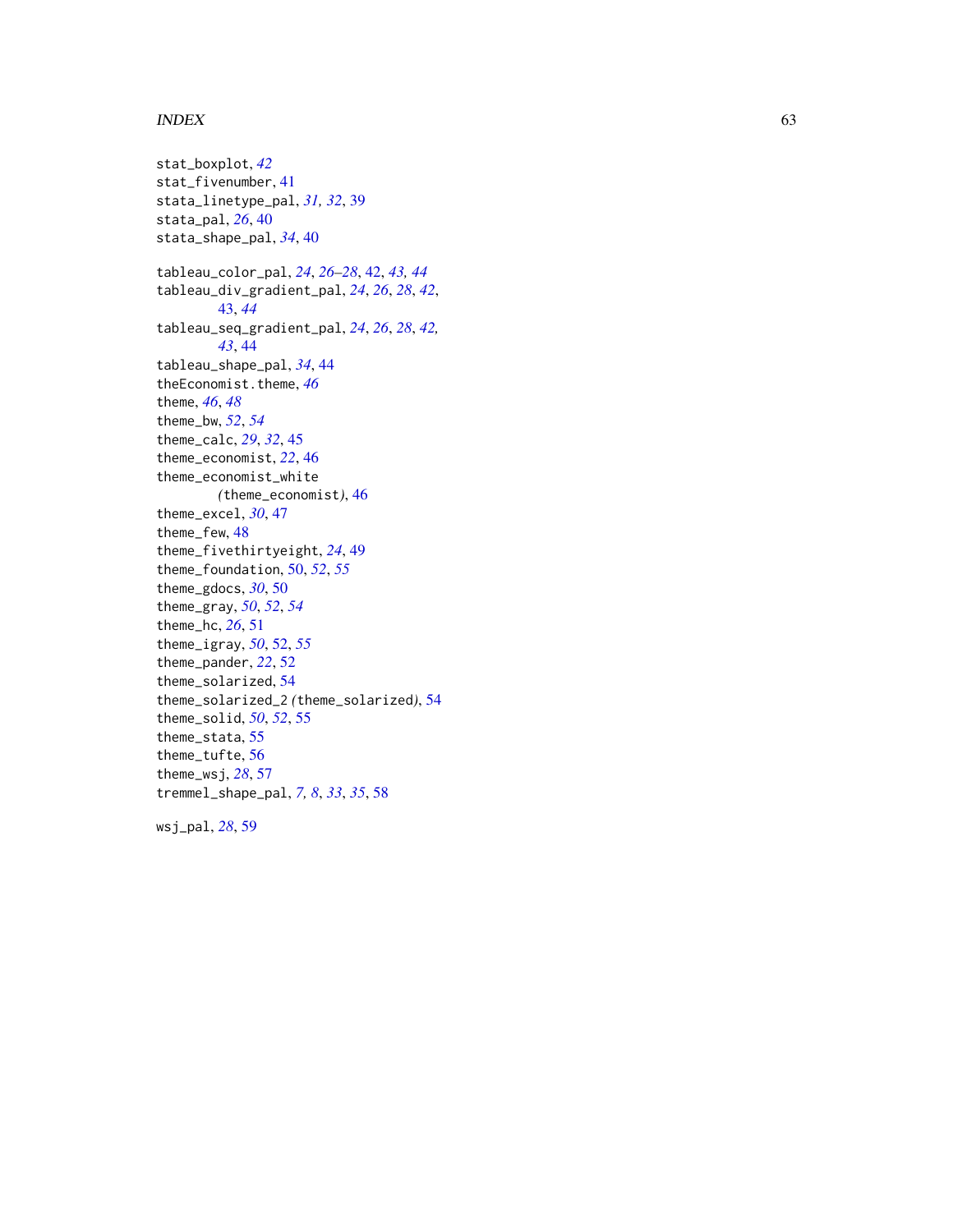stat_boxplot, *42*
stat_fivenumber, 41
stata_linetype_pal, *31, 32*, 39
stata_pal, *26*, 40
stata_shape_pal, *34*, 40

tableau_color_pal, *24*, *26–28*, 42, *43, 44*
tableau_div_gradient_pal, *24*, *26*, *28*, *42*, 43, *44*
tableau_seq_gradient_pal, *24*, *26*, *28*, *42, 43*, 44
tableau_shape_pal, *34*, 44
theEconomist.theme, *46*
theme, *46*, *48*
theme_bw, *52*, *54*
theme_calc, *29*, *32*, 45
theme_economist, *22*, 46
theme_economist_white (theme_economist), 46
theme_excel, *30*, 47
theme_few, 48
theme_fivethirtyeight, *24*, 49
theme_foundation, 50, *52*, *55*
theme_gdocs, *30*, 50
theme_gray, *50*, *52*, *54*
theme_hc, *26*, 51
theme_igray, *50*, 52, *55*
theme_pander, *22*, 52
theme_solarized, 54
theme_solarized_2 (theme_solarized), 54
theme_solid, *50*, *52*, 55
theme_stata, 55
theme_tufte, 56
theme_wsj, *28*, 57
tremmel_shape_pal, *7, 8*, *33*, *35*, 58

wsj_pal, *28*, 59